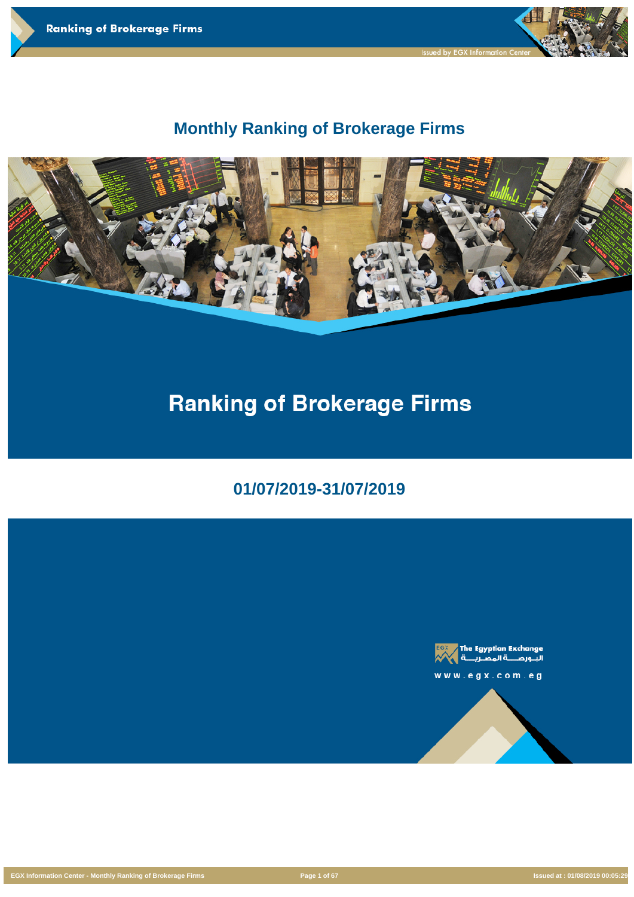# Monthly Ranking of Brokerage Firms

# Ranking of Brokerage Firms

## 01/07/2019-31/07/2019

The Egyptian Exchange
البورصة المصرية

www.egx.com.eg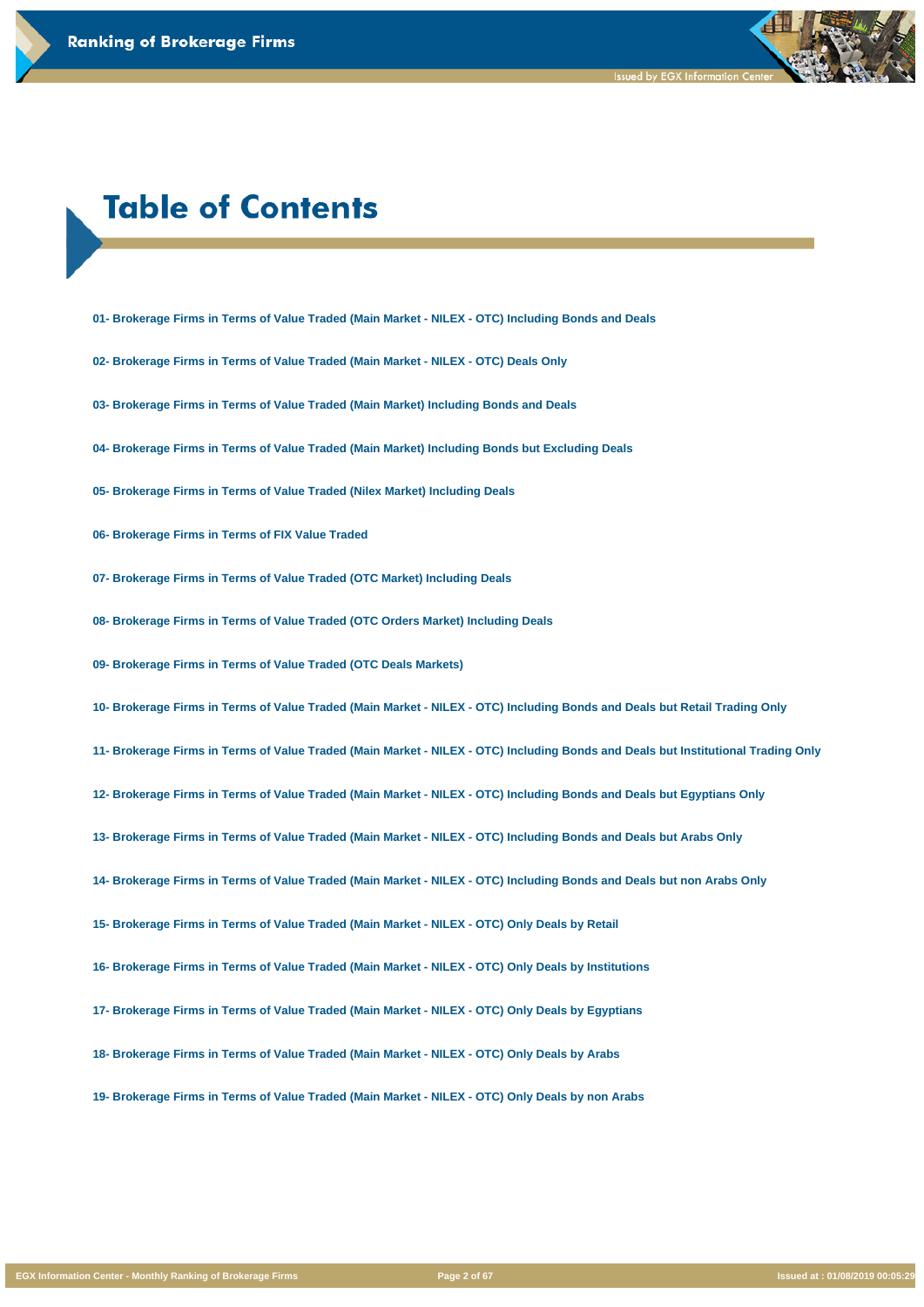# Table of Contents

01- Brokerage Firms in Terms of Value Traded (Main Market - NILEX - OTC) Including Bonds and Deals

02- Brokerage Firms in Terms of Value Traded (Main Market - NILEX - OTC) Deals Only

03- Brokerage Firms in Terms of Value Traded (Main Market) Including Bonds and Deals

04- Brokerage Firms in Terms of Value Traded (Main Market) Including Bonds but Excluding Deals

05- Brokerage Firms in Terms of Value Traded (Nilex Market) Including Deals

06- Brokerage Firms in Terms of FIX Value Traded

07- Brokerage Firms in Terms of Value Traded (OTC Market) Including Deals

08- Brokerage Firms in Terms of Value Traded (OTC Orders Market) Including Deals

09- Brokerage Firms in Terms of Value Traded (OTC Deals Markets)

10- Brokerage Firms in Terms of Value Traded (Main Market - NILEX - OTC) Including Bonds and Deals but Retail Trading Only

11- Brokerage Firms in Terms of Value Traded (Main Market - NILEX - OTC) Including Bonds and Deals but Institutional Trading Only

12- Brokerage Firms in Terms of Value Traded (Main Market - NILEX - OTC) Including Bonds and Deals but Egyptians Only

13- Brokerage Firms in Terms of Value Traded (Main Market - NILEX - OTC) Including Bonds and Deals but Arabs Only

14- Brokerage Firms in Terms of Value Traded (Main Market - NILEX - OTC) Including Bonds and Deals but non Arabs Only

15- Brokerage Firms in Terms of Value Traded (Main Market - NILEX - OTC) Only Deals by Retail

16- Brokerage Firms in Terms of Value Traded (Main Market - NILEX - OTC) Only Deals by Institutions

17- Brokerage Firms in Terms of Value Traded (Main Market - NILEX - OTC) Only Deals by Egyptians

18- Brokerage Firms in Terms of Value Traded (Main Market - NILEX - OTC) Only Deals by Arabs

19- Brokerage Firms in Terms of Value Traded (Main Market - NILEX - OTC) Only Deals by non Arabs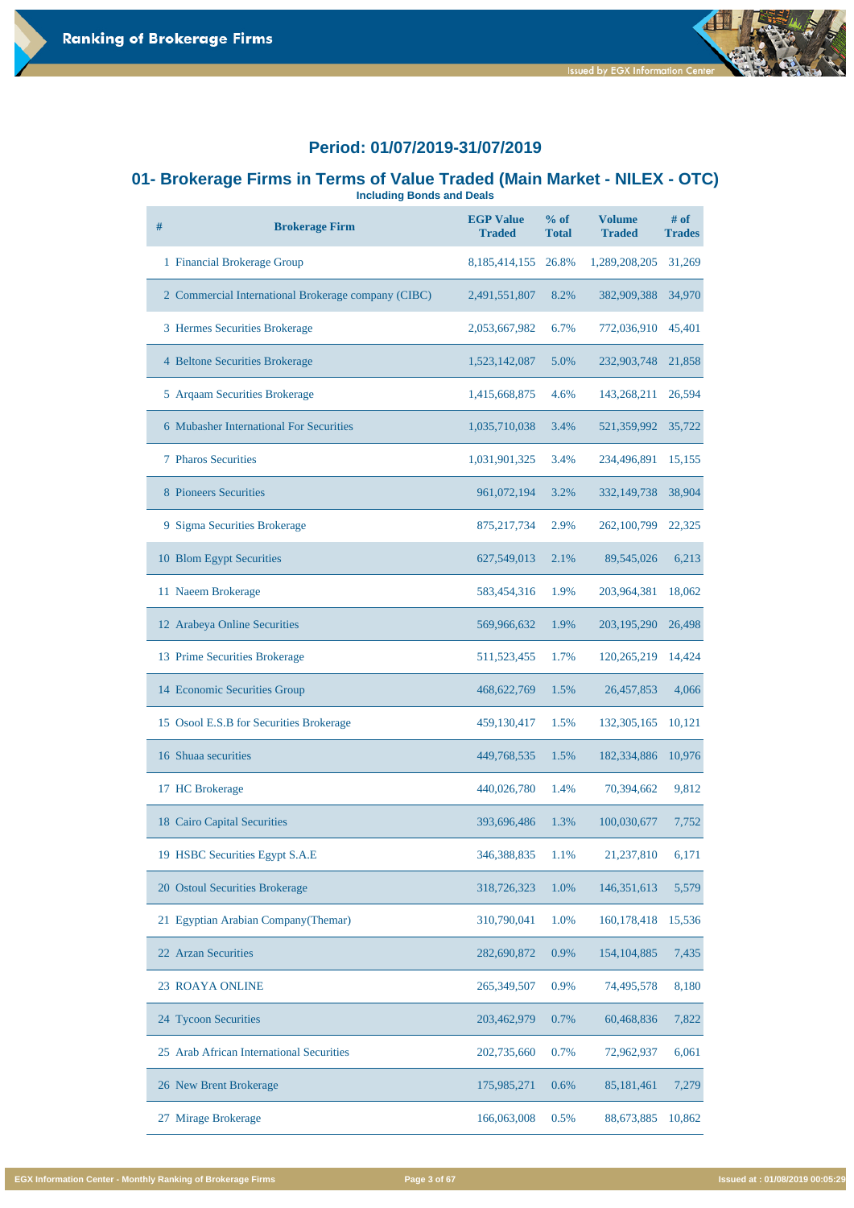## Period: 01/07/2019-31/07/2019

## 01- Brokerage Firms in Terms of Value Traded (Main Market - NILEX - OTC)

**Including Bonds and Deals**

| # | Brokerage Firm | EGP Value Traded | % of Total | Volume Traded | # of Trades |
|---|---|---|---|---|---|
| 1 | Financial Brokerage Group | 8,185,414,155 | 26.8% | 1,289,208,205 | 31,269 |
| 2 | Commercial International Brokerage company (CIBC) | 2,491,551,807 | 8.2% | 382,909,388 | 34,970 |
| 3 | Hermes Securities Brokerage | 2,053,667,982 | 6.7% | 772,036,910 | 45,401 |
| 4 | Beltone Securities Brokerage | 1,523,142,087 | 5.0% | 232,903,748 | 21,858 |
| 5 | Arqaam Securities Brokerage | 1,415,668,875 | 4.6% | 143,268,211 | 26,594 |
| 6 | Mubasher International For Securities | 1,035,710,038 | 3.4% | 521,359,992 | 35,722 |
| 7 | Pharos Securities | 1,031,901,325 | 3.4% | 234,496,891 | 15,155 |
| 8 | Pioneers Securities | 961,072,194 | 3.2% | 332,149,738 | 38,904 |
| 9 | Sigma Securities Brokerage | 875,217,734 | 2.9% | 262,100,799 | 22,325 |
| 10 | Blom Egypt Securities | 627,549,013 | 2.1% | 89,545,026 | 6,213 |
| 11 | Naeem Brokerage | 583,454,316 | 1.9% | 203,964,381 | 18,062 |
| 12 | Arabeya Online Securities | 569,966,632 | 1.9% | 203,195,290 | 26,498 |
| 13 | Prime Securities Brokerage | 511,523,455 | 1.7% | 120,265,219 | 14,424 |
| 14 | Economic Securities Group | 468,622,769 | 1.5% | 26,457,853 | 4,066 |
| 15 | Osool E.S.B for Securities Brokerage | 459,130,417 | 1.5% | 132,305,165 | 10,121 |
| 16 | Shuaa securities | 449,768,535 | 1.5% | 182,334,886 | 10,976 |
| 17 | HC Brokerage | 440,026,780 | 1.4% | 70,394,662 | 9,812 |
| 18 | Cairo Capital Securities | 393,696,486 | 1.3% | 100,030,677 | 7,752 |
| 19 | HSBC Securities Egypt S.A.E | 346,388,835 | 1.1% | 21,237,810 | 6,171 |
| 20 | Ostoul Securities Brokerage | 318,726,323 | 1.0% | 146,351,613 | 5,579 |
| 21 | Egyptian Arabian Company(Themar) | 310,790,041 | 1.0% | 160,178,418 | 15,536 |
| 22 | Arzan Securities | 282,690,872 | 0.9% | 154,104,885 | 7,435 |
| 23 | ROAYA ONLINE | 265,349,507 | 0.9% | 74,495,578 | 8,180 |
| 24 | Tycoon Securities | 203,462,979 | 0.7% | 60,468,836 | 7,822 |
| 25 | Arab African International Securities | 202,735,660 | 0.7% | 72,962,937 | 6,061 |
| 26 | New Brent Brokerage | 175,985,271 | 0.6% | 85,181,461 | 7,279 |
| 27 | Mirage Brokerage | 166,063,008 | 0.5% | 88,673,885 | 10,862 |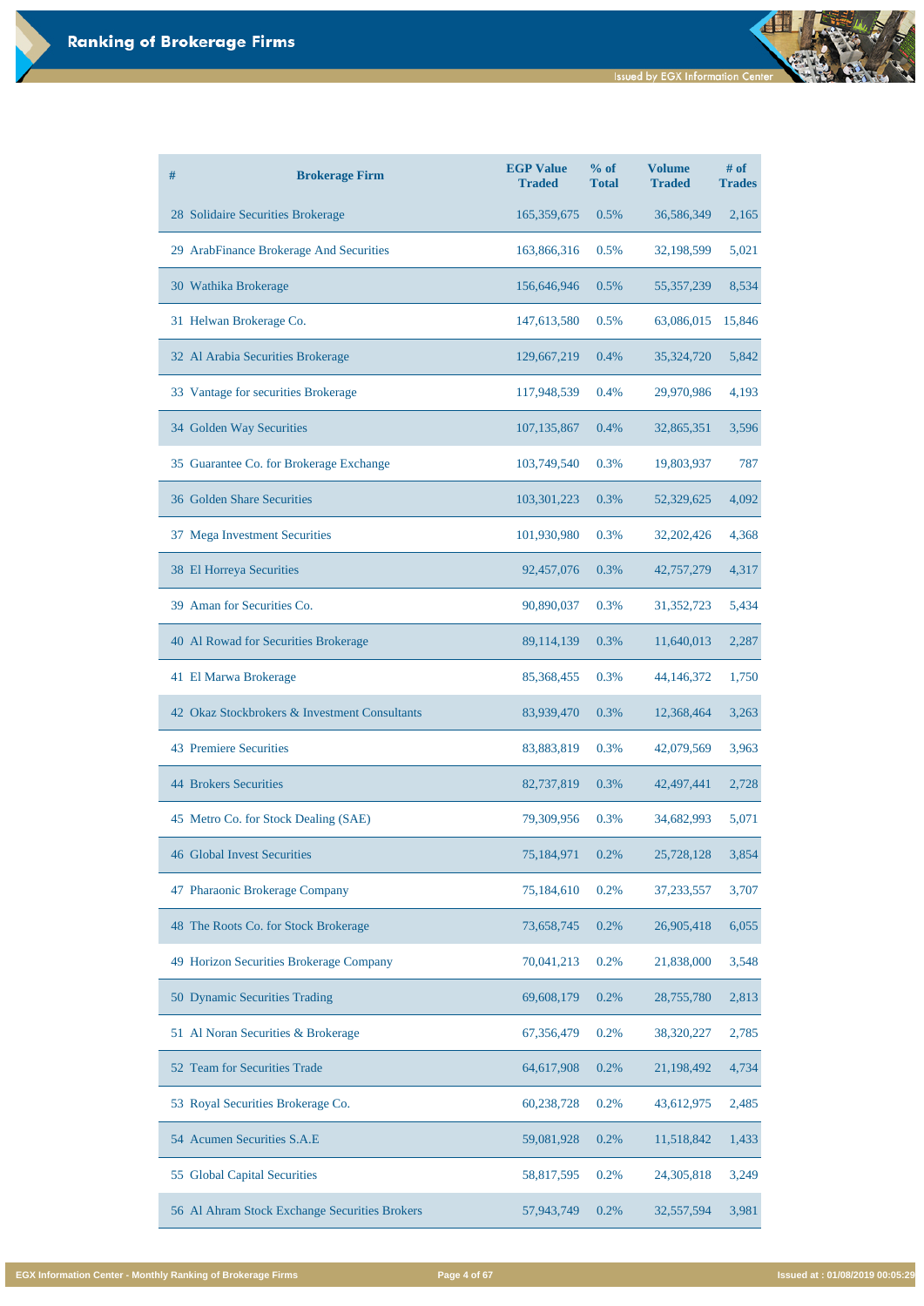| # | Brokerage Firm | EGP Value Traded | % of Total | Volume Traded | # of Trades |
|---|---|---|---|---|---|
| 28 | Solidaire Securities Brokerage | 165,359,675 | 0.5% | 36,586,349 | 2,165 |
| 29 | ArabFinance Brokerage And Securities | 163,866,316 | 0.5% | 32,198,599 | 5,021 |
| 30 | Wathika Brokerage | 156,646,946 | 0.5% | 55,357,239 | 8,534 |
| 31 | Helwan Brokerage Co. | 147,613,580 | 0.5% | 63,086,015 | 15,846 |
| 32 | Al Arabia Securities Brokerage | 129,667,219 | 0.4% | 35,324,720 | 5,842 |
| 33 | Vantage for securities Brokerage | 117,948,539 | 0.4% | 29,970,986 | 4,193 |
| 34 | Golden Way Securities | 107,135,867 | 0.4% | 32,865,351 | 3,596 |
| 35 | Guarantee Co. for Brokerage Exchange | 103,749,540 | 0.3% | 19,803,937 | 787 |
| 36 | Golden Share Securities | 103,301,223 | 0.3% | 52,329,625 | 4,092 |
| 37 | Mega Investment Securities | 101,930,980 | 0.3% | 32,202,426 | 4,368 |
| 38 | El Horreya Securities | 92,457,076 | 0.3% | 42,757,279 | 4,317 |
| 39 | Aman for Securities Co. | 90,890,037 | 0.3% | 31,352,723 | 5,434 |
| 40 | Al Rowad for Securities Brokerage | 89,114,139 | 0.3% | 11,640,013 | 2,287 |
| 41 | El Marwa Brokerage | 85,368,455 | 0.3% | 44,146,372 | 1,750 |
| 42 | Okaz Stockbrokers & Investment Consultants | 83,939,470 | 0.3% | 12,368,464 | 3,263 |
| 43 | Premiere Securities | 83,883,819 | 0.3% | 42,079,569 | 3,963 |
| 44 | Brokers Securities | 82,737,819 | 0.3% | 42,497,441 | 2,728 |
| 45 | Metro Co. for Stock Dealing (SAE) | 79,309,956 | 0.3% | 34,682,993 | 5,071 |
| 46 | Global Invest Securities | 75,184,971 | 0.2% | 25,728,128 | 3,854 |
| 47 | Pharaonic Brokerage Company | 75,184,610 | 0.2% | 37,233,557 | 3,707 |
| 48 | The Roots Co. for Stock Brokerage | 73,658,745 | 0.2% | 26,905,418 | 6,055 |
| 49 | Horizon Securities Brokerage Company | 70,041,213 | 0.2% | 21,838,000 | 3,548 |
| 50 | Dynamic Securities Trading | 69,608,179 | 0.2% | 28,755,780 | 2,813 |
| 51 | Al Noran Securities & Brokerage | 67,356,479 | 0.2% | 38,320,227 | 2,785 |
| 52 | Team for Securities Trade | 64,617,908 | 0.2% | 21,198,492 | 4,734 |
| 53 | Royal Securities Brokerage Co. | 60,238,728 | 0.2% | 43,612,975 | 2,485 |
| 54 | Acumen Securities S.A.E | 59,081,928 | 0.2% | 11,518,842 | 1,433 |
| 55 | Global Capital Securities | 58,817,595 | 0.2% | 24,305,818 | 3,249 |
| 56 | Al Ahram Stock Exchange Securities Brokers | 57,943,749 | 0.2% | 32,557,594 | 3,981 |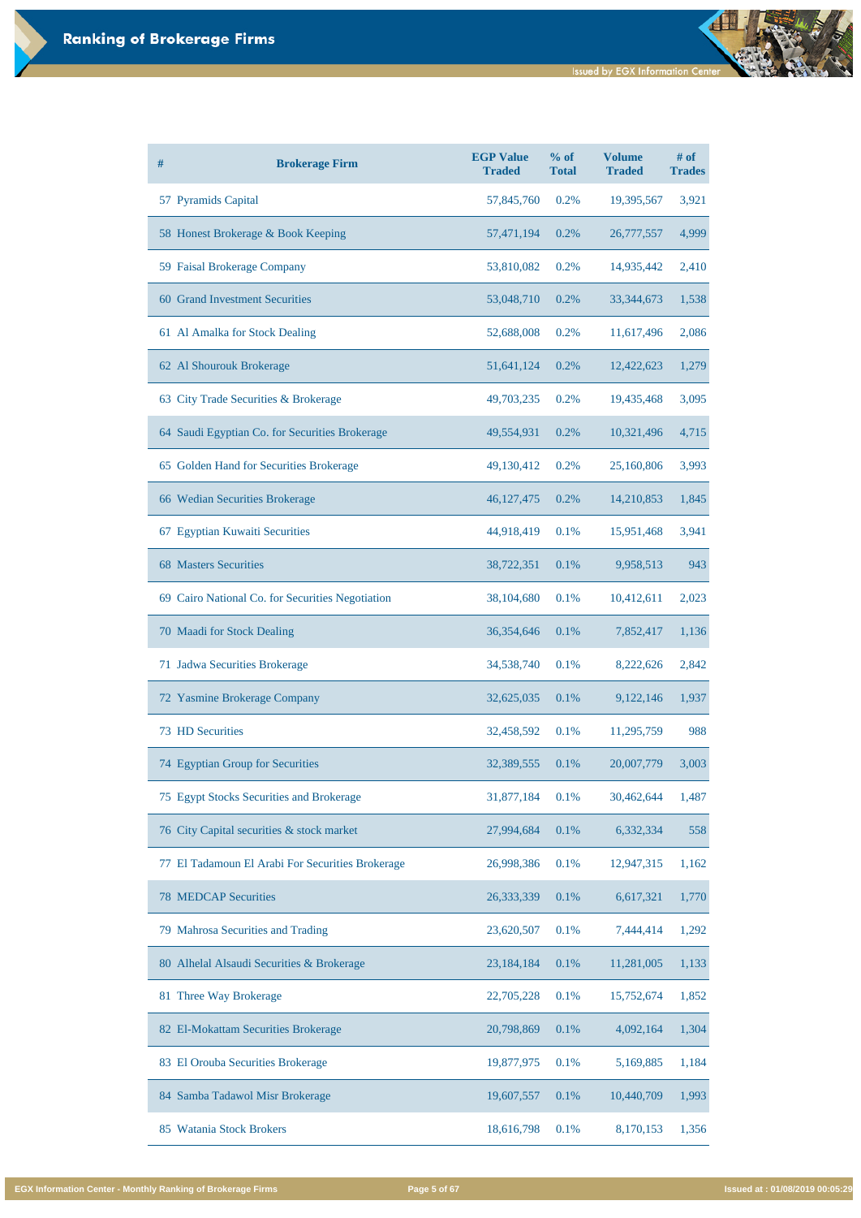# Ranking of Brokerage Firms

| # | Brokerage Firm | EGP Value Traded | % of Total | Volume Traded | # of Trades |
|---|---|---|---|---|---|
| 57 | Pyramids Capital | 57,845,760 | 0.2% | 19,395,567 | 3,921 |
| 58 | Honest Brokerage & Book Keeping | 57,471,194 | 0.2% | 26,777,557 | 4,999 |
| 59 | Faisal Brokerage Company | 53,810,082 | 0.2% | 14,935,442 | 2,410 |
| 60 | Grand Investment Securities | 53,048,710 | 0.2% | 33,344,673 | 1,538 |
| 61 | Al Amalka for Stock Dealing | 52,688,008 | 0.2% | 11,617,496 | 2,086 |
| 62 | Al Shourouk Brokerage | 51,641,124 | 0.2% | 12,422,623 | 1,279 |
| 63 | City Trade Securities & Brokerage | 49,703,235 | 0.2% | 19,435,468 | 3,095 |
| 64 | Saudi Egyptian Co. for Securities Brokerage | 49,554,931 | 0.2% | 10,321,496 | 4,715 |
| 65 | Golden Hand for Securities Brokerage | 49,130,412 | 0.2% | 25,160,806 | 3,993 |
| 66 | Wedian Securities Brokerage | 46,127,475 | 0.2% | 14,210,853 | 1,845 |
| 67 | Egyptian Kuwaiti Securities | 44,918,419 | 0.1% | 15,951,468 | 3,941 |
| 68 | Masters Securities | 38,722,351 | 0.1% | 9,958,513 | 943 |
| 69 | Cairo National Co. for Securities Negotiation | 38,104,680 | 0.1% | 10,412,611 | 2,023 |
| 70 | Maadi for Stock Dealing | 36,354,646 | 0.1% | 7,852,417 | 1,136 |
| 71 | Jadwa Securities Brokerage | 34,538,740 | 0.1% | 8,222,626 | 2,842 |
| 72 | Yasmine Brokerage Company | 32,625,035 | 0.1% | 9,122,146 | 1,937 |
| 73 | HD Securities | 32,458,592 | 0.1% | 11,295,759 | 988 |
| 74 | Egyptian Group for Securities | 32,389,555 | 0.1% | 20,007,779 | 3,003 |
| 75 | Egypt Stocks Securities and Brokerage | 31,877,184 | 0.1% | 30,462,644 | 1,487 |
| 76 | City Capital securities & stock market | 27,994,684 | 0.1% | 6,332,334 | 558 |
| 77 | El Tadamoun El Arabi For Securities Brokerage | 26,998,386 | 0.1% | 12,947,315 | 1,162 |
| 78 | MEDCAP Securities | 26,333,339 | 0.1% | 6,617,321 | 1,770 |
| 79 | Mahrosa Securities and Trading | 23,620,507 | 0.1% | 7,444,414 | 1,292 |
| 80 | Alhelal Alsaudi Securities & Brokerage | 23,184,184 | 0.1% | 11,281,005 | 1,133 |
| 81 | Three Way Brokerage | 22,705,228 | 0.1% | 15,752,674 | 1,852 |
| 82 | El-Mokattam Securities Brokerage | 20,798,869 | 0.1% | 4,092,164 | 1,304 |
| 83 | El Orouba Securities Brokerage | 19,877,975 | 0.1% | 5,169,885 | 1,184 |
| 84 | Samba Tadawol Misr Brokerage | 19,607,557 | 0.1% | 10,440,709 | 1,993 |
| 85 | Watania Stock Brokers | 18,616,798 | 0.1% | 8,170,153 | 1,356 |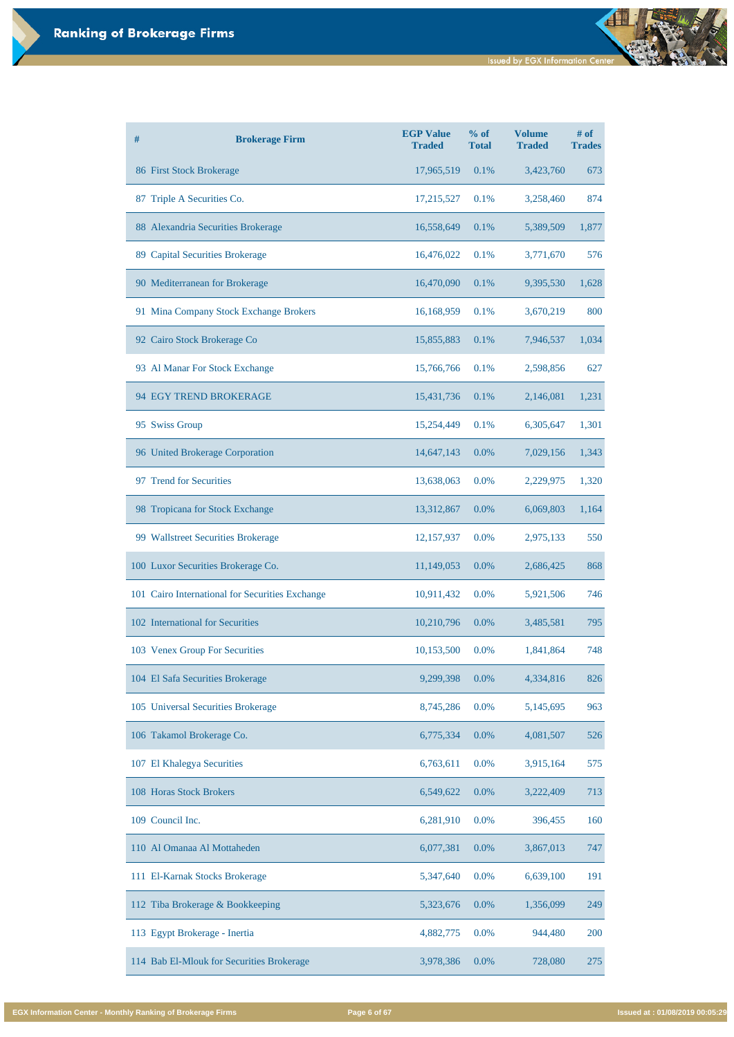| # | Brokerage Firm | EGP Value Traded | % of Total | Volume Traded | # of Trades |
|---|---|---|---|---|---|
| 86 | First Stock Brokerage | 17,965,519 | 0.1% | 3,423,760 | 673 |
| 87 | Triple A Securities Co. | 17,215,527 | 0.1% | 3,258,460 | 874 |
| 88 | Alexandria Securities Brokerage | 16,558,649 | 0.1% | 5,389,509 | 1,877 |
| 89 | Capital Securities Brokerage | 16,476,022 | 0.1% | 3,771,670 | 576 |
| 90 | Mediterranean for Brokerage | 16,470,090 | 0.1% | 9,395,530 | 1,628 |
| 91 | Mina Company Stock Exchange Brokers | 16,168,959 | 0.1% | 3,670,219 | 800 |
| 92 | Cairo Stock Brokerage Co | 15,855,883 | 0.1% | 7,946,537 | 1,034 |
| 93 | Al Manar For Stock Exchange | 15,766,766 | 0.1% | 2,598,856 | 627 |
| 94 | EGY TREND BROKERAGE | 15,431,736 | 0.1% | 2,146,081 | 1,231 |
| 95 | Swiss Group | 15,254,449 | 0.1% | 6,305,647 | 1,301 |
| 96 | United Brokerage Corporation | 14,647,143 | 0.0% | 7,029,156 | 1,343 |
| 97 | Trend for Securities | 13,638,063 | 0.0% | 2,229,975 | 1,320 |
| 98 | Tropicana for Stock Exchange | 13,312,867 | 0.0% | 6,069,803 | 1,164 |
| 99 | Wallstreet Securities Brokerage | 12,157,937 | 0.0% | 2,975,133 | 550 |
| 100 | Luxor Securities Brokerage Co. | 11,149,053 | 0.0% | 2,686,425 | 868 |
| 101 | Cairo International for Securities Exchange | 10,911,432 | 0.0% | 5,921,506 | 746 |
| 102 | International for Securities | 10,210,796 | 0.0% | 3,485,581 | 795 |
| 103 | Venex Group For Securities | 10,153,500 | 0.0% | 1,841,864 | 748 |
| 104 | El Safa Securities Brokerage | 9,299,398 | 0.0% | 4,334,816 | 826 |
| 105 | Universal Securities Brokerage | 8,745,286 | 0.0% | 5,145,695 | 963 |
| 106 | Takamol Brokerage Co. | 6,775,334 | 0.0% | 4,081,507 | 526 |
| 107 | El Khalegya Securities | 6,763,611 | 0.0% | 3,915,164 | 575 |
| 108 | Horas Stock Brokers | 6,549,622 | 0.0% | 3,222,409 | 713 |
| 109 | Council Inc. | 6,281,910 | 0.0% | 396,455 | 160 |
| 110 | Al Omanaa Al Mottaheden | 6,077,381 | 0.0% | 3,867,013 | 747 |
| 111 | El-Karnak Stocks Brokerage | 5,347,640 | 0.0% | 6,639,100 | 191 |
| 112 | Tiba Brokerage & Bookkeeping | 5,323,676 | 0.0% | 1,356,099 | 249 |
| 113 | Egypt Brokerage - Inertia | 4,882,775 | 0.0% | 944,480 | 200 |
| 114 | Bab El-Mlouk for Securities Brokerage | 3,978,386 | 0.0% | 728,080 | 275 |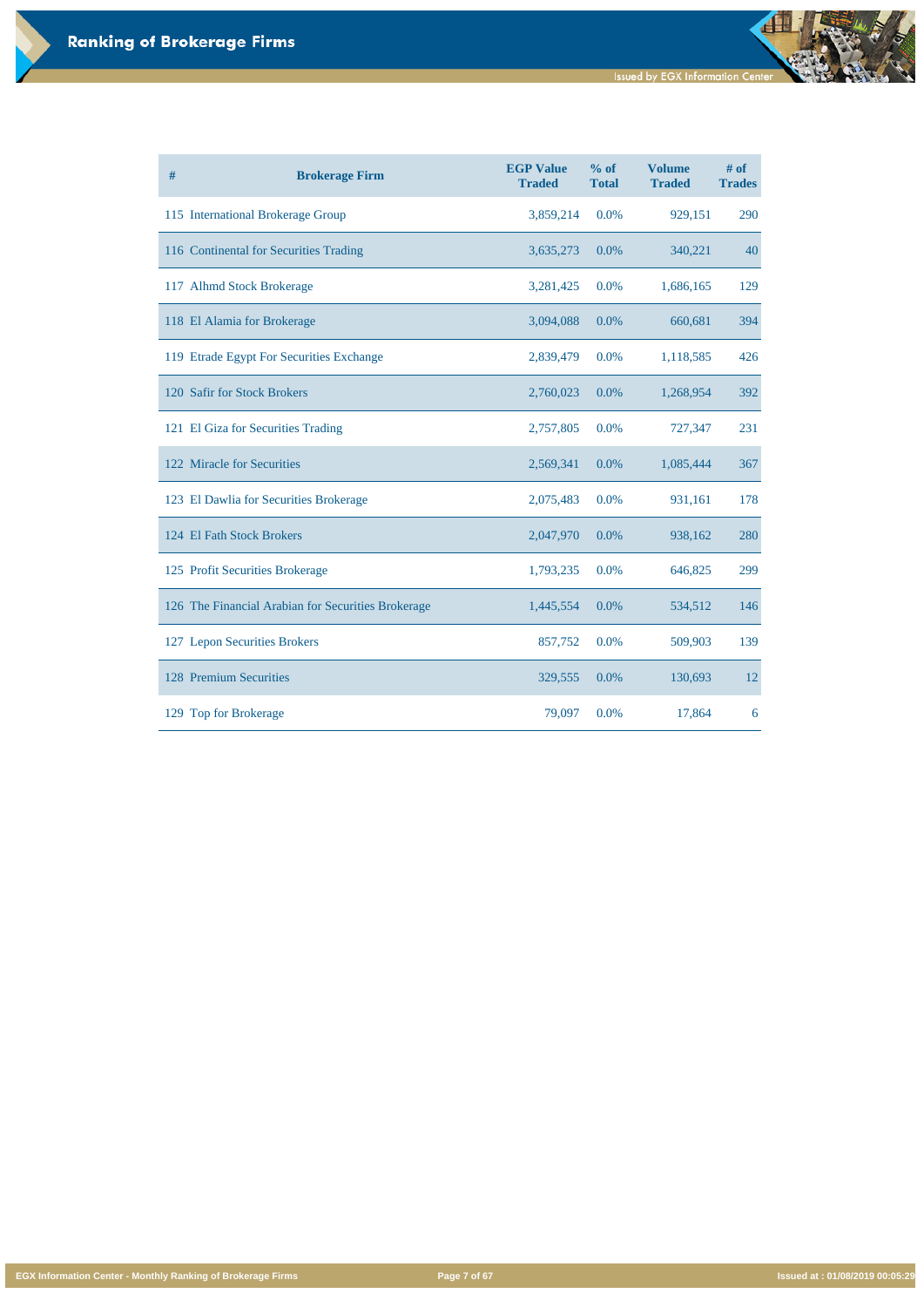# Ranking of Brokerage Firms

| # | Brokerage Firm | EGP Value Traded | % of Total | Volume Traded | # of Trades |
|---|---|---|---|---|---|
| 115 | International Brokerage Group | 3,859,214 | 0.0% | 929,151 | 290 |
| 116 | Continental for Securities Trading | 3,635,273 | 0.0% | 340,221 | 40 |
| 117 | Alhmd Stock Brokerage | 3,281,425 | 0.0% | 1,686,165 | 129 |
| 118 | El Alamia for Brokerage | 3,094,088 | 0.0% | 660,681 | 394 |
| 119 | Etrade Egypt For Securities Exchange | 2,839,479 | 0.0% | 1,118,585 | 426 |
| 120 | Safir for Stock Brokers | 2,760,023 | 0.0% | 1,268,954 | 392 |
| 121 | El Giza for Securities Trading | 2,757,805 | 0.0% | 727,347 | 231 |
| 122 | Miracle for Securities | 2,569,341 | 0.0% | 1,085,444 | 367 |
| 123 | El Dawlia for Securities Brokerage | 2,075,483 | 0.0% | 931,161 | 178 |
| 124 | El Fath Stock Brokers | 2,047,970 | 0.0% | 938,162 | 280 |
| 125 | Profit Securities Brokerage | 1,793,235 | 0.0% | 646,825 | 299 |
| 126 | The Financial Arabian for Securities Brokerage | 1,445,554 | 0.0% | 534,512 | 146 |
| 127 | Lepon Securities Brokers | 857,752 | 0.0% | 509,903 | 139 |
| 128 | Premium Securities | 329,555 | 0.0% | 130,693 | 12 |
| 129 | Top for Brokerage | 79,097 | 0.0% | 17,864 | 6 |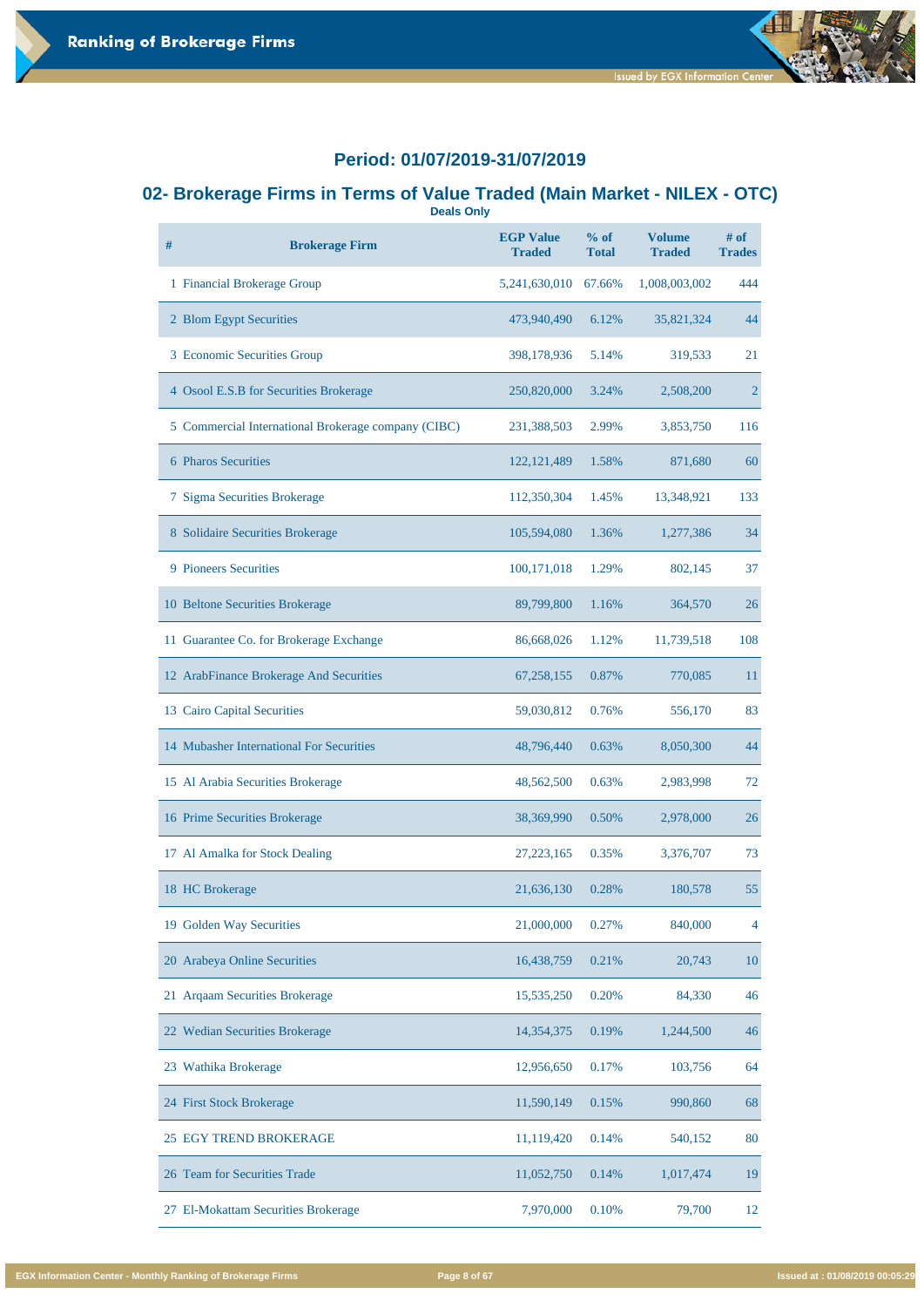## Period: 01/07/2019-31/07/2019

## 02- Brokerage Firms in Terms of Value Traded (Main Market - NILEX - OTC)

**Deals Only**

| # | Brokerage Firm | EGP Value Traded | % of Total | Volume Traded | # of Trades |
|---|---|---|---|---|---|
| 1 | Financial Brokerage Group | 5,241,630,010 | 67.66% | 1,008,003,002 | 444 |
| 2 | Blom Egypt Securities | 473,940,490 | 6.12% | 35,821,324 | 44 |
| 3 | Economic Securities Group | 398,178,936 | 5.14% | 319,533 | 21 |
| 4 | Osool E.S.B for Securities Brokerage | 250,820,000 | 3.24% | 2,508,200 | 2 |
| 5 | Commercial International Brokerage company (CIBC) | 231,388,503 | 2.99% | 3,853,750 | 116 |
| 6 | Pharos Securities | 122,121,489 | 1.58% | 871,680 | 60 |
| 7 | Sigma Securities Brokerage | 112,350,304 | 1.45% | 13,348,921 | 133 |
| 8 | Solidaire Securities Brokerage | 105,594,080 | 1.36% | 1,277,386 | 34 |
| 9 | Pioneers Securities | 100,171,018 | 1.29% | 802,145 | 37 |
| 10 | Beltone Securities Brokerage | 89,799,800 | 1.16% | 364,570 | 26 |
| 11 | Guarantee Co. for Brokerage Exchange | 86,668,026 | 1.12% | 11,739,518 | 108 |
| 12 | ArabFinance Brokerage And Securities | 67,258,155 | 0.87% | 770,085 | 11 |
| 13 | Cairo Capital Securities | 59,030,812 | 0.76% | 556,170 | 83 |
| 14 | Mubasher International For Securities | 48,796,440 | 0.63% | 8,050,300 | 44 |
| 15 | Al Arabia Securities Brokerage | 48,562,500 | 0.63% | 2,983,998 | 72 |
| 16 | Prime Securities Brokerage | 38,369,990 | 0.50% | 2,978,000 | 26 |
| 17 | Al Amalka for Stock Dealing | 27,223,165 | 0.35% | 3,376,707 | 73 |
| 18 | HC Brokerage | 21,636,130 | 0.28% | 180,578 | 55 |
| 19 | Golden Way Securities | 21,000,000 | 0.27% | 840,000 | 4 |
| 20 | Arabeya Online Securities | 16,438,759 | 0.21% | 20,743 | 10 |
| 21 | Arqaam Securities Brokerage | 15,535,250 | 0.20% | 84,330 | 46 |
| 22 | Wedian Securities Brokerage | 14,354,375 | 0.19% | 1,244,500 | 46 |
| 23 | Wathika Brokerage | 12,956,650 | 0.17% | 103,756 | 64 |
| 24 | First Stock Brokerage | 11,590,149 | 0.15% | 990,860 | 68 |
| 25 | EGY TREND BROKERAGE | 11,119,420 | 0.14% | 540,152 | 80 |
| 26 | Team for Securities Trade | 11,052,750 | 0.14% | 1,017,474 | 19 |
| 27 | El-Mokattam Securities Brokerage | 7,970,000 | 0.10% | 79,700 | 12 |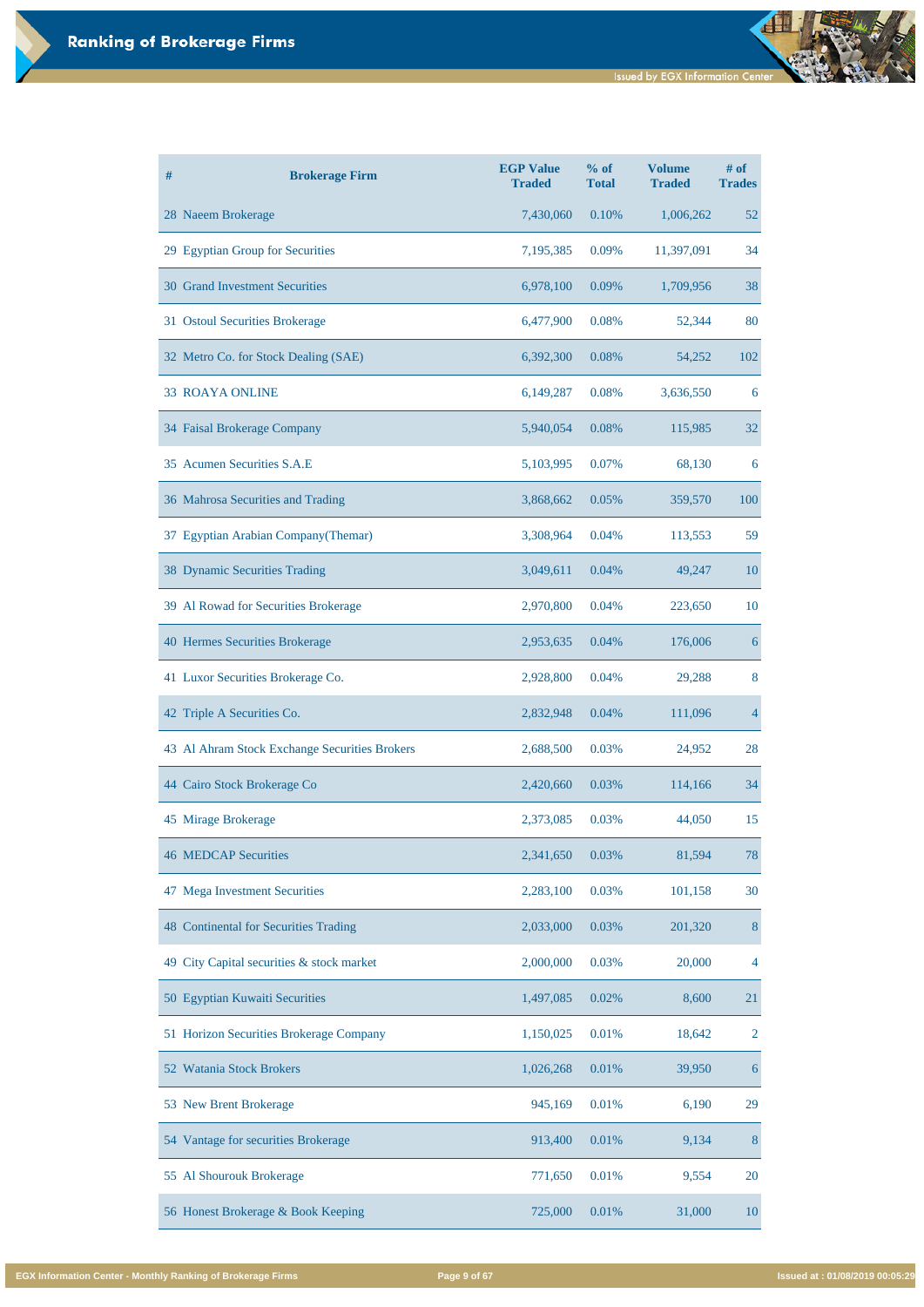# Ranking of Brokerage Firms

| # | Brokerage Firm | EGP Value Traded | % of Total | Volume Traded | # of Trades |
|---|---|---|---|---|---|
| 28 | Naeem Brokerage | 7,430,060 | 0.10% | 1,006,262 | 52 |
| 29 | Egyptian Group for Securities | 7,195,385 | 0.09% | 11,397,091 | 34 |
| 30 | Grand Investment Securities | 6,978,100 | 0.09% | 1,709,956 | 38 |
| 31 | Ostoul Securities Brokerage | 6,477,900 | 0.08% | 52,344 | 80 |
| 32 | Metro Co. for Stock Dealing (SAE) | 6,392,300 | 0.08% | 54,252 | 102 |
| 33 | ROAYA ONLINE | 6,149,287 | 0.08% | 3,636,550 | 6 |
| 34 | Faisal Brokerage Company | 5,940,054 | 0.08% | 115,985 | 32 |
| 35 | Acumen Securities S.A.E | 5,103,995 | 0.07% | 68,130 | 6 |
| 36 | Mahrosa Securities and Trading | 3,868,662 | 0.05% | 359,570 | 100 |
| 37 | Egyptian Arabian Company(Themar) | 3,308,964 | 0.04% | 113,553 | 59 |
| 38 | Dynamic Securities Trading | 3,049,611 | 0.04% | 49,247 | 10 |
| 39 | Al Rowad for Securities Brokerage | 2,970,800 | 0.04% | 223,650 | 10 |
| 40 | Hermes Securities Brokerage | 2,953,635 | 0.04% | 176,006 | 6 |
| 41 | Luxor Securities Brokerage Co. | 2,928,800 | 0.04% | 29,288 | 8 |
| 42 | Triple A Securities Co. | 2,832,948 | 0.04% | 111,096 | 4 |
| 43 | Al Ahram Stock Exchange Securities Brokers | 2,688,500 | 0.03% | 24,952 | 28 |
| 44 | Cairo Stock Brokerage Co | 2,420,660 | 0.03% | 114,166 | 34 |
| 45 | Mirage Brokerage | 2,373,085 | 0.03% | 44,050 | 15 |
| 46 | MEDCAP Securities | 2,341,650 | 0.03% | 81,594 | 78 |
| 47 | Mega Investment Securities | 2,283,100 | 0.03% | 101,158 | 30 |
| 48 | Continental for Securities Trading | 2,033,000 | 0.03% | 201,320 | 8 |
| 49 | City Capital securities & stock market | 2,000,000 | 0.03% | 20,000 | 4 |
| 50 | Egyptian Kuwaiti Securities | 1,497,085 | 0.02% | 8,600 | 21 |
| 51 | Horizon Securities Brokerage Company | 1,150,025 | 0.01% | 18,642 | 2 |
| 52 | Watania Stock Brokers | 1,026,268 | 0.01% | 39,950 | 6 |
| 53 | New Brent Brokerage | 945,169 | 0.01% | 6,190 | 29 |
| 54 | Vantage for securities Brokerage | 913,400 | 0.01% | 9,134 | 8 |
| 55 | Al Shourouk Brokerage | 771,650 | 0.01% | 9,554 | 20 |
| 56 | Honest Brokerage & Book Keeping | 725,000 | 0.01% | 31,000 | 10 |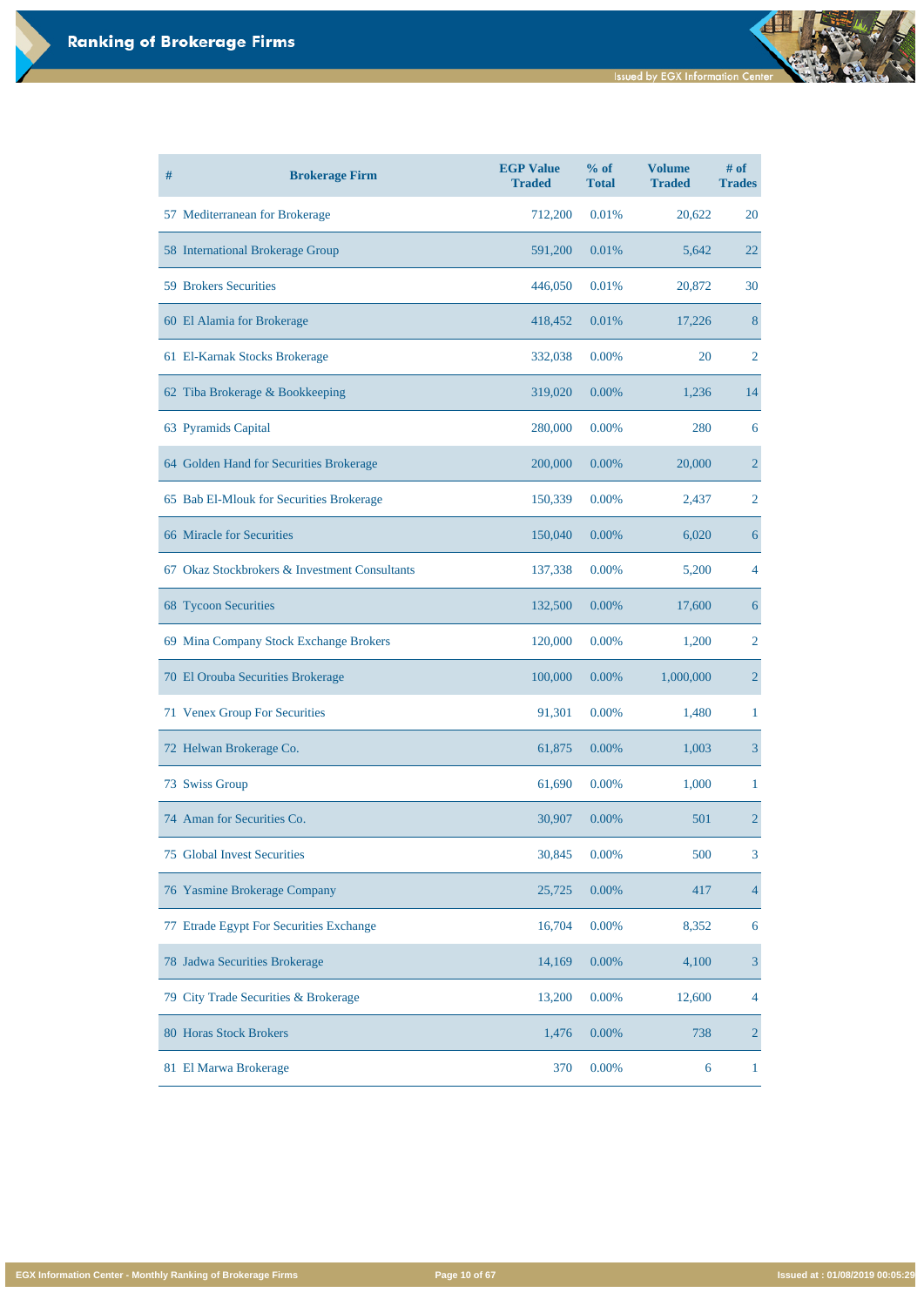# Ranking of Brokerage Firms

| # | Brokerage Firm | EGP Value Traded | % of Total | Volume Traded | # of Trades |
|---|---|---|---|---|---|
| 57 | Mediterranean for Brokerage | 712,200 | 0.01% | 20,622 | 20 |
| 58 | International Brokerage Group | 591,200 | 0.01% | 5,642 | 22 |
| 59 | Brokers Securities | 446,050 | 0.01% | 20,872 | 30 |
| 60 | El Alamia for Brokerage | 418,452 | 0.01% | 17,226 | 8 |
| 61 | El-Karnak Stocks Brokerage | 332,038 | 0.00% | 20 | 2 |
| 62 | Tiba Brokerage & Bookkeeping | 319,020 | 0.00% | 1,236 | 14 |
| 63 | Pyramids Capital | 280,000 | 0.00% | 280 | 6 |
| 64 | Golden Hand for Securities Brokerage | 200,000 | 0.00% | 20,000 | 2 |
| 65 | Bab El-Mlouk for Securities Brokerage | 150,339 | 0.00% | 2,437 | 2 |
| 66 | Miracle for Securities | 150,040 | 0.00% | 6,020 | 6 |
| 67 | Okaz Stockbrokers & Investment Consultants | 137,338 | 0.00% | 5,200 | 4 |
| 68 | Tycoon Securities | 132,500 | 0.00% | 17,600 | 6 |
| 69 | Mina Company Stock Exchange Brokers | 120,000 | 0.00% | 1,200 | 2 |
| 70 | El Orouba Securities Brokerage | 100,000 | 0.00% | 1,000,000 | 2 |
| 71 | Venex Group For Securities | 91,301 | 0.00% | 1,480 | 1 |
| 72 | Helwan Brokerage Co. | 61,875 | 0.00% | 1,003 | 3 |
| 73 | Swiss Group | 61,690 | 0.00% | 1,000 | 1 |
| 74 | Aman for Securities Co. | 30,907 | 0.00% | 501 | 2 |
| 75 | Global Invest Securities | 30,845 | 0.00% | 500 | 3 |
| 76 | Yasmine Brokerage Company | 25,725 | 0.00% | 417 | 4 |
| 77 | Etrade Egypt For Securities Exchange | 16,704 | 0.00% | 8,352 | 6 |
| 78 | Jadwa Securities Brokerage | 14,169 | 0.00% | 4,100 | 3 |
| 79 | City Trade Securities & Brokerage | 13,200 | 0.00% | 12,600 | 4 |
| 80 | Horas Stock Brokers | 1,476 | 0.00% | 738 | 2 |
| 81 | El Marwa Brokerage | 370 | 0.00% | 6 | 1 |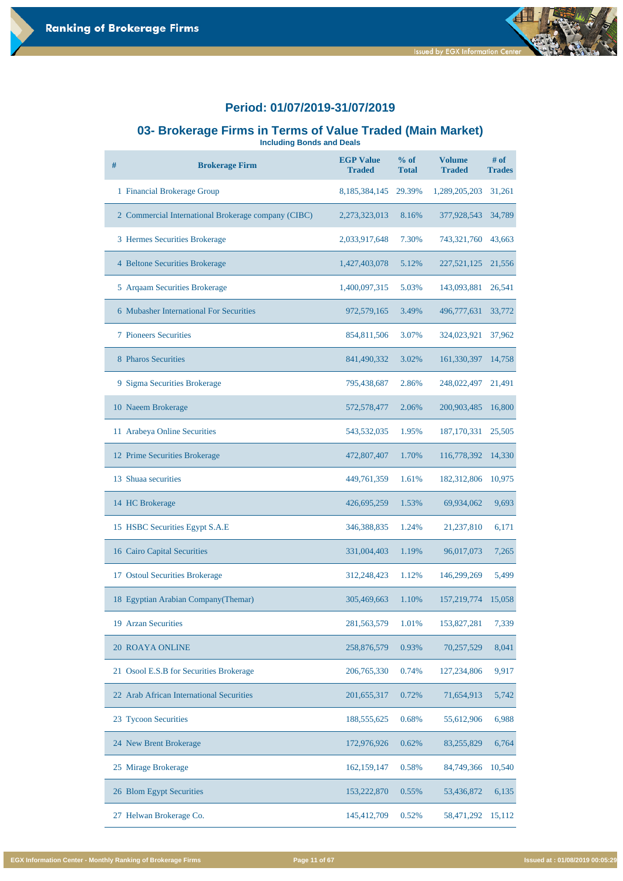## Period: 01/07/2019-31/07/2019

## 03- Brokerage Firms in Terms of Value Traded (Main Market)

**Including Bonds and Deals**

| # | Brokerage Firm | EGP Value Traded | % of Total | Volume Traded | # of Trades |
|---|---|---|---|---|---|
| 1 | Financial Brokerage Group | 8,185,384,145 | 29.39% | 1,289,205,203 | 31,261 |
| 2 | Commercial International Brokerage company (CIBC) | 2,273,323,013 | 8.16% | 377,928,543 | 34,789 |
| 3 | Hermes Securities Brokerage | 2,033,917,648 | 7.30% | 743,321,760 | 43,663 |
| 4 | Beltone Securities Brokerage | 1,427,403,078 | 5.12% | 227,521,125 | 21,556 |
| 5 | Arqaam Securities Brokerage | 1,400,097,315 | 5.03% | 143,093,881 | 26,541 |
| 6 | Mubasher International For Securities | 972,579,165 | 3.49% | 496,777,631 | 33,772 |
| 7 | Pioneers Securities | 854,811,506 | 3.07% | 324,023,921 | 37,962 |
| 8 | Pharos Securities | 841,490,332 | 3.02% | 161,330,397 | 14,758 |
| 9 | Sigma Securities Brokerage | 795,438,687 | 2.86% | 248,022,497 | 21,491 |
| 10 | Naeem Brokerage | 572,578,477 | 2.06% | 200,903,485 | 16,800 |
| 11 | Arabeya Online Securities | 543,532,035 | 1.95% | 187,170,331 | 25,505 |
| 12 | Prime Securities Brokerage | 472,807,407 | 1.70% | 116,778,392 | 14,330 |
| 13 | Shuaa securities | 449,761,359 | 1.61% | 182,312,806 | 10,975 |
| 14 | HC Brokerage | 426,695,259 | 1.53% | 69,934,062 | 9,693 |
| 15 | HSBC Securities Egypt S.A.E | 346,388,835 | 1.24% | 21,237,810 | 6,171 |
| 16 | Cairo Capital Securities | 331,004,403 | 1.19% | 96,017,073 | 7,265 |
| 17 | Ostoul Securities Brokerage | 312,248,423 | 1.12% | 146,299,269 | 5,499 |
| 18 | Egyptian Arabian Company(Themar) | 305,469,663 | 1.10% | 157,219,774 | 15,058 |
| 19 | Arzan Securities | 281,563,579 | 1.01% | 153,827,281 | 7,339 |
| 20 | ROAYA ONLINE | 258,876,579 | 0.93% | 70,257,529 | 8,041 |
| 21 | Osool E.S.B for Securities Brokerage | 206,765,330 | 0.74% | 127,234,806 | 9,917 |
| 22 | Arab African International Securities | 201,655,317 | 0.72% | 71,654,913 | 5,742 |
| 23 | Tycoon Securities | 188,555,625 | 0.68% | 55,612,906 | 6,988 |
| 24 | New Brent Brokerage | 172,976,926 | 0.62% | 83,255,829 | 6,764 |
| 25 | Mirage Brokerage | 162,159,147 | 0.58% | 84,749,366 | 10,540 |
| 26 | Blom Egypt Securities | 153,222,870 | 0.55% | 53,436,872 | 6,135 |
| 27 | Helwan Brokerage Co. | 145,412,709 | 0.52% | 58,471,292 | 15,112 |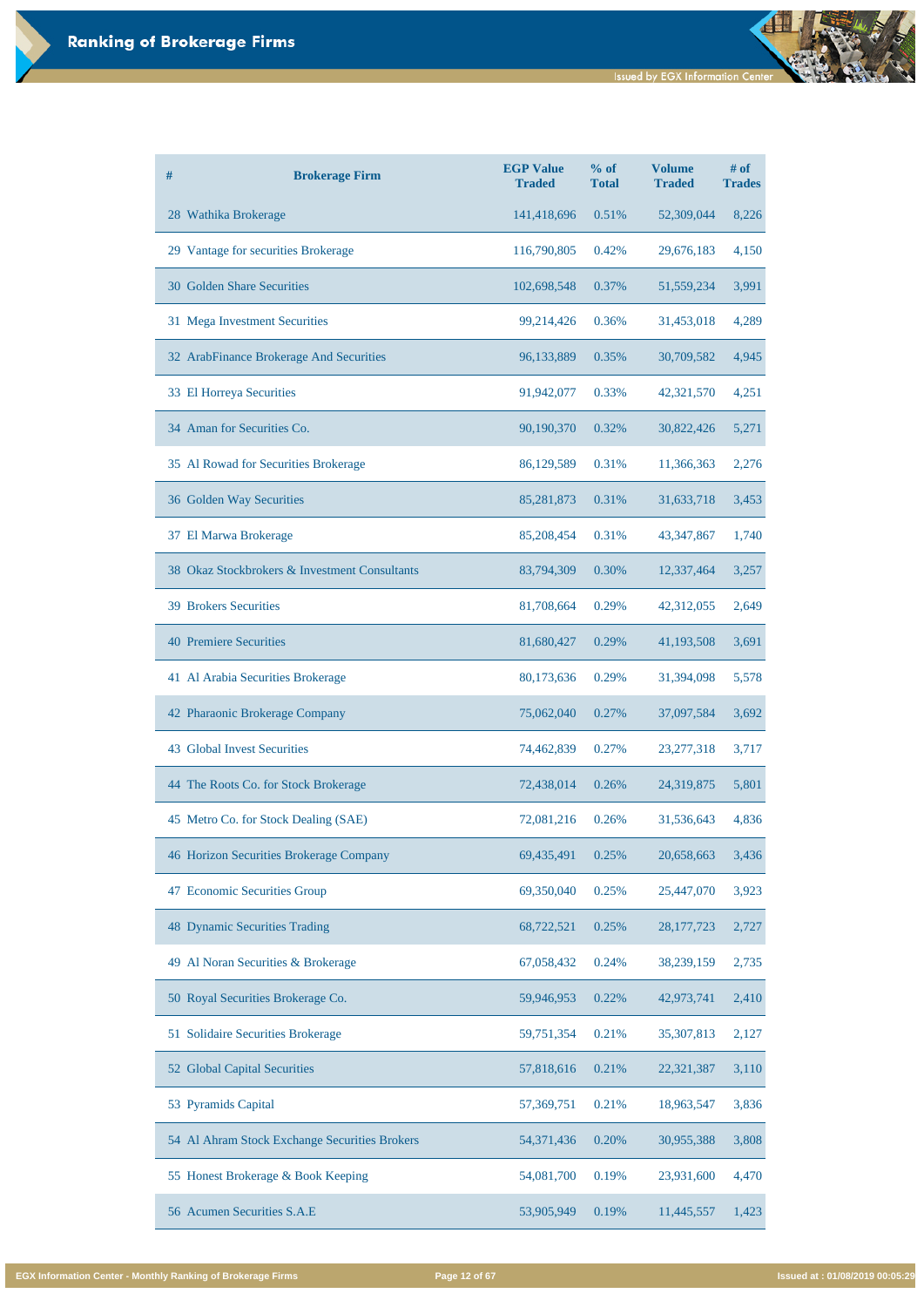# Ranking of Brokerage Firms

| # | Brokerage Firm | EGP Value Traded | % of Total | Volume Traded | # of Trades |
|---|---|---|---|---|---|
| 28 | Wathika Brokerage | 141,418,696 | 0.51% | 52,309,044 | 8,226 |
| 29 | Vantage for securities Brokerage | 116,790,805 | 0.42% | 29,676,183 | 4,150 |
| 30 | Golden Share Securities | 102,698,548 | 0.37% | 51,559,234 | 3,991 |
| 31 | Mega Investment Securities | 99,214,426 | 0.36% | 31,453,018 | 4,289 |
| 32 | ArabFinance Brokerage And Securities | 96,133,889 | 0.35% | 30,709,582 | 4,945 |
| 33 | El Horreya Securities | 91,942,077 | 0.33% | 42,321,570 | 4,251 |
| 34 | Aman for Securities Co. | 90,190,370 | 0.32% | 30,822,426 | 5,271 |
| 35 | Al Rowad for Securities Brokerage | 86,129,589 | 0.31% | 11,366,363 | 2,276 |
| 36 | Golden Way Securities | 85,281,873 | 0.31% | 31,633,718 | 3,453 |
| 37 | El Marwa Brokerage | 85,208,454 | 0.31% | 43,347,867 | 1,740 |
| 38 | Okaz Stockbrokers & Investment Consultants | 83,794,309 | 0.30% | 12,337,464 | 3,257 |
| 39 | Brokers Securities | 81,708,664 | 0.29% | 42,312,055 | 2,649 |
| 40 | Premiere Securities | 81,680,427 | 0.29% | 41,193,508 | 3,691 |
| 41 | Al Arabia Securities Brokerage | 80,173,636 | 0.29% | 31,394,098 | 5,578 |
| 42 | Pharaonic Brokerage Company | 75,062,040 | 0.27% | 37,097,584 | 3,692 |
| 43 | Global Invest Securities | 74,462,839 | 0.27% | 23,277,318 | 3,717 |
| 44 | The Roots Co. for Stock Brokerage | 72,438,014 | 0.26% | 24,319,875 | 5,801 |
| 45 | Metro Co. for Stock Dealing (SAE) | 72,081,216 | 0.26% | 31,536,643 | 4,836 |
| 46 | Horizon Securities Brokerage Company | 69,435,491 | 0.25% | 20,658,663 | 3,436 |
| 47 | Economic Securities Group | 69,350,040 | 0.25% | 25,447,070 | 3,923 |
| 48 | Dynamic Securities Trading | 68,722,521 | 0.25% | 28,177,723 | 2,727 |
| 49 | Al Noran Securities & Brokerage | 67,058,432 | 0.24% | 38,239,159 | 2,735 |
| 50 | Royal Securities Brokerage Co. | 59,946,953 | 0.22% | 42,973,741 | 2,410 |
| 51 | Solidaire Securities Brokerage | 59,751,354 | 0.21% | 35,307,813 | 2,127 |
| 52 | Global Capital Securities | 57,818,616 | 0.21% | 22,321,387 | 3,110 |
| 53 | Pyramids Capital | 57,369,751 | 0.21% | 18,963,547 | 3,836 |
| 54 | Al Ahram Stock Exchange Securities Brokers | 54,371,436 | 0.20% | 30,955,388 | 3,808 |
| 55 | Honest Brokerage & Book Keeping | 54,081,700 | 0.19% | 23,931,600 | 4,470 |
| 56 | Acumen Securities S.A.E | 53,905,949 | 0.19% | 11,445,557 | 1,423 |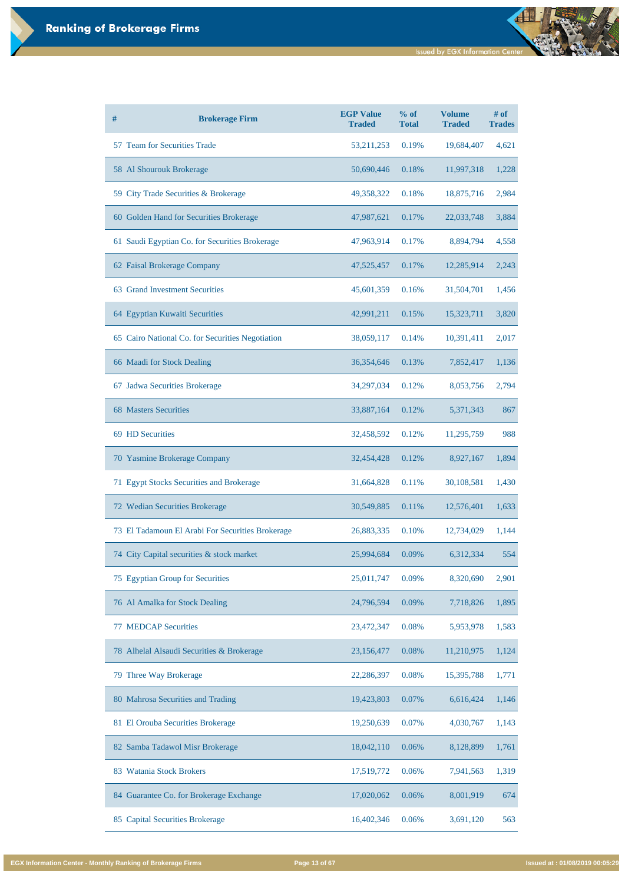# Ranking of Brokerage Firms

| # | Brokerage Firm | EGP Value Traded | % of Total | Volume Traded | # of Trades |
|---|---|---|---|---|---|
| 57 | Team for Securities Trade | 53,211,253 | 0.19% | 19,684,407 | 4,621 |
| 58 | Al Shourouk Brokerage | 50,690,446 | 0.18% | 11,997,318 | 1,228 |
| 59 | City Trade Securities & Brokerage | 49,358,322 | 0.18% | 18,875,716 | 2,984 |
| 60 | Golden Hand for Securities Brokerage | 47,987,621 | 0.17% | 22,033,748 | 3,884 |
| 61 | Saudi Egyptian Co. for Securities Brokerage | 47,963,914 | 0.17% | 8,894,794 | 4,558 |
| 62 | Faisal Brokerage Company | 47,525,457 | 0.17% | 12,285,914 | 2,243 |
| 63 | Grand Investment Securities | 45,601,359 | 0.16% | 31,504,701 | 1,456 |
| 64 | Egyptian Kuwaiti Securities | 42,991,211 | 0.15% | 15,323,711 | 3,820 |
| 65 | Cairo National Co. for Securities Negotiation | 38,059,117 | 0.14% | 10,391,411 | 2,017 |
| 66 | Maadi for Stock Dealing | 36,354,646 | 0.13% | 7,852,417 | 1,136 |
| 67 | Jadwa Securities Brokerage | 34,297,034 | 0.12% | 8,053,756 | 2,794 |
| 68 | Masters Securities | 33,887,164 | 0.12% | 5,371,343 | 867 |
| 69 | HD Securities | 32,458,592 | 0.12% | 11,295,759 | 988 |
| 70 | Yasmine Brokerage Company | 32,454,428 | 0.12% | 8,927,167 | 1,894 |
| 71 | Egypt Stocks Securities and Brokerage | 31,664,828 | 0.11% | 30,108,581 | 1,430 |
| 72 | Wedian Securities Brokerage | 30,549,885 | 0.11% | 12,576,401 | 1,633 |
| 73 | El Tadamoun El Arabi For Securities Brokerage | 26,883,335 | 0.10% | 12,734,029 | 1,144 |
| 74 | City Capital securities & stock market | 25,994,684 | 0.09% | 6,312,334 | 554 |
| 75 | Egyptian Group for Securities | 25,011,747 | 0.09% | 8,320,690 | 2,901 |
| 76 | Al Amalka for Stock Dealing | 24,796,594 | 0.09% | 7,718,826 | 1,895 |
| 77 | MEDCAP Securities | 23,472,347 | 0.08% | 5,953,978 | 1,583 |
| 78 | Alhelal Alsaudi Securities & Brokerage | 23,156,477 | 0.08% | 11,210,975 | 1,124 |
| 79 | Three Way Brokerage | 22,286,397 | 0.08% | 15,395,788 | 1,771 |
| 80 | Mahrosa Securities and Trading | 19,423,803 | 0.07% | 6,616,424 | 1,146 |
| 81 | El Orouba Securities Brokerage | 19,250,639 | 0.07% | 4,030,767 | 1,143 |
| 82 | Samba Tadawol Misr Brokerage | 18,042,110 | 0.06% | 8,128,899 | 1,761 |
| 83 | Watania Stock Brokers | 17,519,772 | 0.06% | 7,941,563 | 1,319 |
| 84 | Guarantee Co. for Brokerage Exchange | 17,020,062 | 0.06% | 8,001,919 | 674 |
| 85 | Capital Securities Brokerage | 16,402,346 | 0.06% | 3,691,120 | 563 |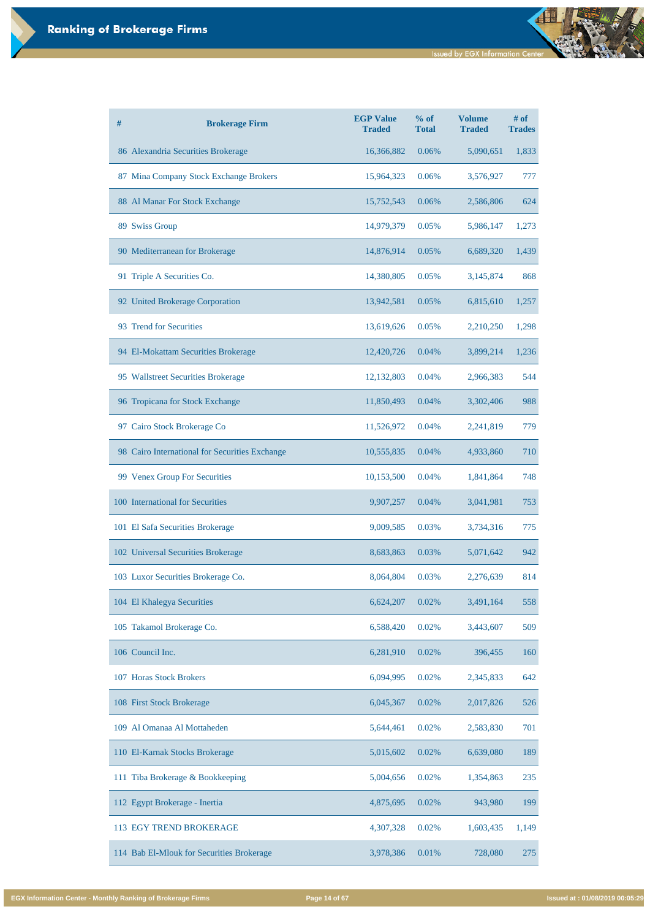# Ranking of Brokerage Firms

| # | Brokerage Firm | EGP Value Traded | % of Total | Volume Traded | # of Trades |
|---|---|---|---|---|---|
| 86 | Alexandria Securities Brokerage | 16,366,882 | 0.06% | 5,090,651 | 1,833 |
| 87 | Mina Company Stock Exchange Brokers | 15,964,323 | 0.06% | 3,576,927 | 777 |
| 88 | Al Manar For Stock Exchange | 15,752,543 | 0.06% | 2,586,806 | 624 |
| 89 | Swiss Group | 14,979,379 | 0.05% | 5,986,147 | 1,273 |
| 90 | Mediterranean for Brokerage | 14,876,914 | 0.05% | 6,689,320 | 1,439 |
| 91 | Triple A Securities Co. | 14,380,805 | 0.05% | 3,145,874 | 868 |
| 92 | United Brokerage Corporation | 13,942,581 | 0.05% | 6,815,610 | 1,257 |
| 93 | Trend for Securities | 13,619,626 | 0.05% | 2,210,250 | 1,298 |
| 94 | El-Mokattam Securities Brokerage | 12,420,726 | 0.04% | 3,899,214 | 1,236 |
| 95 | Wallstreet Securities Brokerage | 12,132,803 | 0.04% | 2,966,383 | 544 |
| 96 | Tropicana for Stock Exchange | 11,850,493 | 0.04% | 3,302,406 | 988 |
| 97 | Cairo Stock Brokerage Co | 11,526,972 | 0.04% | 2,241,819 | 779 |
| 98 | Cairo International for Securities Exchange | 10,555,835 | 0.04% | 4,933,860 | 710 |
| 99 | Venex Group For Securities | 10,153,500 | 0.04% | 1,841,864 | 748 |
| 100 | International for Securities | 9,907,257 | 0.04% | 3,041,981 | 753 |
| 101 | El Safa Securities Brokerage | 9,009,585 | 0.03% | 3,734,316 | 775 |
| 102 | Universal Securities Brokerage | 8,683,863 | 0.03% | 5,071,642 | 942 |
| 103 | Luxor Securities Brokerage Co. | 8,064,804 | 0.03% | 2,276,639 | 814 |
| 104 | El Khalegya Securities | 6,624,207 | 0.02% | 3,491,164 | 558 |
| 105 | Takamol Brokerage Co. | 6,588,420 | 0.02% | 3,443,607 | 509 |
| 106 | Council Inc. | 6,281,910 | 0.02% | 396,455 | 160 |
| 107 | Horas Stock Brokers | 6,094,995 | 0.02% | 2,345,833 | 642 |
| 108 | First Stock Brokerage | 6,045,367 | 0.02% | 2,017,826 | 526 |
| 109 | Al Omanaa Al Mottaheden | 5,644,461 | 0.02% | 2,583,830 | 701 |
| 110 | El-Karnak Stocks Brokerage | 5,015,602 | 0.02% | 6,639,080 | 189 |
| 111 | Tiba Brokerage & Bookkeeping | 5,004,656 | 0.02% | 1,354,863 | 235 |
| 112 | Egypt Brokerage - Inertia | 4,875,695 | 0.02% | 943,980 | 199 |
| 113 | EGY TREND BROKERAGE | 4,307,328 | 0.02% | 1,603,435 | 1,149 |
| 114 | Bab El-Mlouk for Securities Brokerage | 3,978,386 | 0.01% | 728,080 | 275 |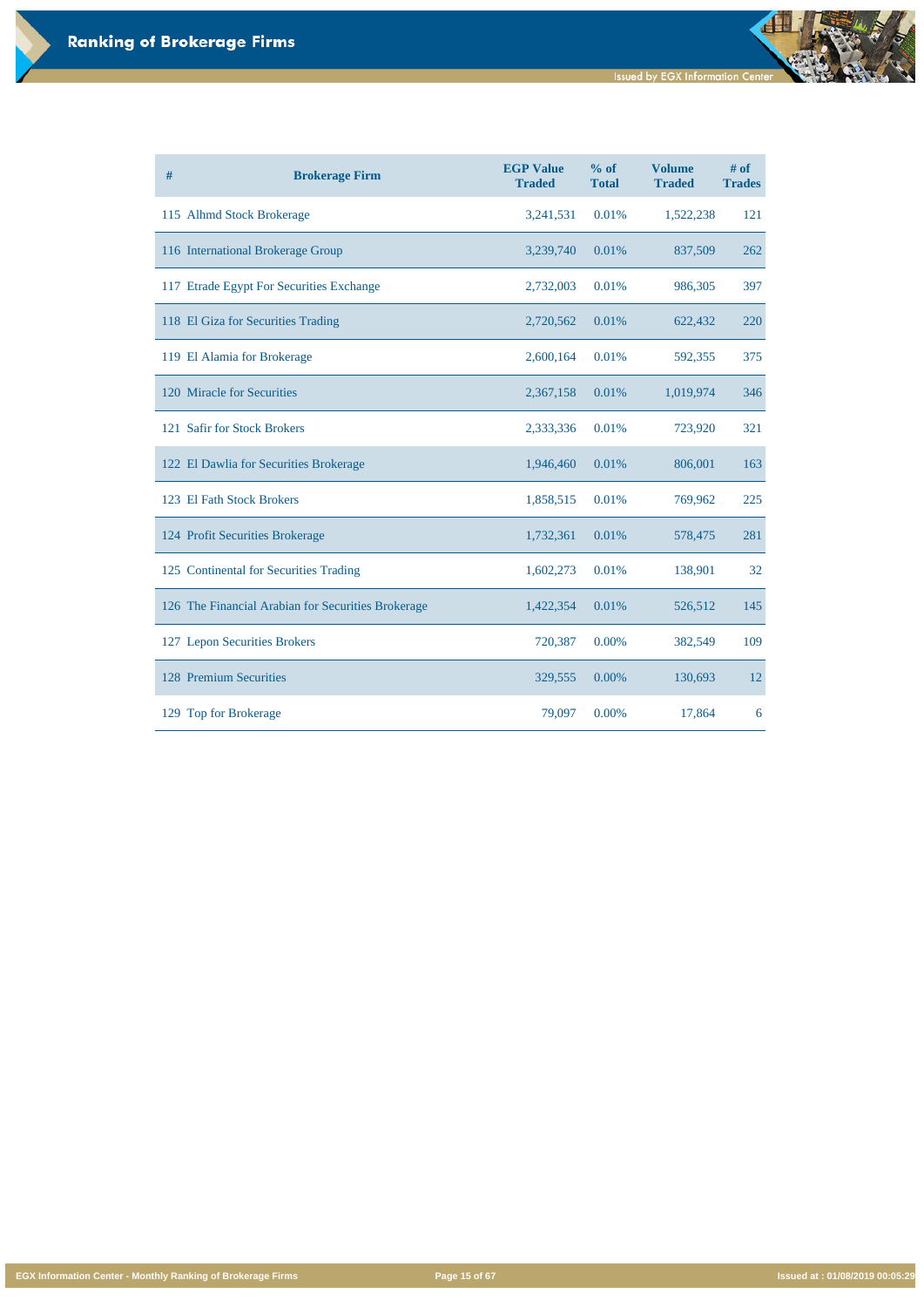# Ranking of Brokerage Firms

| # | Brokerage Firm | EGP Value Traded | % of Total | Volume Traded | # of Trades |
|---|---|---|---|---|---|
| 115 | Alhmd Stock Brokerage | 3,241,531 | 0.01% | 1,522,238 | 121 |
| 116 | International Brokerage Group | 3,239,740 | 0.01% | 837,509 | 262 |
| 117 | Etrade Egypt For Securities Exchange | 2,732,003 | 0.01% | 986,305 | 397 |
| 118 | El Giza for Securities Trading | 2,720,562 | 0.01% | 622,432 | 220 |
| 119 | El Alamia for Brokerage | 2,600,164 | 0.01% | 592,355 | 375 |
| 120 | Miracle for Securities | 2,367,158 | 0.01% | 1,019,974 | 346 |
| 121 | Safir for Stock Brokers | 2,333,336 | 0.01% | 723,920 | 321 |
| 122 | El Dawlia for Securities Brokerage | 1,946,460 | 0.01% | 806,001 | 163 |
| 123 | El Fath Stock Brokers | 1,858,515 | 0.01% | 769,962 | 225 |
| 124 | Profit Securities Brokerage | 1,732,361 | 0.01% | 578,475 | 281 |
| 125 | Continental for Securities Trading | 1,602,273 | 0.01% | 138,901 | 32 |
| 126 | The Financial Arabian for Securities Brokerage | 1,422,354 | 0.01% | 526,512 | 145 |
| 127 | Lepon Securities Brokers | 720,387 | 0.00% | 382,549 | 109 |
| 128 | Premium Securities | 329,555 | 0.00% | 130,693 | 12 |
| 129 | Top for Brokerage | 79,097 | 0.00% | 17,864 | 6 |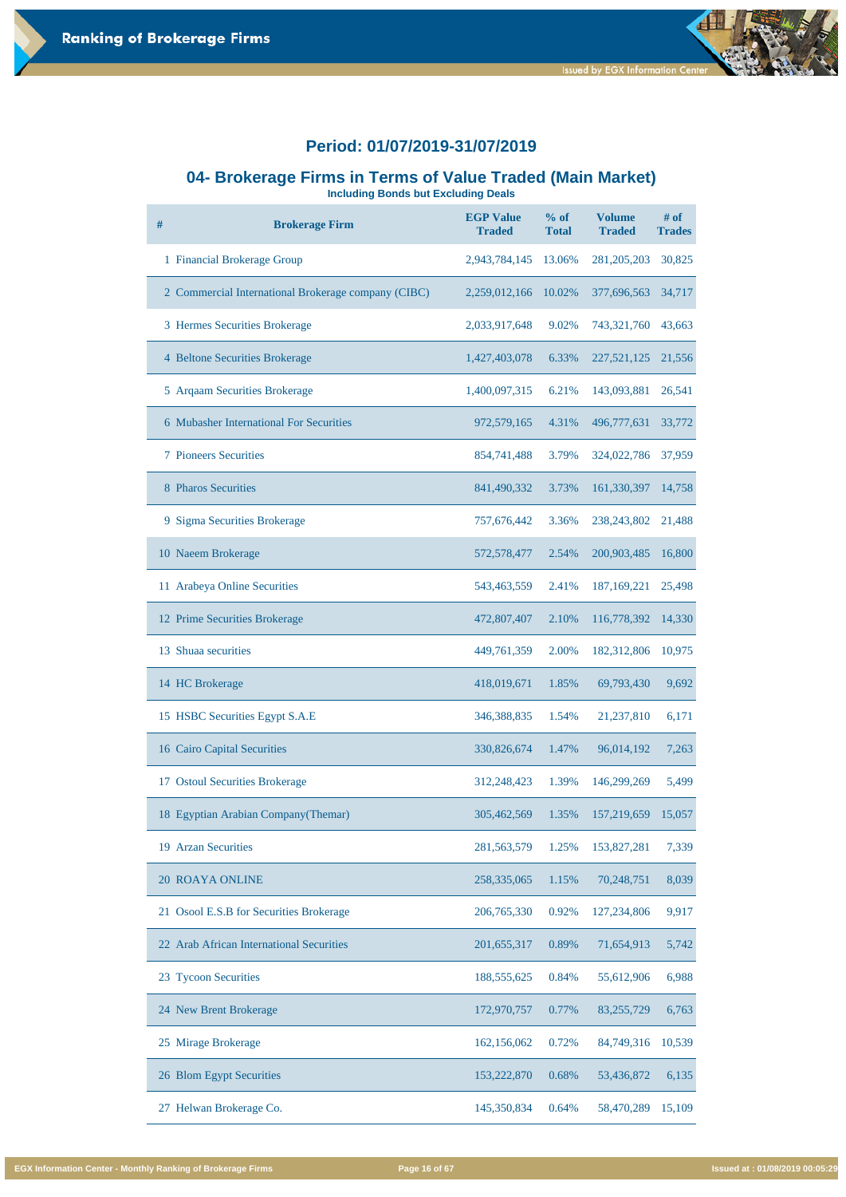## Period: 01/07/2019-31/07/2019

## 04- Brokerage Firms in Terms of Value Traded (Main Market)

**Including Bonds but Excluding Deals**

| # | Brokerage Firm | EGP Value Traded | % of Total | Volume Traded | # of Trades |
|---|---|---|---|---|---|
| 1 | Financial Brokerage Group | 2,943,784,145 | 13.06% | 281,205,203 | 30,825 |
| 2 | Commercial International Brokerage company (CIBC) | 2,259,012,166 | 10.02% | 377,696,563 | 34,717 |
| 3 | Hermes Securities Brokerage | 2,033,917,648 | 9.02% | 743,321,760 | 43,663 |
| 4 | Beltone Securities Brokerage | 1,427,403,078 | 6.33% | 227,521,125 | 21,556 |
| 5 | Arqaam Securities Brokerage | 1,400,097,315 | 6.21% | 143,093,881 | 26,541 |
| 6 | Mubasher International For Securities | 972,579,165 | 4.31% | 496,777,631 | 33,772 |
| 7 | Pioneers Securities | 854,741,488 | 3.79% | 324,022,786 | 37,959 |
| 8 | Pharos Securities | 841,490,332 | 3.73% | 161,330,397 | 14,758 |
| 9 | Sigma Securities Brokerage | 757,676,442 | 3.36% | 238,243,802 | 21,488 |
| 10 | Naeem Brokerage | 572,578,477 | 2.54% | 200,903,485 | 16,800 |
| 11 | Arabeya Online Securities | 543,463,559 | 2.41% | 187,169,221 | 25,498 |
| 12 | Prime Securities Brokerage | 472,807,407 | 2.10% | 116,778,392 | 14,330 |
| 13 | Shuaa securities | 449,761,359 | 2.00% | 182,312,806 | 10,975 |
| 14 | HC Brokerage | 418,019,671 | 1.85% | 69,793,430 | 9,692 |
| 15 | HSBC Securities Egypt S.A.E | 346,388,835 | 1.54% | 21,237,810 | 6,171 |
| 16 | Cairo Capital Securities | 330,826,674 | 1.47% | 96,014,192 | 7,263 |
| 17 | Ostoul Securities Brokerage | 312,248,423 | 1.39% | 146,299,269 | 5,499 |
| 18 | Egyptian Arabian Company(Themar) | 305,462,569 | 1.35% | 157,219,659 | 15,057 |
| 19 | Arzan Securities | 281,563,579 | 1.25% | 153,827,281 | 7,339 |
| 20 | ROAYA ONLINE | 258,335,065 | 1.15% | 70,248,751 | 8,039 |
| 21 | Osool E.S.B for Securities Brokerage | 206,765,330 | 0.92% | 127,234,806 | 9,917 |
| 22 | Arab African International Securities | 201,655,317 | 0.89% | 71,654,913 | 5,742 |
| 23 | Tycoon Securities | 188,555,625 | 0.84% | 55,612,906 | 6,988 |
| 24 | New Brent Brokerage | 172,970,757 | 0.77% | 83,255,729 | 6,763 |
| 25 | Mirage Brokerage | 162,156,062 | 0.72% | 84,749,316 | 10,539 |
| 26 | Blom Egypt Securities | 153,222,870 | 0.68% | 53,436,872 | 6,135 |
| 27 | Helwan Brokerage Co. | 145,350,834 | 0.64% | 58,470,289 | 15,109 |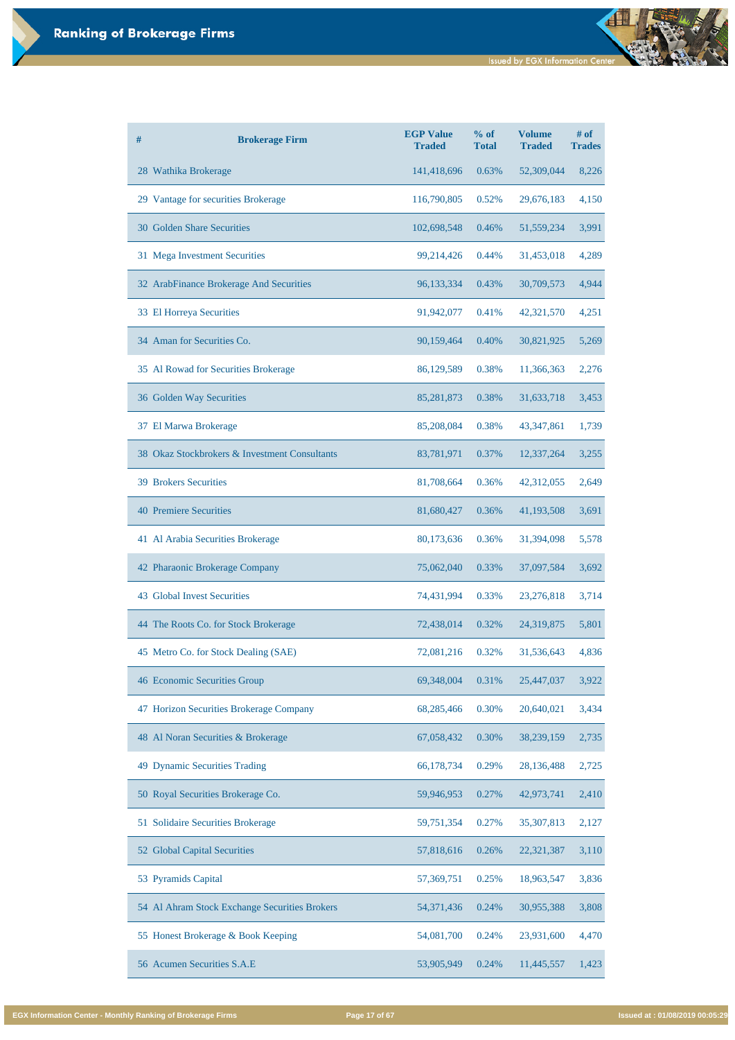# Ranking of Brokerage Firms

| # | Brokerage Firm | EGP Value Traded | % of Total | Volume Traded | # of Trades |
|---|---|---|---|---|---|
| 28 | Wathika Brokerage | 141,418,696 | 0.63% | 52,309,044 | 8,226 |
| 29 | Vantage for securities Brokerage | 116,790,805 | 0.52% | 29,676,183 | 4,150 |
| 30 | Golden Share Securities | 102,698,548 | 0.46% | 51,559,234 | 3,991 |
| 31 | Mega Investment Securities | 99,214,426 | 0.44% | 31,453,018 | 4,289 |
| 32 | ArabFinance Brokerage And Securities | 96,133,334 | 0.43% | 30,709,573 | 4,944 |
| 33 | El Horreya Securities | 91,942,077 | 0.41% | 42,321,570 | 4,251 |
| 34 | Aman for Securities Co. | 90,159,464 | 0.40% | 30,821,925 | 5,269 |
| 35 | Al Rowad for Securities Brokerage | 86,129,589 | 0.38% | 11,366,363 | 2,276 |
| 36 | Golden Way Securities | 85,281,873 | 0.38% | 31,633,718 | 3,453 |
| 37 | El Marwa Brokerage | 85,208,084 | 0.38% | 43,347,861 | 1,739 |
| 38 | Okaz Stockbrokers & Investment Consultants | 83,781,971 | 0.37% | 12,337,264 | 3,255 |
| 39 | Brokers Securities | 81,708,664 | 0.36% | 42,312,055 | 2,649 |
| 40 | Premiere Securities | 81,680,427 | 0.36% | 41,193,508 | 3,691 |
| 41 | Al Arabia Securities Brokerage | 80,173,636 | 0.36% | 31,394,098 | 5,578 |
| 42 | Pharaonic Brokerage Company | 75,062,040 | 0.33% | 37,097,584 | 3,692 |
| 43 | Global Invest Securities | 74,431,994 | 0.33% | 23,276,818 | 3,714 |
| 44 | The Roots Co. for Stock Brokerage | 72,438,014 | 0.32% | 24,319,875 | 5,801 |
| 45 | Metro Co. for Stock Dealing (SAE) | 72,081,216 | 0.32% | 31,536,643 | 4,836 |
| 46 | Economic Securities Group | 69,348,004 | 0.31% | 25,447,037 | 3,922 |
| 47 | Horizon Securities Brokerage Company | 68,285,466 | 0.30% | 20,640,021 | 3,434 |
| 48 | Al Noran Securities & Brokerage | 67,058,432 | 0.30% | 38,239,159 | 2,735 |
| 49 | Dynamic Securities Trading | 66,178,734 | 0.29% | 28,136,488 | 2,725 |
| 50 | Royal Securities Brokerage Co. | 59,946,953 | 0.27% | 42,973,741 | 2,410 |
| 51 | Solidaire Securities Brokerage | 59,751,354 | 0.27% | 35,307,813 | 2,127 |
| 52 | Global Capital Securities | 57,818,616 | 0.26% | 22,321,387 | 3,110 |
| 53 | Pyramids Capital | 57,369,751 | 0.25% | 18,963,547 | 3,836 |
| 54 | Al Ahram Stock Exchange Securities Brokers | 54,371,436 | 0.24% | 30,955,388 | 3,808 |
| 55 | Honest Brokerage & Book Keeping | 54,081,700 | 0.24% | 23,931,600 | 4,470 |
| 56 | Acumen Securities S.A.E | 53,905,949 | 0.24% | 11,445,557 | 1,423 |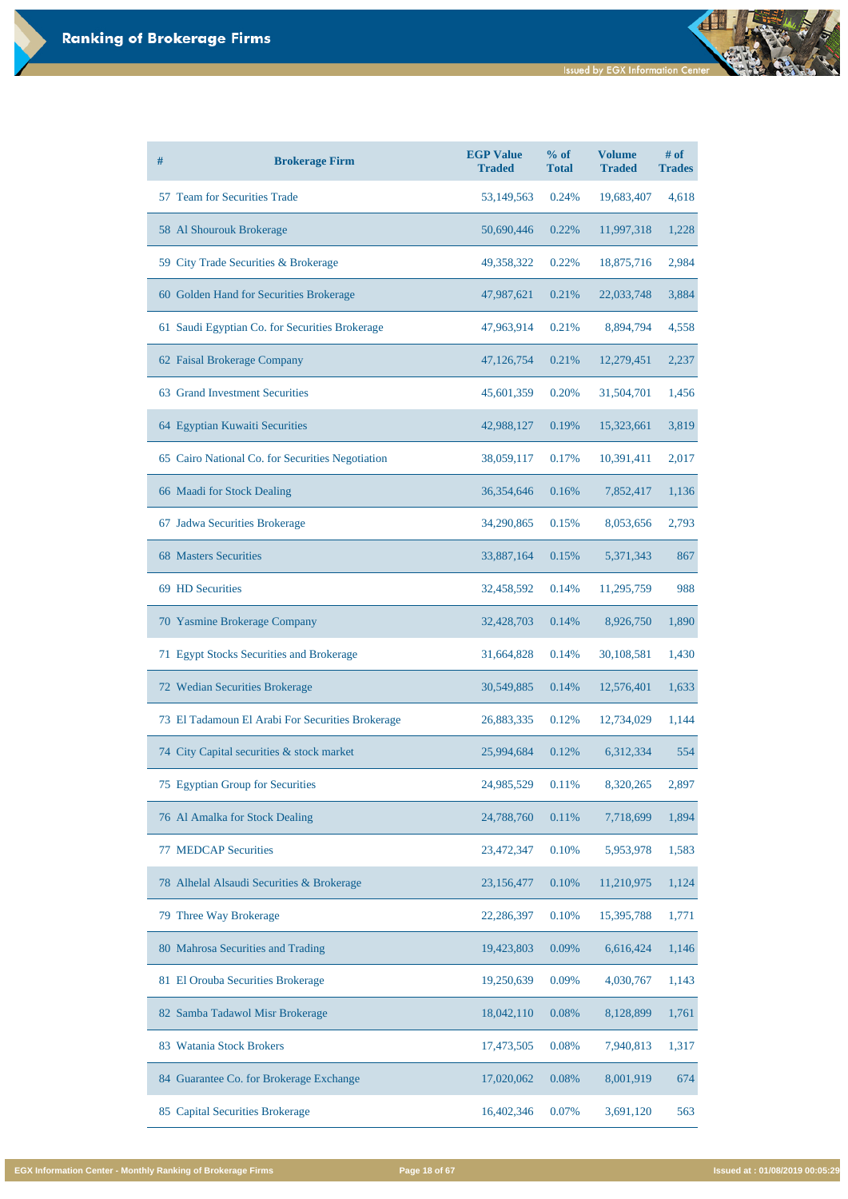# Ranking of Brokerage Firms

Issued by EGX Information Center

| # | Brokerage Firm | EGP Value Traded | % of Total | Volume Traded | # of Trades |
|---|---|---|---|---|---|
| 57 | Team for Securities Trade | 53,149,563 | 0.24% | 19,683,407 | 4,618 |
| 58 | Al Shourouk Brokerage | 50,690,446 | 0.22% | 11,997,318 | 1,228 |
| 59 | City Trade Securities & Brokerage | 49,358,322 | 0.22% | 18,875,716 | 2,984 |
| 60 | Golden Hand for Securities Brokerage | 47,987,621 | 0.21% | 22,033,748 | 3,884 |
| 61 | Saudi Egyptian Co. for Securities Brokerage | 47,963,914 | 0.21% | 8,894,794 | 4,558 |
| 62 | Faisal Brokerage Company | 47,126,754 | 0.21% | 12,279,451 | 2,237 |
| 63 | Grand Investment Securities | 45,601,359 | 0.20% | 31,504,701 | 1,456 |
| 64 | Egyptian Kuwaiti Securities | 42,988,127 | 0.19% | 15,323,661 | 3,819 |
| 65 | Cairo National Co. for Securities Negotiation | 38,059,117 | 0.17% | 10,391,411 | 2,017 |
| 66 | Maadi for Stock Dealing | 36,354,646 | 0.16% | 7,852,417 | 1,136 |
| 67 | Jadwa Securities Brokerage | 34,290,865 | 0.15% | 8,053,656 | 2,793 |
| 68 | Masters Securities | 33,887,164 | 0.15% | 5,371,343 | 867 |
| 69 | HD Securities | 32,458,592 | 0.14% | 11,295,759 | 988 |
| 70 | Yasmine Brokerage Company | 32,428,703 | 0.14% | 8,926,750 | 1,890 |
| 71 | Egypt Stocks Securities and Brokerage | 31,664,828 | 0.14% | 30,108,581 | 1,430 |
| 72 | Wedian Securities Brokerage | 30,549,885 | 0.14% | 12,576,401 | 1,633 |
| 73 | El Tadamoun El Arabi For Securities Brokerage | 26,883,335 | 0.12% | 12,734,029 | 1,144 |
| 74 | City Capital securities & stock market | 25,994,684 | 0.12% | 6,312,334 | 554 |
| 75 | Egyptian Group for Securities | 24,985,529 | 0.11% | 8,320,265 | 2,897 |
| 76 | Al Amalka for Stock Dealing | 24,788,760 | 0.11% | 7,718,699 | 1,894 |
| 77 | MEDCAP Securities | 23,472,347 | 0.10% | 5,953,978 | 1,583 |
| 78 | Alhelal Alsaudi Securities & Brokerage | 23,156,477 | 0.10% | 11,210,975 | 1,124 |
| 79 | Three Way Brokerage | 22,286,397 | 0.10% | 15,395,788 | 1,771 |
| 80 | Mahrosa Securities and Trading | 19,423,803 | 0.09% | 6,616,424 | 1,146 |
| 81 | El Orouba Securities Brokerage | 19,250,639 | 0.09% | 4,030,767 | 1,143 |
| 82 | Samba Tadawol Misr Brokerage | 18,042,110 | 0.08% | 8,128,899 | 1,761 |
| 83 | Watania Stock Brokers | 17,473,505 | 0.08% | 7,940,813 | 1,317 |
| 84 | Guarantee Co. for Brokerage Exchange | 17,020,062 | 0.08% | 8,001,919 | 674 |
| 85 | Capital Securities Brokerage | 16,402,346 | 0.07% | 3,691,120 | 563 |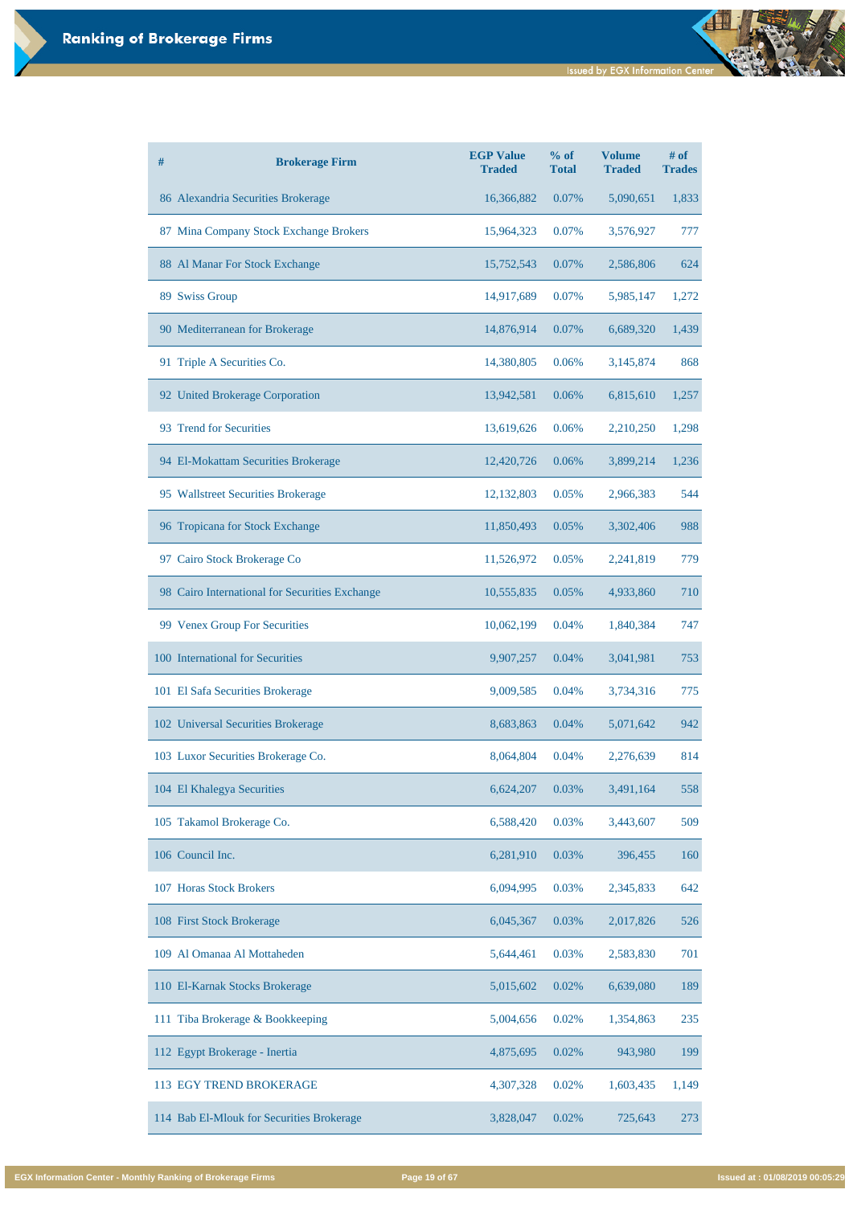# Ranking of Brokerage Firms

| # | Brokerage Firm | EGP Value Traded | % of Total | Volume Traded | # of Trades |
|---|---|---|---|---|---|
| 86 | Alexandria Securities Brokerage | 16,366,882 | 0.07% | 5,090,651 | 1,833 |
| 87 | Mina Company Stock Exchange Brokers | 15,964,323 | 0.07% | 3,576,927 | 777 |
| 88 | Al Manar For Stock Exchange | 15,752,543 | 0.07% | 2,586,806 | 624 |
| 89 | Swiss Group | 14,917,689 | 0.07% | 5,985,147 | 1,272 |
| 90 | Mediterranean for Brokerage | 14,876,914 | 0.07% | 6,689,320 | 1,439 |
| 91 | Triple A Securities Co. | 14,380,805 | 0.06% | 3,145,874 | 868 |
| 92 | United Brokerage Corporation | 13,942,581 | 0.06% | 6,815,610 | 1,257 |
| 93 | Trend for Securities | 13,619,626 | 0.06% | 2,210,250 | 1,298 |
| 94 | El-Mokattam Securities Brokerage | 12,420,726 | 0.06% | 3,899,214 | 1,236 |
| 95 | Wallstreet Securities Brokerage | 12,132,803 | 0.05% | 2,966,383 | 544 |
| 96 | Tropicana for Stock Exchange | 11,850,493 | 0.05% | 3,302,406 | 988 |
| 97 | Cairo Stock Brokerage Co | 11,526,972 | 0.05% | 2,241,819 | 779 |
| 98 | Cairo International for Securities Exchange | 10,555,835 | 0.05% | 4,933,860 | 710 |
| 99 | Venex Group For Securities | 10,062,199 | 0.04% | 1,840,384 | 747 |
| 100 | International for Securities | 9,907,257 | 0.04% | 3,041,981 | 753 |
| 101 | El Safa Securities Brokerage | 9,009,585 | 0.04% | 3,734,316 | 775 |
| 102 | Universal Securities Brokerage | 8,683,863 | 0.04% | 5,071,642 | 942 |
| 103 | Luxor Securities Brokerage Co. | 8,064,804 | 0.04% | 2,276,639 | 814 |
| 104 | El Khalegya Securities | 6,624,207 | 0.03% | 3,491,164 | 558 |
| 105 | Takamol Brokerage Co. | 6,588,420 | 0.03% | 3,443,607 | 509 |
| 106 | Council Inc. | 6,281,910 | 0.03% | 396,455 | 160 |
| 107 | Horas Stock Brokers | 6,094,995 | 0.03% | 2,345,833 | 642 |
| 108 | First Stock Brokerage | 6,045,367 | 0.03% | 2,017,826 | 526 |
| 109 | Al Omanaa Al Mottaheden | 5,644,461 | 0.03% | 2,583,830 | 701 |
| 110 | El-Karnak Stocks Brokerage | 5,015,602 | 0.02% | 6,639,080 | 189 |
| 111 | Tiba Brokerage & Bookkeeping | 5,004,656 | 0.02% | 1,354,863 | 235 |
| 112 | Egypt Brokerage - Inertia | 4,875,695 | 0.02% | 943,980 | 199 |
| 113 | EGY TREND BROKERAGE | 4,307,328 | 0.02% | 1,603,435 | 1,149 |
| 114 | Bab El-Mlouk for Securities Brokerage | 3,828,047 | 0.02% | 725,643 | 273 |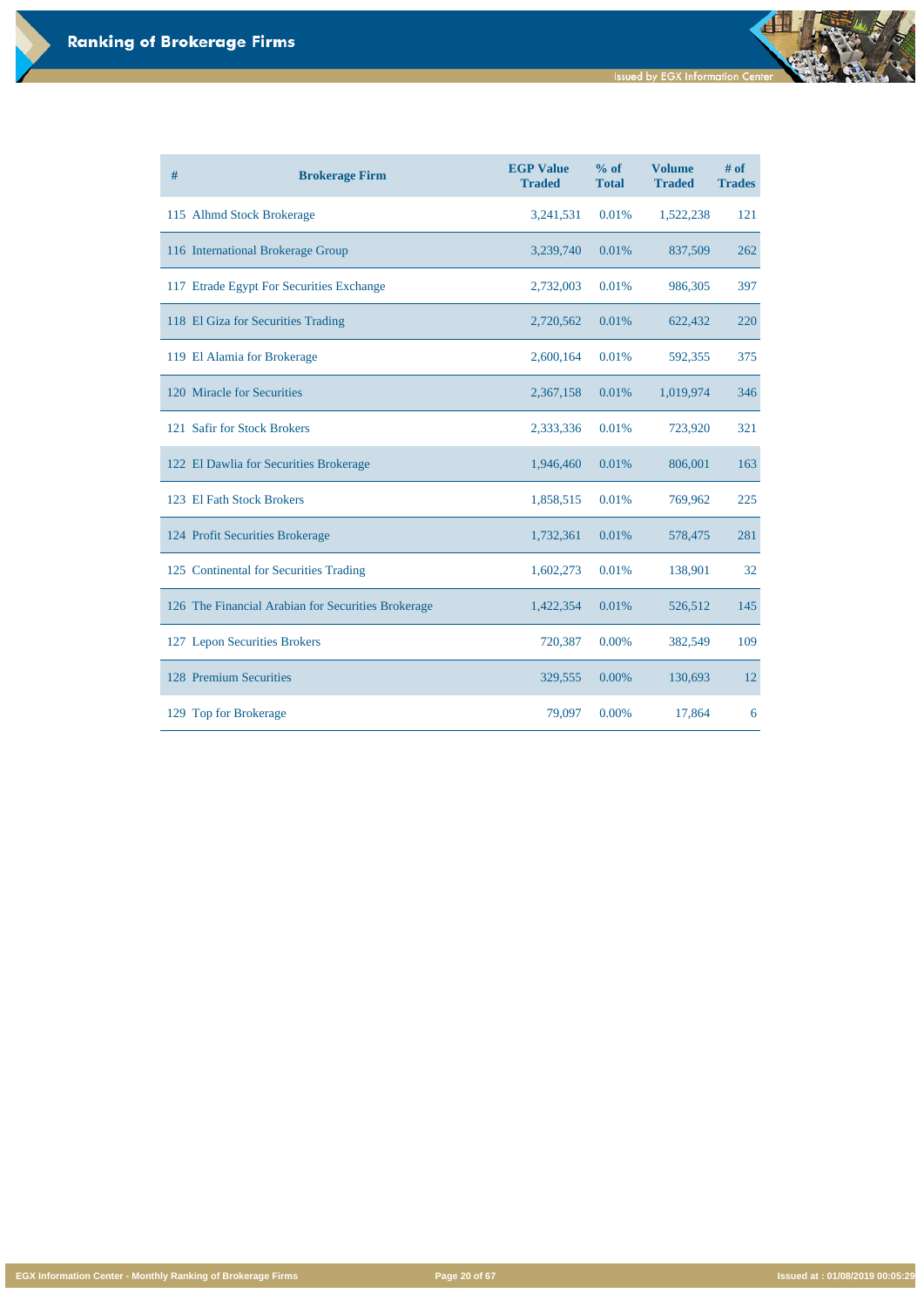# Ranking of Brokerage Firms

Issued by EGX Information Center

| # | Brokerage Firm | EGP Value Traded | % of Total | Volume Traded | # of Trades |
|---|---|---|---|---|---|
| 115 | Alhmd Stock Brokerage | 3,241,531 | 0.01% | 1,522,238 | 121 |
| 116 | International Brokerage Group | 3,239,740 | 0.01% | 837,509 | 262 |
| 117 | Etrade Egypt For Securities Exchange | 2,732,003 | 0.01% | 986,305 | 397 |
| 118 | El Giza for Securities Trading | 2,720,562 | 0.01% | 622,432 | 220 |
| 119 | El Alamia for Brokerage | 2,600,164 | 0.01% | 592,355 | 375 |
| 120 | Miracle for Securities | 2,367,158 | 0.01% | 1,019,974 | 346 |
| 121 | Safir for Stock Brokers | 2,333,336 | 0.01% | 723,920 | 321 |
| 122 | El Dawlia for Securities Brokerage | 1,946,460 | 0.01% | 806,001 | 163 |
| 123 | El Fath Stock Brokers | 1,858,515 | 0.01% | 769,962 | 225 |
| 124 | Profit Securities Brokerage | 1,732,361 | 0.01% | 578,475 | 281 |
| 125 | Continental for Securities Trading | 1,602,273 | 0.01% | 138,901 | 32 |
| 126 | The Financial Arabian for Securities Brokerage | 1,422,354 | 0.01% | 526,512 | 145 |
| 127 | Lepon Securities Brokers | 720,387 | 0.00% | 382,549 | 109 |
| 128 | Premium Securities | 329,555 | 0.00% | 130,693 | 12 |
| 129 | Top for Brokerage | 79,097 | 0.00% | 17,864 | 6 |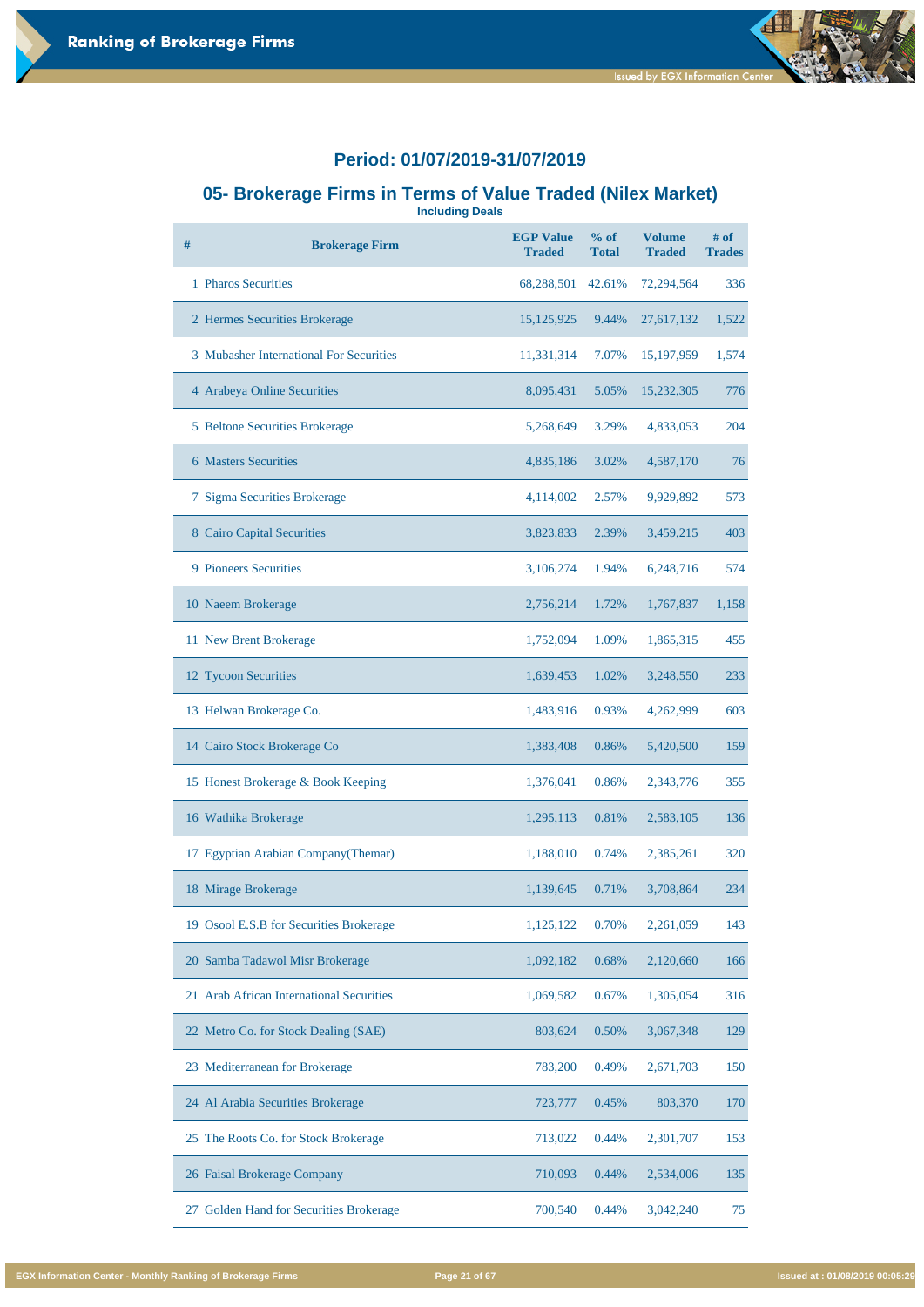## Period: 01/07/2019-31/07/2019

## 05- Brokerage Firms in Terms of Value Traded (Nilex Market)

**Including Deals**

| # | Brokerage Firm | EGP Value Traded | % of Total | Volume Traded | # of Trades |
|---|---|---|---|---|---|
| 1 | Pharos Securities | 68,288,501 | 42.61% | 72,294,564 | 336 |
| 2 | Hermes Securities Brokerage | 15,125,925 | 9.44% | 27,617,132 | 1,522 |
| 3 | Mubasher International For Securities | 11,331,314 | 7.07% | 15,197,959 | 1,574 |
| 4 | Arabeya Online Securities | 8,095,431 | 5.05% | 15,232,305 | 776 |
| 5 | Beltone Securities Brokerage | 5,268,649 | 3.29% | 4,833,053 | 204 |
| 6 | Masters Securities | 4,835,186 | 3.02% | 4,587,170 | 76 |
| 7 | Sigma Securities Brokerage | 4,114,002 | 2.57% | 9,929,892 | 573 |
| 8 | Cairo Capital Securities | 3,823,833 | 2.39% | 3,459,215 | 403 |
| 9 | Pioneers Securities | 3,106,274 | 1.94% | 6,248,716 | 574 |
| 10 | Naeem Brokerage | 2,756,214 | 1.72% | 1,767,837 | 1,158 |
| 11 | New Brent Brokerage | 1,752,094 | 1.09% | 1,865,315 | 455 |
| 12 | Tycoon Securities | 1,639,453 | 1.02% | 3,248,550 | 233 |
| 13 | Helwan Brokerage Co. | 1,483,916 | 0.93% | 4,262,999 | 603 |
| 14 | Cairo Stock Brokerage Co | 1,383,408 | 0.86% | 5,420,500 | 159 |
| 15 | Honest Brokerage & Book Keeping | 1,376,041 | 0.86% | 2,343,776 | 355 |
| 16 | Wathika Brokerage | 1,295,113 | 0.81% | 2,583,105 | 136 |
| 17 | Egyptian Arabian Company(Themar) | 1,188,010 | 0.74% | 2,385,261 | 320 |
| 18 | Mirage Brokerage | 1,139,645 | 0.71% | 3,708,864 | 234 |
| 19 | Osool E.S.B for Securities Brokerage | 1,125,122 | 0.70% | 2,261,059 | 143 |
| 20 | Samba Tadawol Misr Brokerage | 1,092,182 | 0.68% | 2,120,660 | 166 |
| 21 | Arab African International Securities | 1,069,582 | 0.67% | 1,305,054 | 316 |
| 22 | Metro Co. for Stock Dealing (SAE) | 803,624 | 0.50% | 3,067,348 | 129 |
| 23 | Mediterranean for Brokerage | 783,200 | 0.49% | 2,671,703 | 150 |
| 24 | Al Arabia Securities Brokerage | 723,777 | 0.45% | 803,370 | 170 |
| 25 | The Roots Co. for Stock Brokerage | 713,022 | 0.44% | 2,301,707 | 153 |
| 26 | Faisal Brokerage Company | 710,093 | 0.44% | 2,534,006 | 135 |
| 27 | Golden Hand for Securities Brokerage | 700,540 | 0.44% | 3,042,240 | 75 |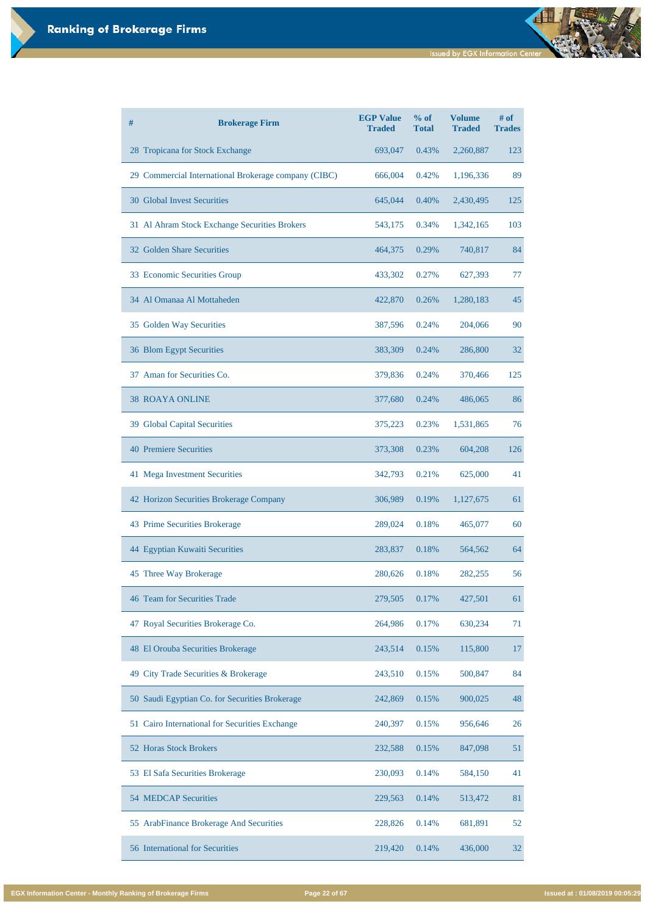# Ranking of Brokerage Firms

| # | Brokerage Firm | EGP Value Traded | % of Total | Volume Traded | # of Trades |
|---|---|---|---|---|---|
| 28 | Tropicana for Stock Exchange | 693,047 | 0.43% | 2,260,887 | 123 |
| 29 | Commercial International Brokerage company (CIBC) | 666,004 | 0.42% | 1,196,336 | 89 |
| 30 | Global Invest Securities | 645,044 | 0.40% | 2,430,495 | 125 |
| 31 | Al Ahram Stock Exchange Securities Brokers | 543,175 | 0.34% | 1,342,165 | 103 |
| 32 | Golden Share Securities | 464,375 | 0.29% | 740,817 | 84 |
| 33 | Economic Securities Group | 433,302 | 0.27% | 627,393 | 77 |
| 34 | Al Omanaa Al Mottaheden | 422,870 | 0.26% | 1,280,183 | 45 |
| 35 | Golden Way Securities | 387,596 | 0.24% | 204,066 | 90 |
| 36 | Blom Egypt Securities | 383,309 | 0.24% | 286,800 | 32 |
| 37 | Aman for Securities Co. | 379,836 | 0.24% | 370,466 | 125 |
| 38 | ROAYA ONLINE | 377,680 | 0.24% | 486,065 | 86 |
| 39 | Global Capital Securities | 375,223 | 0.23% | 1,531,865 | 76 |
| 40 | Premiere Securities | 373,308 | 0.23% | 604,208 | 126 |
| 41 | Mega Investment Securities | 342,793 | 0.21% | 625,000 | 41 |
| 42 | Horizon Securities Brokerage Company | 306,989 | 0.19% | 1,127,675 | 61 |
| 43 | Prime Securities Brokerage | 289,024 | 0.18% | 465,077 | 60 |
| 44 | Egyptian Kuwaiti Securities | 283,837 | 0.18% | 564,562 | 64 |
| 45 | Three Way Brokerage | 280,626 | 0.18% | 282,255 | 56 |
| 46 | Team for Securities Trade | 279,505 | 0.17% | 427,501 | 61 |
| 47 | Royal Securities Brokerage Co. | 264,986 | 0.17% | 630,234 | 71 |
| 48 | El Orouba Securities Brokerage | 243,514 | 0.15% | 115,800 | 17 |
| 49 | City Trade Securities & Brokerage | 243,510 | 0.15% | 500,847 | 84 |
| 50 | Saudi Egyptian Co. for Securities Brokerage | 242,869 | 0.15% | 900,025 | 48 |
| 51 | Cairo International for Securities Exchange | 240,397 | 0.15% | 956,646 | 26 |
| 52 | Horas Stock Brokers | 232,588 | 0.15% | 847,098 | 51 |
| 53 | El Safa Securities Brokerage | 230,093 | 0.14% | 584,150 | 41 |
| 54 | MEDCAP Securities | 229,563 | 0.14% | 513,472 | 81 |
| 55 | ArabFinance Brokerage And Securities | 228,826 | 0.14% | 681,891 | 52 |
| 56 | International for Securities | 219,420 | 0.14% | 436,000 | 32 |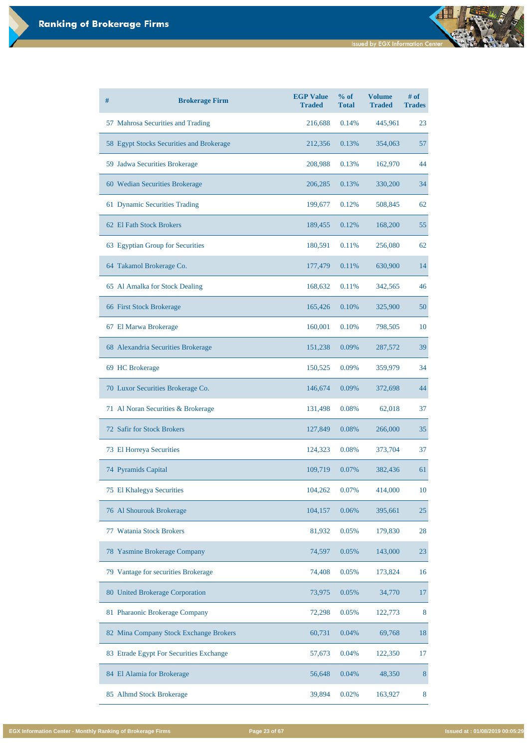# Ranking of Brokerage Firms

| # | Brokerage Firm | EGP Value Traded | % of Total | Volume Traded | # of Trades |
|---|---|---|---|---|---|
| 57 | Mahrosa Securities and Trading | 216,688 | 0.14% | 445,961 | 23 |
| 58 | Egypt Stocks Securities and Brokerage | 212,356 | 0.13% | 354,063 | 57 |
| 59 | Jadwa Securities Brokerage | 208,988 | 0.13% | 162,970 | 44 |
| 60 | Wedian Securities Brokerage | 206,285 | 0.13% | 330,200 | 34 |
| 61 | Dynamic Securities Trading | 199,677 | 0.12% | 508,845 | 62 |
| 62 | El Fath Stock Brokers | 189,455 | 0.12% | 168,200 | 55 |
| 63 | Egyptian Group for Securities | 180,591 | 0.11% | 256,080 | 62 |
| 64 | Takamol Brokerage Co. | 177,479 | 0.11% | 630,900 | 14 |
| 65 | Al Amalka for Stock Dealing | 168,632 | 0.11% | 342,565 | 46 |
| 66 | First Stock Brokerage | 165,426 | 0.10% | 325,900 | 50 |
| 67 | El Marwa Brokerage | 160,001 | 0.10% | 798,505 | 10 |
| 68 | Alexandria Securities Brokerage | 151,238 | 0.09% | 287,572 | 39 |
| 69 | HC Brokerage | 150,525 | 0.09% | 359,979 | 34 |
| 70 | Luxor Securities Brokerage Co. | 146,674 | 0.09% | 372,698 | 44 |
| 71 | Al Noran Securities & Brokerage | 131,498 | 0.08% | 62,018 | 37 |
| 72 | Safir for Stock Brokers | 127,849 | 0.08% | 266,000 | 35 |
| 73 | El Horreya Securities | 124,323 | 0.08% | 373,704 | 37 |
| 74 | Pyramids Capital | 109,719 | 0.07% | 382,436 | 61 |
| 75 | El Khalegya Securities | 104,262 | 0.07% | 414,000 | 10 |
| 76 | Al Shourouk Brokerage | 104,157 | 0.06% | 395,661 | 25 |
| 77 | Watania Stock Brokers | 81,932 | 0.05% | 179,830 | 28 |
| 78 | Yasmine Brokerage Company | 74,597 | 0.05% | 143,000 | 23 |
| 79 | Vantage for securities Brokerage | 74,408 | 0.05% | 173,824 | 16 |
| 80 | United Brokerage Corporation | 73,975 | 0.05% | 34,770 | 17 |
| 81 | Pharaonic Brokerage Company | 72,298 | 0.05% | 122,773 | 8 |
| 82 | Mina Company Stock Exchange Brokers | 60,731 | 0.04% | 69,768 | 18 |
| 83 | Etrade Egypt For Securities Exchange | 57,673 | 0.04% | 122,350 | 17 |
| 84 | El Alamia for Brokerage | 56,648 | 0.04% | 48,350 | 8 |
| 85 | Alhmd Stock Brokerage | 39,894 | 0.02% | 163,927 | 8 |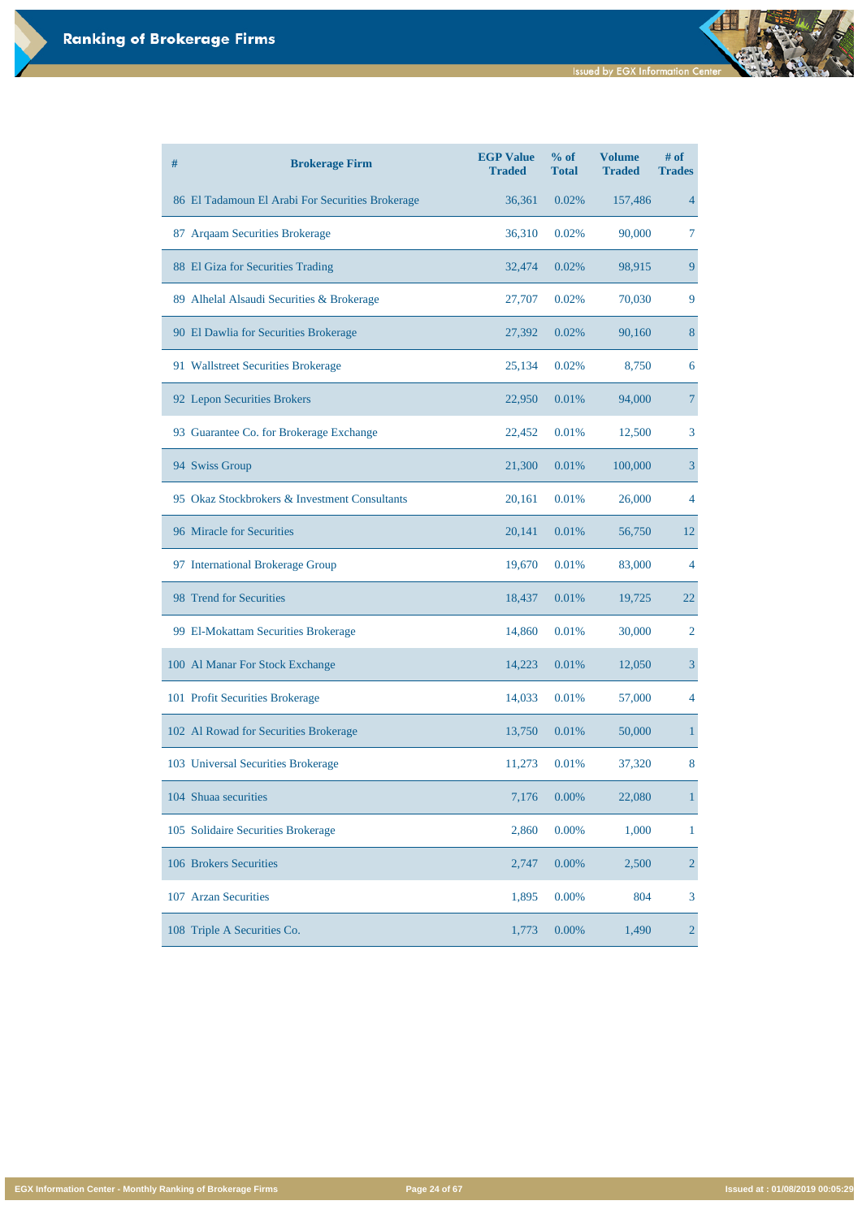# Ranking of Brokerage Firms

| # | Brokerage Firm | EGP Value Traded | % of Total | Volume Traded | # of Trades |
|---|---|---|---|---|---|
| 86 | El Tadamoun El Arabi For Securities Brokerage | 36,361 | 0.02% | 157,486 | 4 |
| 87 | Arqaam Securities Brokerage | 36,310 | 0.02% | 90,000 | 7 |
| 88 | El Giza for Securities Trading | 32,474 | 0.02% | 98,915 | 9 |
| 89 | Alhelal Alsaudi Securities & Brokerage | 27,707 | 0.02% | 70,030 | 9 |
| 90 | El Dawlia for Securities Brokerage | 27,392 | 0.02% | 90,160 | 8 |
| 91 | Wallstreet Securities Brokerage | 25,134 | 0.02% | 8,750 | 6 |
| 92 | Lepon Securities Brokers | 22,950 | 0.01% | 94,000 | 7 |
| 93 | Guarantee Co. for Brokerage Exchange | 22,452 | 0.01% | 12,500 | 3 |
| 94 | Swiss Group | 21,300 | 0.01% | 100,000 | 3 |
| 95 | Okaz Stockbrokers & Investment Consultants | 20,161 | 0.01% | 26,000 | 4 |
| 96 | Miracle for Securities | 20,141 | 0.01% | 56,750 | 12 |
| 97 | International Brokerage Group | 19,670 | 0.01% | 83,000 | 4 |
| 98 | Trend for Securities | 18,437 | 0.01% | 19,725 | 22 |
| 99 | El-Mokattam Securities Brokerage | 14,860 | 0.01% | 30,000 | 2 |
| 100 | Al Manar For Stock Exchange | 14,223 | 0.01% | 12,050 | 3 |
| 101 | Profit Securities Brokerage | 14,033 | 0.01% | 57,000 | 4 |
| 102 | Al Rowad for Securities Brokerage | 13,750 | 0.01% | 50,000 | 1 |
| 103 | Universal Securities Brokerage | 11,273 | 0.01% | 37,320 | 8 |
| 104 | Shuaa securities | 7,176 | 0.00% | 22,080 | 1 |
| 105 | Solidaire Securities Brokerage | 2,860 | 0.00% | 1,000 | 1 |
| 106 | Brokers Securities | 2,747 | 0.00% | 2,500 | 2 |
| 107 | Arzan Securities | 1,895 | 0.00% | 804 | 3 |
| 108 | Triple A Securities Co. | 1,773 | 0.00% | 1,490 | 2 |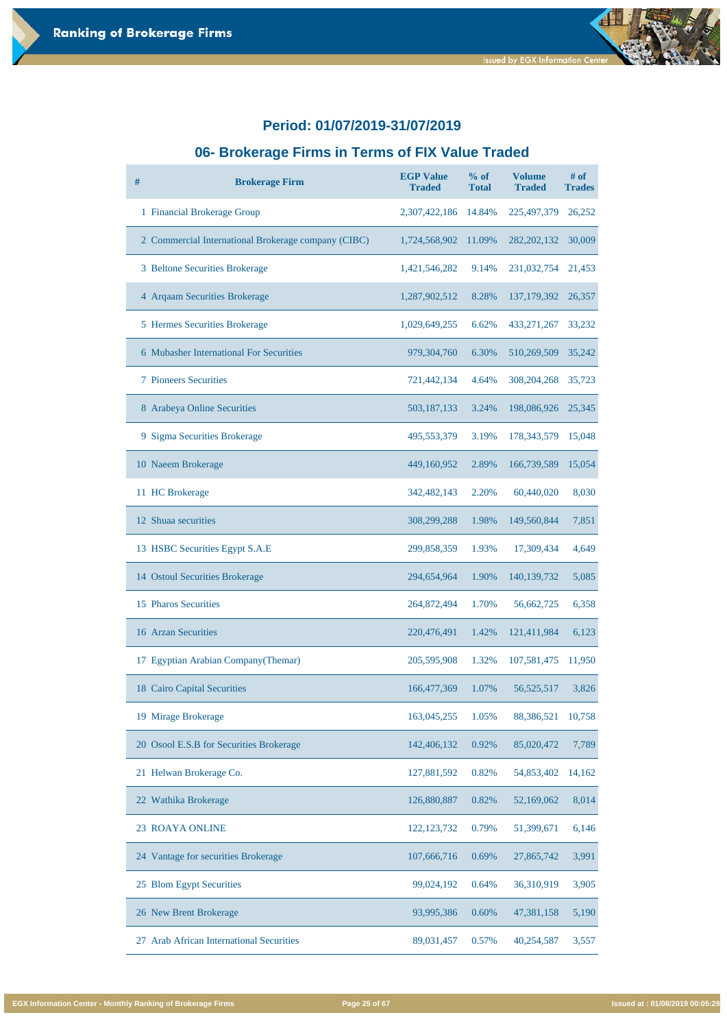## Period: 01/07/2019-31/07/2019

## 06- Brokerage Firms in Terms of FIX Value Traded

| # | Brokerage Firm | EGP Value Traded | % of Total | Volume Traded | # of Trades |
|---|---|---|---|---|---|
| 1 | Financial Brokerage Group | 2,307,422,186 | 14.84% | 225,497,379 | 26,252 |
| 2 | Commercial International Brokerage company (CIBC) | 1,724,568,902 | 11.09% | 282,202,132 | 30,009 |
| 3 | Beltone Securities Brokerage | 1,421,546,282 | 9.14% | 231,032,754 | 21,453 |
| 4 | Arqaam Securities Brokerage | 1,287,902,512 | 8.28% | 137,179,392 | 26,357 |
| 5 | Hermes Securities Brokerage | 1,029,649,255 | 6.62% | 433,271,267 | 33,232 |
| 6 | Mubasher International For Securities | 979,304,760 | 6.30% | 510,269,509 | 35,242 |
| 7 | Pioneers Securities | 721,442,134 | 4.64% | 308,204,268 | 35,723 |
| 8 | Arabeya Online Securities | 503,187,133 | 3.24% | 198,086,926 | 25,345 |
| 9 | Sigma Securities Brokerage | 495,553,379 | 3.19% | 178,343,579 | 15,048 |
| 10 | Naeem Brokerage | 449,160,952 | 2.89% | 166,739,589 | 15,054 |
| 11 | HC Brokerage | 342,482,143 | 2.20% | 60,440,020 | 8,030 |
| 12 | Shuaa securities | 308,299,288 | 1.98% | 149,560,844 | 7,851 |
| 13 | HSBC Securities Egypt S.A.E | 299,858,359 | 1.93% | 17,309,434 | 4,649 |
| 14 | Ostoul Securities Brokerage | 294,654,964 | 1.90% | 140,139,732 | 5,085 |
| 15 | Pharos Securities | 264,872,494 | 1.70% | 56,662,725 | 6,358 |
| 16 | Arzan Securities | 220,476,491 | 1.42% | 121,411,984 | 6,123 |
| 17 | Egyptian Arabian Company(Themar) | 205,595,908 | 1.32% | 107,581,475 | 11,950 |
| 18 | Cairo Capital Securities | 166,477,369 | 1.07% | 56,525,517 | 3,826 |
| 19 | Mirage Brokerage | 163,045,255 | 1.05% | 88,386,521 | 10,758 |
| 20 | Osool E.S.B for Securities Brokerage | 142,406,132 | 0.92% | 85,020,472 | 7,789 |
| 21 | Helwan Brokerage Co. | 127,881,592 | 0.82% | 54,853,402 | 14,162 |
| 22 | Wathika Brokerage | 126,880,887 | 0.82% | 52,169,062 | 8,014 |
| 23 | ROAYA ONLINE | 122,123,732 | 0.79% | 51,399,671 | 6,146 |
| 24 | Vantage for securities Brokerage | 107,666,716 | 0.69% | 27,865,742 | 3,991 |
| 25 | Blom Egypt Securities | 99,024,192 | 0.64% | 36,310,919 | 3,905 |
| 26 | New Brent Brokerage | 93,995,386 | 0.60% | 47,381,158 | 5,190 |
| 27 | Arab African International Securities | 89,031,457 | 0.57% | 40,254,587 | 3,557 |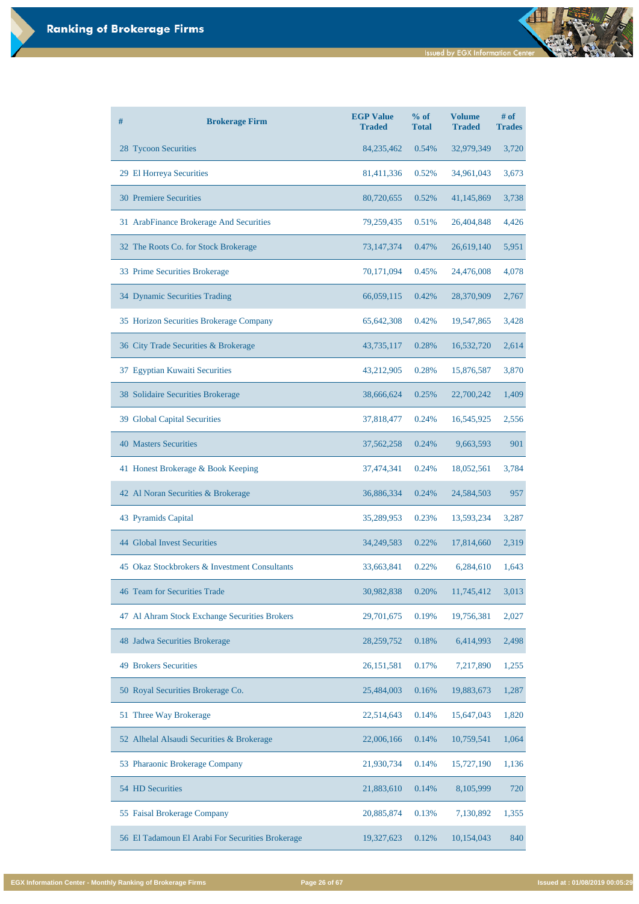# Ranking of Brokerage Firms

| # | Brokerage Firm | EGP Value Traded | % of Total | Volume Traded | # of Trades |
|---|---|---|---|---|---|
| 28 | Tycoon Securities | 84,235,462 | 0.54% | 32,979,349 | 3,720 |
| 29 | El Horreya Securities | 81,411,336 | 0.52% | 34,961,043 | 3,673 |
| 30 | Premiere Securities | 80,720,655 | 0.52% | 41,145,869 | 3,738 |
| 31 | ArabFinance Brokerage And Securities | 79,259,435 | 0.51% | 26,404,848 | 4,426 |
| 32 | The Roots Co. for Stock Brokerage | 73,147,374 | 0.47% | 26,619,140 | 5,951 |
| 33 | Prime Securities Brokerage | 70,171,094 | 0.45% | 24,476,008 | 4,078 |
| 34 | Dynamic Securities Trading | 66,059,115 | 0.42% | 28,370,909 | 2,767 |
| 35 | Horizon Securities Brokerage Company | 65,642,308 | 0.42% | 19,547,865 | 3,428 |
| 36 | City Trade Securities & Brokerage | 43,735,117 | 0.28% | 16,532,720 | 2,614 |
| 37 | Egyptian Kuwaiti Securities | 43,212,905 | 0.28% | 15,876,587 | 3,870 |
| 38 | Solidaire Securities Brokerage | 38,666,624 | 0.25% | 22,700,242 | 1,409 |
| 39 | Global Capital Securities | 37,818,477 | 0.24% | 16,545,925 | 2,556 |
| 40 | Masters Securities | 37,562,258 | 0.24% | 9,663,593 | 901 |
| 41 | Honest Brokerage & Book Keeping | 37,474,341 | 0.24% | 18,052,561 | 3,784 |
| 42 | Al Noran Securities & Brokerage | 36,886,334 | 0.24% | 24,584,503 | 957 |
| 43 | Pyramids Capital | 35,289,953 | 0.23% | 13,593,234 | 3,287 |
| 44 | Global Invest Securities | 34,249,583 | 0.22% | 17,814,660 | 2,319 |
| 45 | Okaz Stockbrokers & Investment Consultants | 33,663,841 | 0.22% | 6,284,610 | 1,643 |
| 46 | Team for Securities Trade | 30,982,838 | 0.20% | 11,745,412 | 3,013 |
| 47 | Al Ahram Stock Exchange Securities Brokers | 29,701,675 | 0.19% | 19,756,381 | 2,027 |
| 48 | Jadwa Securities Brokerage | 28,259,752 | 0.18% | 6,414,993 | 2,498 |
| 49 | Brokers Securities | 26,151,581 | 0.17% | 7,217,890 | 1,255 |
| 50 | Royal Securities Brokerage Co. | 25,484,003 | 0.16% | 19,883,673 | 1,287 |
| 51 | Three Way Brokerage | 22,514,643 | 0.14% | 15,647,043 | 1,820 |
| 52 | Alhelal Alsaudi Securities & Brokerage | 22,006,166 | 0.14% | 10,759,541 | 1,064 |
| 53 | Pharaonic Brokerage Company | 21,930,734 | 0.14% | 15,727,190 | 1,136 |
| 54 | HD Securities | 21,883,610 | 0.14% | 8,105,999 | 720 |
| 55 | Faisal Brokerage Company | 20,885,874 | 0.13% | 7,130,892 | 1,355 |
| 56 | El Tadamoun El Arabi For Securities Brokerage | 19,327,623 | 0.12% | 10,154,043 | 840 |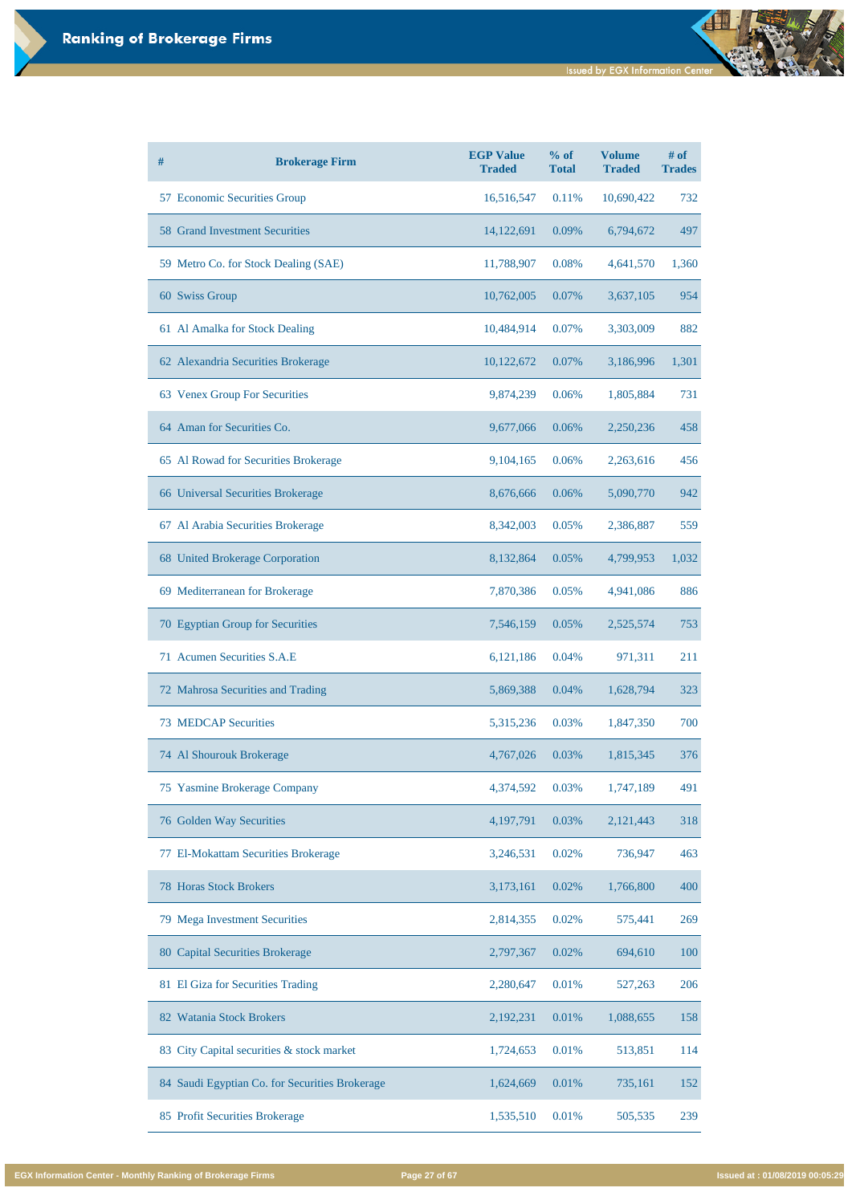# Ranking of Brokerage Firms

| # | Brokerage Firm | EGP Value Traded | % of Total | Volume Traded | # of Trades |
|---|---|---|---|---|---|
| 57 | Economic Securities Group | 16,516,547 | 0.11% | 10,690,422 | 732 |
| 58 | Grand Investment Securities | 14,122,691 | 0.09% | 6,794,672 | 497 |
| 59 | Metro Co. for Stock Dealing (SAE) | 11,788,907 | 0.08% | 4,641,570 | 1,360 |
| 60 | Swiss Group | 10,762,005 | 0.07% | 3,637,105 | 954 |
| 61 | Al Amalka for Stock Dealing | 10,484,914 | 0.07% | 3,303,009 | 882 |
| 62 | Alexandria Securities Brokerage | 10,122,672 | 0.07% | 3,186,996 | 1,301 |
| 63 | Venex Group For Securities | 9,874,239 | 0.06% | 1,805,884 | 731 |
| 64 | Aman for Securities Co. | 9,677,066 | 0.06% | 2,250,236 | 458 |
| 65 | Al Rowad for Securities Brokerage | 9,104,165 | 0.06% | 2,263,616 | 456 |
| 66 | Universal Securities Brokerage | 8,676,666 | 0.06% | 5,090,770 | 942 |
| 67 | Al Arabia Securities Brokerage | 8,342,003 | 0.05% | 2,386,887 | 559 |
| 68 | United Brokerage Corporation | 8,132,864 | 0.05% | 4,799,953 | 1,032 |
| 69 | Mediterranean for Brokerage | 7,870,386 | 0.05% | 4,941,086 | 886 |
| 70 | Egyptian Group for Securities | 7,546,159 | 0.05% | 2,525,574 | 753 |
| 71 | Acumen Securities S.A.E | 6,121,186 | 0.04% | 971,311 | 211 |
| 72 | Mahrosa Securities and Trading | 5,869,388 | 0.04% | 1,628,794 | 323 |
| 73 | MEDCAP Securities | 5,315,236 | 0.03% | 1,847,350 | 700 |
| 74 | Al Shourouk Brokerage | 4,767,026 | 0.03% | 1,815,345 | 376 |
| 75 | Yasmine Brokerage Company | 4,374,592 | 0.03% | 1,747,189 | 491 |
| 76 | Golden Way Securities | 4,197,791 | 0.03% | 2,121,443 | 318 |
| 77 | El-Mokattam Securities Brokerage | 3,246,531 | 0.02% | 736,947 | 463 |
| 78 | Horas Stock Brokers | 3,173,161 | 0.02% | 1,766,800 | 400 |
| 79 | Mega Investment Securities | 2,814,355 | 0.02% | 575,441 | 269 |
| 80 | Capital Securities Brokerage | 2,797,367 | 0.02% | 694,610 | 100 |
| 81 | El Giza for Securities Trading | 2,280,647 | 0.01% | 527,263 | 206 |
| 82 | Watania Stock Brokers | 2,192,231 | 0.01% | 1,088,655 | 158 |
| 83 | City Capital securities & stock market | 1,724,653 | 0.01% | 513,851 | 114 |
| 84 | Saudi Egyptian Co. for Securities Brokerage | 1,624,669 | 0.01% | 735,161 | 152 |
| 85 | Profit Securities Brokerage | 1,535,510 | 0.01% | 505,535 | 239 |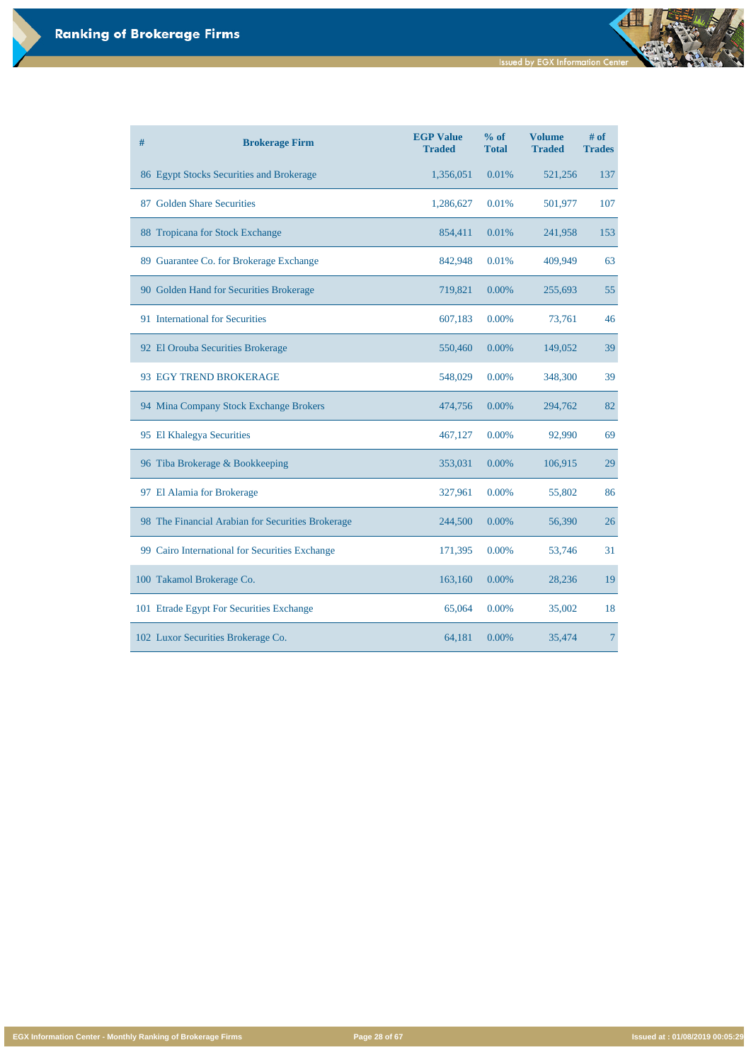# Ranking of Brokerage Firms

Issued by EGX Information Center

| # | Brokerage Firm | EGP Value Traded | % of Total | Volume Traded | # of Trades |
|---|---|---|---|---|---|
| 86 | Egypt Stocks Securities and Brokerage | 1,356,051 | 0.01% | 521,256 | 137 |
| 87 | Golden Share Securities | 1,286,627 | 0.01% | 501,977 | 107 |
| 88 | Tropicana for Stock Exchange | 854,411 | 0.01% | 241,958 | 153 |
| 89 | Guarantee Co. for Brokerage Exchange | 842,948 | 0.01% | 409,949 | 63 |
| 90 | Golden Hand for Securities Brokerage | 719,821 | 0.00% | 255,693 | 55 |
| 91 | International for Securities | 607,183 | 0.00% | 73,761 | 46 |
| 92 | El Orouba Securities Brokerage | 550,460 | 0.00% | 149,052 | 39 |
| 93 | EGY TREND BROKERAGE | 548,029 | 0.00% | 348,300 | 39 |
| 94 | Mina Company Stock Exchange Brokers | 474,756 | 0.00% | 294,762 | 82 |
| 95 | El Khalegya Securities | 467,127 | 0.00% | 92,990 | 69 |
| 96 | Tiba Brokerage & Bookkeeping | 353,031 | 0.00% | 106,915 | 29 |
| 97 | El Alamia for Brokerage | 327,961 | 0.00% | 55,802 | 86 |
| 98 | The Financial Arabian for Securities Brokerage | 244,500 | 0.00% | 56,390 | 26 |
| 99 | Cairo International for Securities Exchange | 171,395 | 0.00% | 53,746 | 31 |
| 100 | Takamol Brokerage Co. | 163,160 | 0.00% | 28,236 | 19 |
| 101 | Etrade Egypt For Securities Exchange | 65,064 | 0.00% | 35,002 | 18 |
| 102 | Luxor Securities Brokerage Co. | 64,181 | 0.00% | 35,474 | 7 |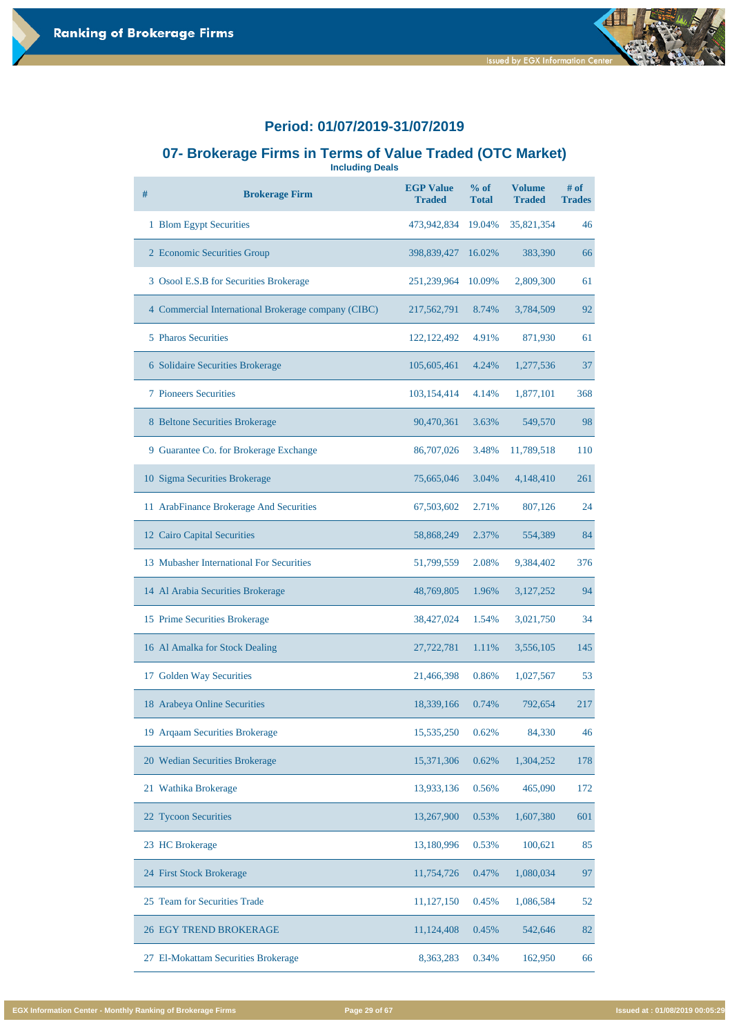## Period: 01/07/2019-31/07/2019

## 07- Brokerage Firms in Terms of Value Traded (OTC Market)

**Including Deals**

| # | Brokerage Firm | EGP Value Traded | % of Total | Volume Traded | # of Trades |
|---|---|---|---|---|---|
| 1 | Blom Egypt Securities | 473,942,834 | 19.04% | 35,821,354 | 46 |
| 2 | Economic Securities Group | 398,839,427 | 16.02% | 383,390 | 66 |
| 3 | Osool E.S.B for Securities Brokerage | 251,239,964 | 10.09% | 2,809,300 | 61 |
| 4 | Commercial International Brokerage company (CIBC) | 217,562,791 | 8.74% | 3,784,509 | 92 |
| 5 | Pharos Securities | 122,122,492 | 4.91% | 871,930 | 61 |
| 6 | Solidaire Securities Brokerage | 105,605,461 | 4.24% | 1,277,536 | 37 |
| 7 | Pioneers Securities | 103,154,414 | 4.14% | 1,877,101 | 368 |
| 8 | Beltone Securities Brokerage | 90,470,361 | 3.63% | 549,570 | 98 |
| 9 | Guarantee Co. for Brokerage Exchange | 86,707,026 | 3.48% | 11,789,518 | 110 |
| 10 | Sigma Securities Brokerage | 75,665,046 | 3.04% | 4,148,410 | 261 |
| 11 | ArabFinance Brokerage And Securities | 67,503,602 | 2.71% | 807,126 | 24 |
| 12 | Cairo Capital Securities | 58,868,249 | 2.37% | 554,389 | 84 |
| 13 | Mubasher International For Securities | 51,799,559 | 2.08% | 9,384,402 | 376 |
| 14 | Al Arabia Securities Brokerage | 48,769,805 | 1.96% | 3,127,252 | 94 |
| 15 | Prime Securities Brokerage | 38,427,024 | 1.54% | 3,021,750 | 34 |
| 16 | Al Amalka for Stock Dealing | 27,722,781 | 1.11% | 3,556,105 | 145 |
| 17 | Golden Way Securities | 21,466,398 | 0.86% | 1,027,567 | 53 |
| 18 | Arabeya Online Securities | 18,339,166 | 0.74% | 792,654 | 217 |
| 19 | Arqaam Securities Brokerage | 15,535,250 | 0.62% | 84,330 | 46 |
| 20 | Wedian Securities Brokerage | 15,371,306 | 0.62% | 1,304,252 | 178 |
| 21 | Wathika Brokerage | 13,933,136 | 0.56% | 465,090 | 172 |
| 22 | Tycoon Securities | 13,267,900 | 0.53% | 1,607,380 | 601 |
| 23 | HC Brokerage | 13,180,996 | 0.53% | 100,621 | 85 |
| 24 | First Stock Brokerage | 11,754,726 | 0.47% | 1,080,034 | 97 |
| 25 | Team for Securities Trade | 11,127,150 | 0.45% | 1,086,584 | 52 |
| 26 | EGY TREND BROKERAGE | 11,124,408 | 0.45% | 542,646 | 82 |
| 27 | El-Mokattam Securities Brokerage | 8,363,283 | 0.34% | 162,950 | 66 |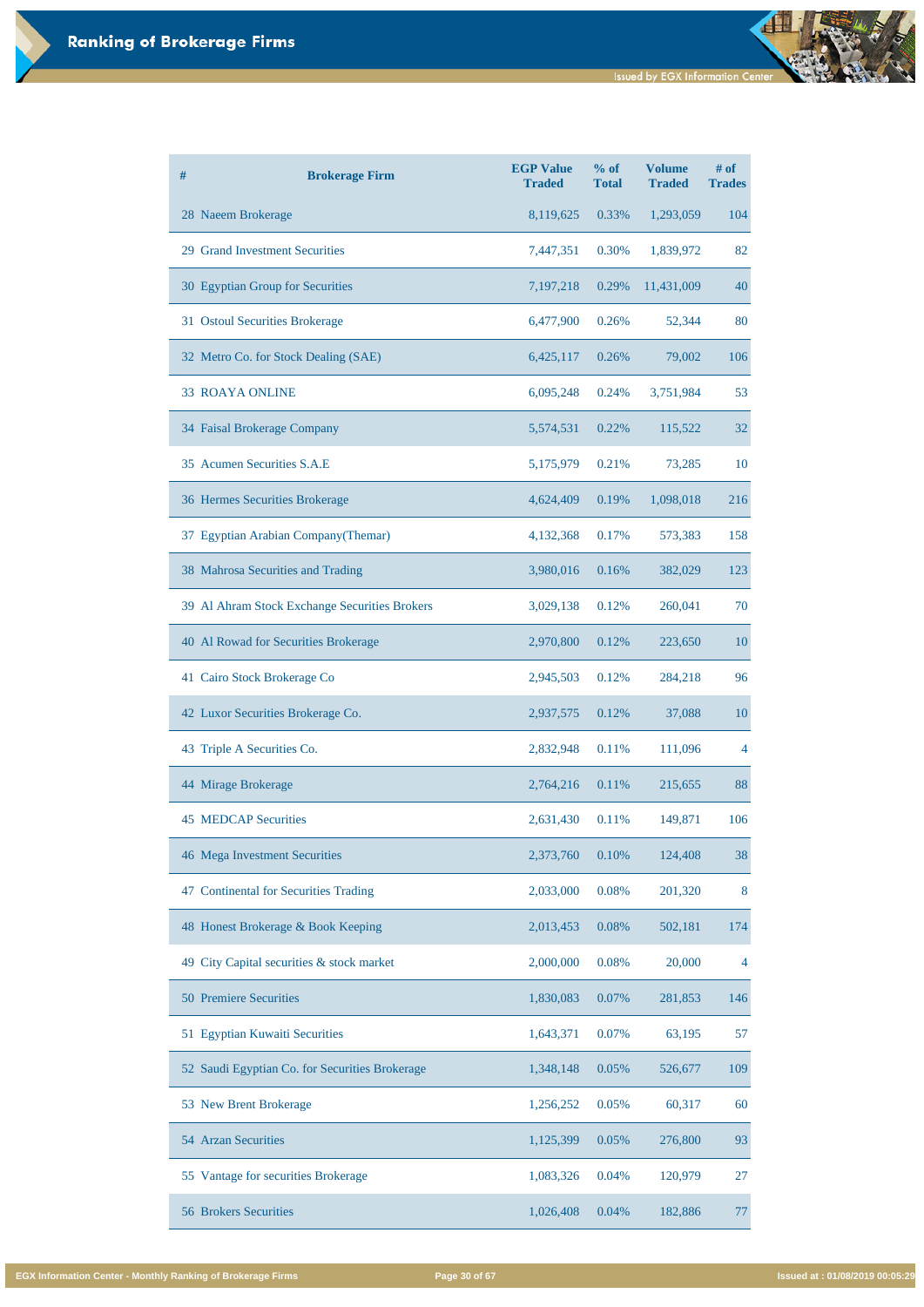# Ranking of Brokerage Firms

| # | Brokerage Firm | EGP Value Traded | % of Total | Volume Traded | # of Trades |
|---|---|---|---|---|---|
| 28 | Naeem Brokerage | 8,119,625 | 0.33% | 1,293,059 | 104 |
| 29 | Grand Investment Securities | 7,447,351 | 0.30% | 1,839,972 | 82 |
| 30 | Egyptian Group for Securities | 7,197,218 | 0.29% | 11,431,009 | 40 |
| 31 | Ostoul Securities Brokerage | 6,477,900 | 0.26% | 52,344 | 80 |
| 32 | Metro Co. for Stock Dealing (SAE) | 6,425,117 | 0.26% | 79,002 | 106 |
| 33 | ROAYA ONLINE | 6,095,248 | 0.24% | 3,751,984 | 53 |
| 34 | Faisal Brokerage Company | 5,574,531 | 0.22% | 115,522 | 32 |
| 35 | Acumen Securities S.A.E | 5,175,979 | 0.21% | 73,285 | 10 |
| 36 | Hermes Securities Brokerage | 4,624,409 | 0.19% | 1,098,018 | 216 |
| 37 | Egyptian Arabian Company(Themar) | 4,132,368 | 0.17% | 573,383 | 158 |
| 38 | Mahrosa Securities and Trading | 3,980,016 | 0.16% | 382,029 | 123 |
| 39 | Al Ahram Stock Exchange Securities Brokers | 3,029,138 | 0.12% | 260,041 | 70 |
| 40 | Al Rowad for Securities Brokerage | 2,970,800 | 0.12% | 223,650 | 10 |
| 41 | Cairo Stock Brokerage Co | 2,945,503 | 0.12% | 284,218 | 96 |
| 42 | Luxor Securities Brokerage Co. | 2,937,575 | 0.12% | 37,088 | 10 |
| 43 | Triple A Securities Co. | 2,832,948 | 0.11% | 111,096 | 4 |
| 44 | Mirage Brokerage | 2,764,216 | 0.11% | 215,655 | 88 |
| 45 | MEDCAP Securities | 2,631,430 | 0.11% | 149,871 | 106 |
| 46 | Mega Investment Securities | 2,373,760 | 0.10% | 124,408 | 38 |
| 47 | Continental for Securities Trading | 2,033,000 | 0.08% | 201,320 | 8 |
| 48 | Honest Brokerage & Book Keeping | 2,013,453 | 0.08% | 502,181 | 174 |
| 49 | City Capital securities & stock market | 2,000,000 | 0.08% | 20,000 | 4 |
| 50 | Premiere Securities | 1,830,083 | 0.07% | 281,853 | 146 |
| 51 | Egyptian Kuwaiti Securities | 1,643,371 | 0.07% | 63,195 | 57 |
| 52 | Saudi Egyptian Co. for Securities Brokerage | 1,348,148 | 0.05% | 526,677 | 109 |
| 53 | New Brent Brokerage | 1,256,252 | 0.05% | 60,317 | 60 |
| 54 | Arzan Securities | 1,125,399 | 0.05% | 276,800 | 93 |
| 55 | Vantage for securities Brokerage | 1,083,326 | 0.04% | 120,979 | 27 |
| 56 | Brokers Securities | 1,026,408 | 0.04% | 182,886 | 77 |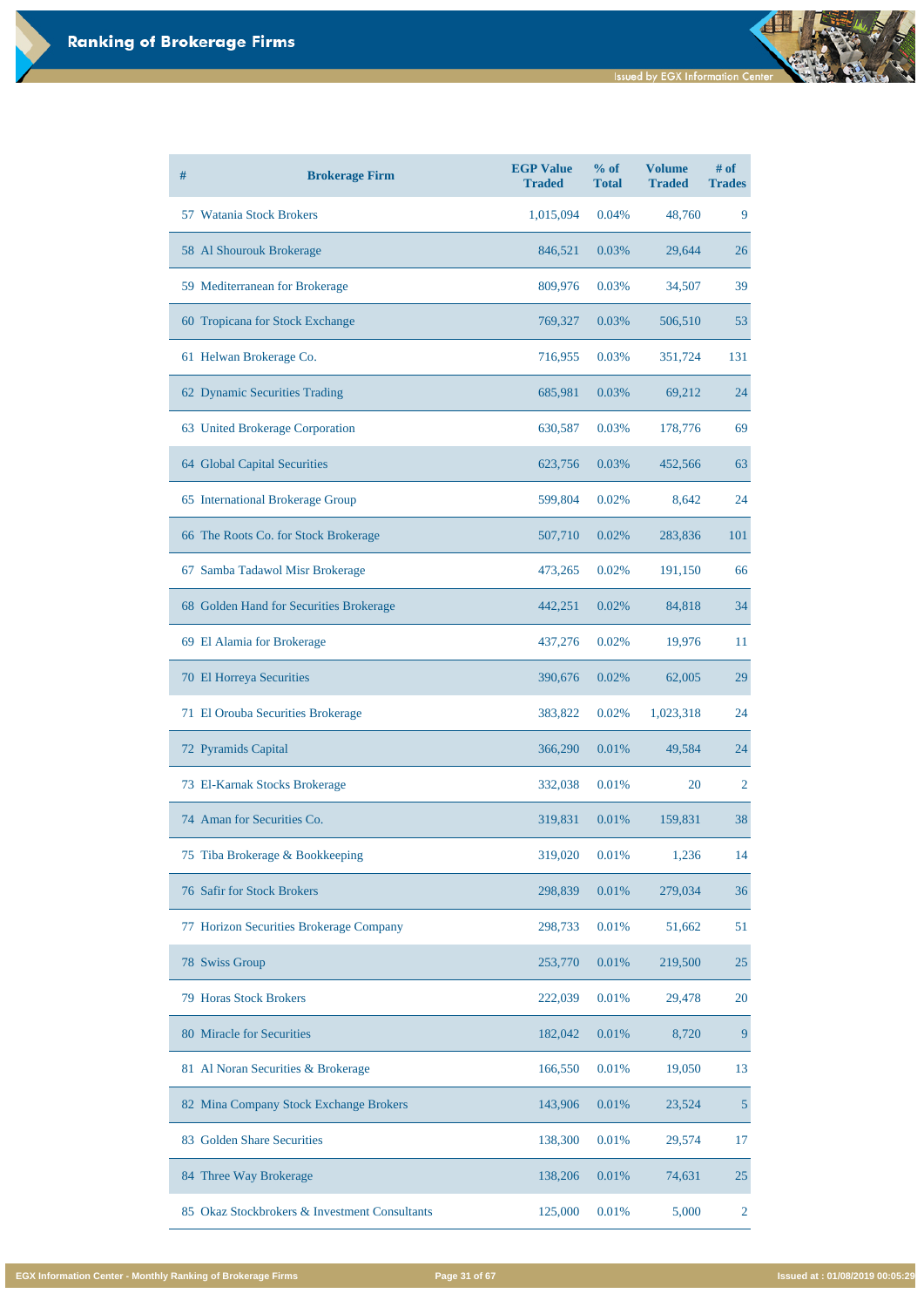# Ranking of Brokerage Firms

| # | Brokerage Firm | EGP Value Traded | % of Total | Volume Traded | # of Trades |
|---|---|---|---|---|---|
| 57 | Watania Stock Brokers | 1,015,094 | 0.04% | 48,760 | 9 |
| 58 | Al Shourouk Brokerage | 846,521 | 0.03% | 29,644 | 26 |
| 59 | Mediterranean for Brokerage | 809,976 | 0.03% | 34,507 | 39 |
| 60 | Tropicana for Stock Exchange | 769,327 | 0.03% | 506,510 | 53 |
| 61 | Helwan Brokerage Co. | 716,955 | 0.03% | 351,724 | 131 |
| 62 | Dynamic Securities Trading | 685,981 | 0.03% | 69,212 | 24 |
| 63 | United Brokerage Corporation | 630,587 | 0.03% | 178,776 | 69 |
| 64 | Global Capital Securities | 623,756 | 0.03% | 452,566 | 63 |
| 65 | International Brokerage Group | 599,804 | 0.02% | 8,642 | 24 |
| 66 | The Roots Co. for Stock Brokerage | 507,710 | 0.02% | 283,836 | 101 |
| 67 | Samba Tadawol Misr Brokerage | 473,265 | 0.02% | 191,150 | 66 |
| 68 | Golden Hand for Securities Brokerage | 442,251 | 0.02% | 84,818 | 34 |
| 69 | El Alamia for Brokerage | 437,276 | 0.02% | 19,976 | 11 |
| 70 | El Horreya Securities | 390,676 | 0.02% | 62,005 | 29 |
| 71 | El Orouba Securities Brokerage | 383,822 | 0.02% | 1,023,318 | 24 |
| 72 | Pyramids Capital | 366,290 | 0.01% | 49,584 | 24 |
| 73 | El-Karnak Stocks Brokerage | 332,038 | 0.01% | 20 | 2 |
| 74 | Aman for Securities Co. | 319,831 | 0.01% | 159,831 | 38 |
| 75 | Tiba Brokerage & Bookkeeping | 319,020 | 0.01% | 1,236 | 14 |
| 76 | Safir for Stock Brokers | 298,839 | 0.01% | 279,034 | 36 |
| 77 | Horizon Securities Brokerage Company | 298,733 | 0.01% | 51,662 | 51 |
| 78 | Swiss Group | 253,770 | 0.01% | 219,500 | 25 |
| 79 | Horas Stock Brokers | 222,039 | 0.01% | 29,478 | 20 |
| 80 | Miracle for Securities | 182,042 | 0.01% | 8,720 | 9 |
| 81 | Al Noran Securities & Brokerage | 166,550 | 0.01% | 19,050 | 13 |
| 82 | Mina Company Stock Exchange Brokers | 143,906 | 0.01% | 23,524 | 5 |
| 83 | Golden Share Securities | 138,300 | 0.01% | 29,574 | 17 |
| 84 | Three Way Brokerage | 138,206 | 0.01% | 74,631 | 25 |
| 85 | Okaz Stockbrokers & Investment Consultants | 125,000 | 0.01% | 5,000 | 2 |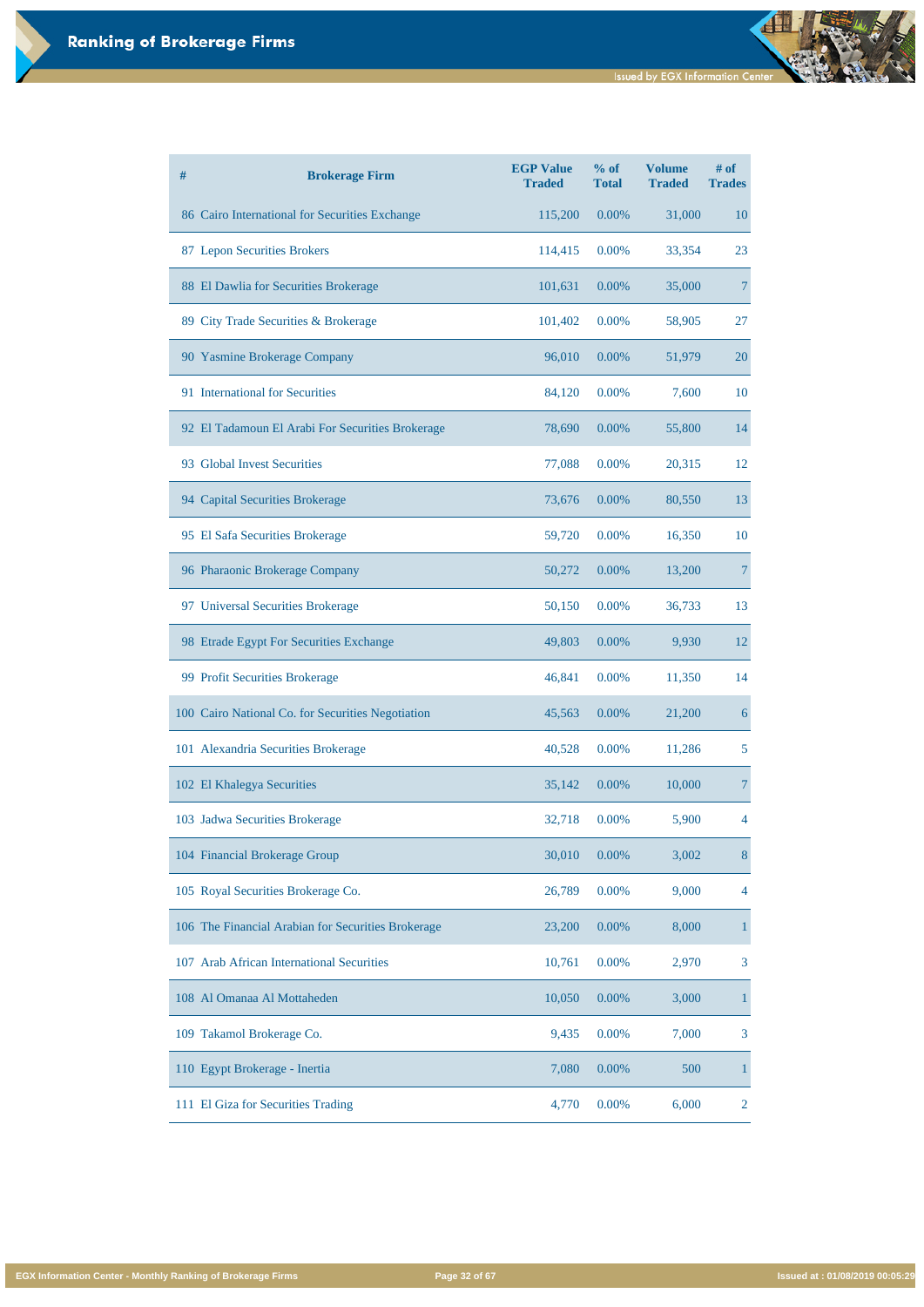# Ranking of Brokerage Firms

| # | Brokerage Firm | EGP Value Traded | % of Total | Volume Traded | # of Trades |
|---|---|---|---|---|---|
| 86 | Cairo International for Securities Exchange | 115,200 | 0.00% | 31,000 | 10 |
| 87 | Lepon Securities Brokers | 114,415 | 0.00% | 33,354 | 23 |
| 88 | El Dawlia for Securities Brokerage | 101,631 | 0.00% | 35,000 | 7 |
| 89 | City Trade Securities & Brokerage | 101,402 | 0.00% | 58,905 | 27 |
| 90 | Yasmine Brokerage Company | 96,010 | 0.00% | 51,979 | 20 |
| 91 | International for Securities | 84,120 | 0.00% | 7,600 | 10 |
| 92 | El Tadamoun El Arabi For Securities Brokerage | 78,690 | 0.00% | 55,800 | 14 |
| 93 | Global Invest Securities | 77,088 | 0.00% | 20,315 | 12 |
| 94 | Capital Securities Brokerage | 73,676 | 0.00% | 80,550 | 13 |
| 95 | El Safa Securities Brokerage | 59,720 | 0.00% | 16,350 | 10 |
| 96 | Pharaonic Brokerage Company | 50,272 | 0.00% | 13,200 | 7 |
| 97 | Universal Securities Brokerage | 50,150 | 0.00% | 36,733 | 13 |
| 98 | Etrade Egypt For Securities Exchange | 49,803 | 0.00% | 9,930 | 12 |
| 99 | Profit Securities Brokerage | 46,841 | 0.00% | 11,350 | 14 |
| 100 | Cairo National Co. for Securities Negotiation | 45,563 | 0.00% | 21,200 | 6 |
| 101 | Alexandria Securities Brokerage | 40,528 | 0.00% | 11,286 | 5 |
| 102 | El Khalegya Securities | 35,142 | 0.00% | 10,000 | 7 |
| 103 | Jadwa Securities Brokerage | 32,718 | 0.00% | 5,900 | 4 |
| 104 | Financial Brokerage Group | 30,010 | 0.00% | 3,002 | 8 |
| 105 | Royal Securities Brokerage Co. | 26,789 | 0.00% | 9,000 | 4 |
| 106 | The Financial Arabian for Securities Brokerage | 23,200 | 0.00% | 8,000 | 1 |
| 107 | Arab African International Securities | 10,761 | 0.00% | 2,970 | 3 |
| 108 | Al Omanaa Al Mottaheden | 10,050 | 0.00% | 3,000 | 1 |
| 109 | Takamol Brokerage Co. | 9,435 | 0.00% | 7,000 | 3 |
| 110 | Egypt Brokerage - Inertia | 7,080 | 0.00% | 500 | 1 |
| 111 | El Giza for Securities Trading | 4,770 | 0.00% | 6,000 | 2 |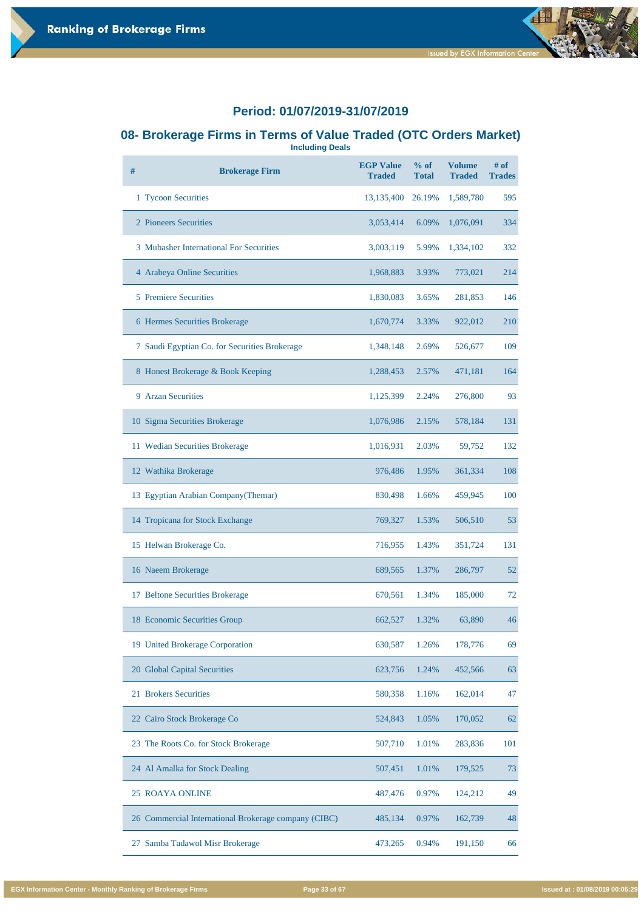## Period: 01/07/2019-31/07/2019

## 08- Brokerage Firms in Terms of Value Traded (OTC Orders Market)

**Including Deals**

| # | Brokerage Firm | EGP Value Traded | % of Total | Volume Traded | # of Trades |
|---|---|---|---|---|---|
| 1 | Tycoon Securities | 13,135,400 | 26.19% | 1,589,780 | 595 |
| 2 | Pioneers Securities | 3,053,414 | 6.09% | 1,076,091 | 334 |
| 3 | Mubasher International For Securities | 3,003,119 | 5.99% | 1,334,102 | 332 |
| 4 | Arabeya Online Securities | 1,968,883 | 3.93% | 773,021 | 214 |
| 5 | Premiere Securities | 1,830,083 | 3.65% | 281,853 | 146 |
| 6 | Hermes Securities Brokerage | 1,670,774 | 3.33% | 922,012 | 210 |
| 7 | Saudi Egyptian Co. for Securities Brokerage | 1,348,148 | 2.69% | 526,677 | 109 |
| 8 | Honest Brokerage & Book Keeping | 1,288,453 | 2.57% | 471,181 | 164 |
| 9 | Arzan Securities | 1,125,399 | 2.24% | 276,800 | 93 |
| 10 | Sigma Securities Brokerage | 1,076,986 | 2.15% | 578,184 | 131 |
| 11 | Wedian Securities Brokerage | 1,016,931 | 2.03% | 59,752 | 132 |
| 12 | Wathika Brokerage | 976,486 | 1.95% | 361,334 | 108 |
| 13 | Egyptian Arabian Company(Themar) | 830,498 | 1.66% | 459,945 | 100 |
| 14 | Tropicana for Stock Exchange | 769,327 | 1.53% | 506,510 | 53 |
| 15 | Helwan Brokerage Co. | 716,955 | 1.43% | 351,724 | 131 |
| 16 | Naeem Brokerage | 689,565 | 1.37% | 286,797 | 52 |
| 17 | Beltone Securities Brokerage | 670,561 | 1.34% | 185,000 | 72 |
| 18 | Economic Securities Group | 662,527 | 1.32% | 63,890 | 46 |
| 19 | United Brokerage Corporation | 630,587 | 1.26% | 178,776 | 69 |
| 20 | Global Capital Securities | 623,756 | 1.24% | 452,566 | 63 |
| 21 | Brokers Securities | 580,358 | 1.16% | 162,014 | 47 |
| 22 | Cairo Stock Brokerage Co | 524,843 | 1.05% | 170,052 | 62 |
| 23 | The Roots Co. for Stock Brokerage | 507,710 | 1.01% | 283,836 | 101 |
| 24 | Al Amalka for Stock Dealing | 507,451 | 1.01% | 179,525 | 73 |
| 25 | ROAYA ONLINE | 487,476 | 0.97% | 124,212 | 49 |
| 26 | Commercial International Brokerage company (CIBC) | 485,134 | 0.97% | 162,739 | 48 |
| 27 | Samba Tadawol Misr Brokerage | 473,265 | 0.94% | 191,150 | 66 |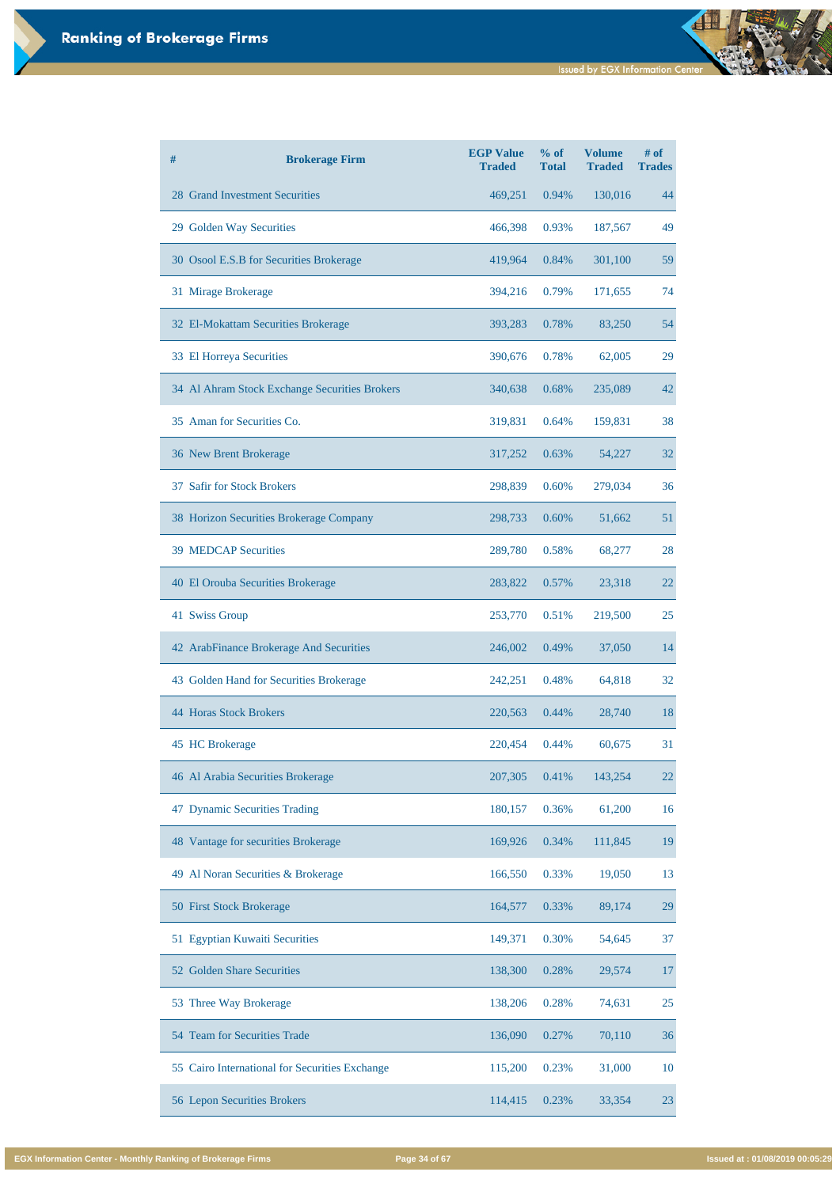# Ranking of Brokerage Firms

| # | Brokerage Firm | EGP Value Traded | % of Total | Volume Traded | # of Trades |
|---|---|---|---|---|---|
| 28 | Grand Investment Securities | 469,251 | 0.94% | 130,016 | 44 |
| 29 | Golden Way Securities | 466,398 | 0.93% | 187,567 | 49 |
| 30 | Osool E.S.B for Securities Brokerage | 419,964 | 0.84% | 301,100 | 59 |
| 31 | Mirage Brokerage | 394,216 | 0.79% | 171,655 | 74 |
| 32 | El-Mokattam Securities Brokerage | 393,283 | 0.78% | 83,250 | 54 |
| 33 | El Horreya Securities | 390,676 | 0.78% | 62,005 | 29 |
| 34 | Al Ahram Stock Exchange Securities Brokers | 340,638 | 0.68% | 235,089 | 42 |
| 35 | Aman for Securities Co. | 319,831 | 0.64% | 159,831 | 38 |
| 36 | New Brent Brokerage | 317,252 | 0.63% | 54,227 | 32 |
| 37 | Safir for Stock Brokers | 298,839 | 0.60% | 279,034 | 36 |
| 38 | Horizon Securities Brokerage Company | 298,733 | 0.60% | 51,662 | 51 |
| 39 | MEDCAP Securities | 289,780 | 0.58% | 68,277 | 28 |
| 40 | El Orouba Securities Brokerage | 283,822 | 0.57% | 23,318 | 22 |
| 41 | Swiss Group | 253,770 | 0.51% | 219,500 | 25 |
| 42 | ArabFinance Brokerage And Securities | 246,002 | 0.49% | 37,050 | 14 |
| 43 | Golden Hand for Securities Brokerage | 242,251 | 0.48% | 64,818 | 32 |
| 44 | Horas Stock Brokers | 220,563 | 0.44% | 28,740 | 18 |
| 45 | HC Brokerage | 220,454 | 0.44% | 60,675 | 31 |
| 46 | Al Arabia Securities Brokerage | 207,305 | 0.41% | 143,254 | 22 |
| 47 | Dynamic Securities Trading | 180,157 | 0.36% | 61,200 | 16 |
| 48 | Vantage for securities Brokerage | 169,926 | 0.34% | 111,845 | 19 |
| 49 | Al Noran Securities & Brokerage | 166,550 | 0.33% | 19,050 | 13 |
| 50 | First Stock Brokerage | 164,577 | 0.33% | 89,174 | 29 |
| 51 | Egyptian Kuwaiti Securities | 149,371 | 0.30% | 54,645 | 37 |
| 52 | Golden Share Securities | 138,300 | 0.28% | 29,574 | 17 |
| 53 | Three Way Brokerage | 138,206 | 0.28% | 74,631 | 25 |
| 54 | Team for Securities Trade | 136,090 | 0.27% | 70,110 | 36 |
| 55 | Cairo International for Securities Exchange | 115,200 | 0.23% | 31,000 | 10 |
| 56 | Lepon Securities Brokers | 114,415 | 0.23% | 33,354 | 23 |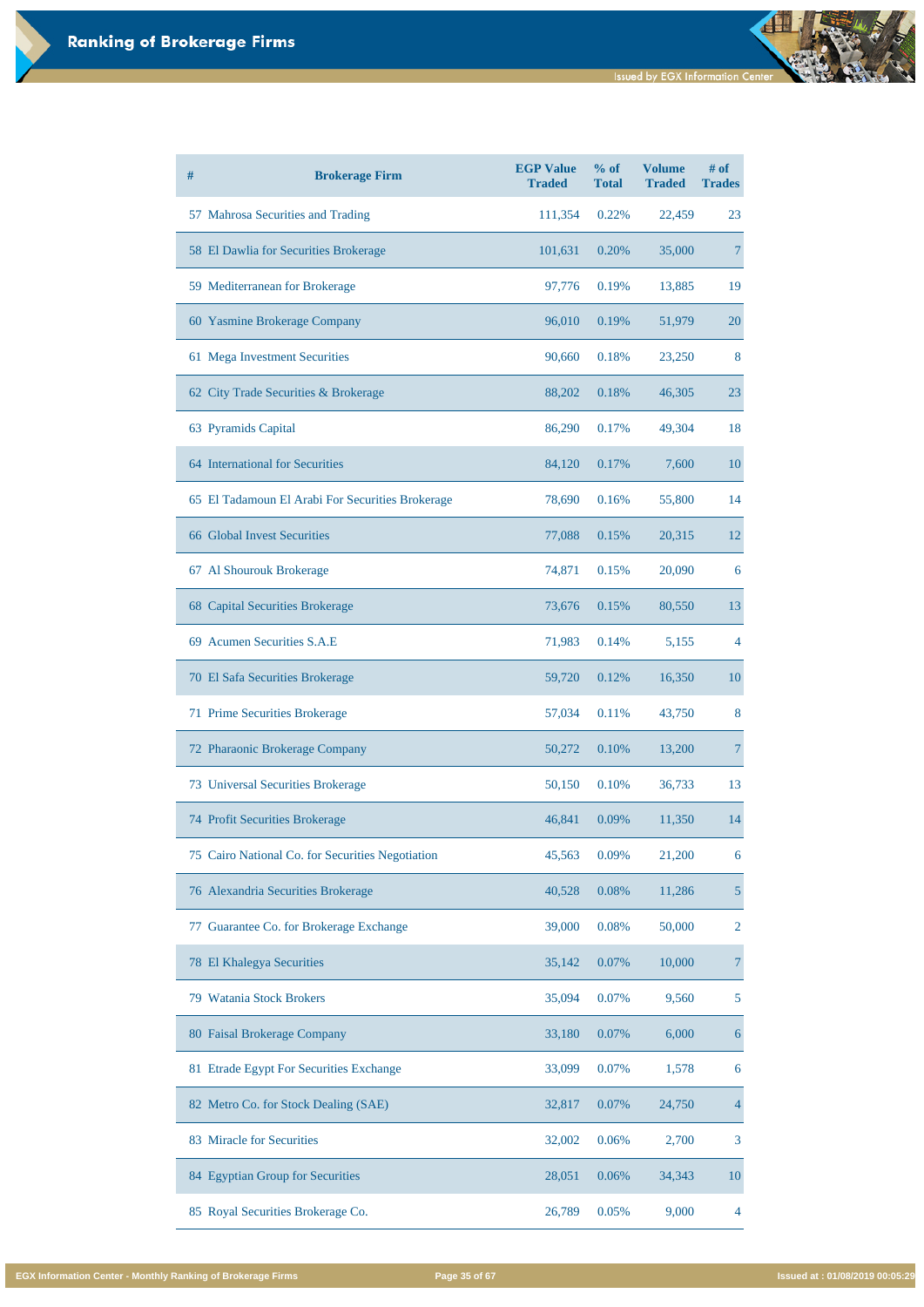# Ranking of Brokerage Firms

| # | Brokerage Firm | EGP Value Traded | % of Total | Volume Traded | # of Trades |
|---|---|---|---|---|---|
| 57 | Mahrosa Securities and Trading | 111,354 | 0.22% | 22,459 | 23 |
| 58 | El Dawlia for Securities Brokerage | 101,631 | 0.20% | 35,000 | 7 |
| 59 | Mediterranean for Brokerage | 97,776 | 0.19% | 13,885 | 19 |
| 60 | Yasmine Brokerage Company | 96,010 | 0.19% | 51,979 | 20 |
| 61 | Mega Investment Securities | 90,660 | 0.18% | 23,250 | 8 |
| 62 | City Trade Securities & Brokerage | 88,202 | 0.18% | 46,305 | 23 |
| 63 | Pyramids Capital | 86,290 | 0.17% | 49,304 | 18 |
| 64 | International for Securities | 84,120 | 0.17% | 7,600 | 10 |
| 65 | El Tadamoun El Arabi For Securities Brokerage | 78,690 | 0.16% | 55,800 | 14 |
| 66 | Global Invest Securities | 77,088 | 0.15% | 20,315 | 12 |
| 67 | Al Shourouk Brokerage | 74,871 | 0.15% | 20,090 | 6 |
| 68 | Capital Securities Brokerage | 73,676 | 0.15% | 80,550 | 13 |
| 69 | Acumen Securities S.A.E | 71,983 | 0.14% | 5,155 | 4 |
| 70 | El Safa Securities Brokerage | 59,720 | 0.12% | 16,350 | 10 |
| 71 | Prime Securities Brokerage | 57,034 | 0.11% | 43,750 | 8 |
| 72 | Pharaonic Brokerage Company | 50,272 | 0.10% | 13,200 | 7 |
| 73 | Universal Securities Brokerage | 50,150 | 0.10% | 36,733 | 13 |
| 74 | Profit Securities Brokerage | 46,841 | 0.09% | 11,350 | 14 |
| 75 | Cairo National Co. for Securities Negotiation | 45,563 | 0.09% | 21,200 | 6 |
| 76 | Alexandria Securities Brokerage | 40,528 | 0.08% | 11,286 | 5 |
| 77 | Guarantee Co. for Brokerage Exchange | 39,000 | 0.08% | 50,000 | 2 |
| 78 | El Khalegya Securities | 35,142 | 0.07% | 10,000 | 7 |
| 79 | Watania Stock Brokers | 35,094 | 0.07% | 9,560 | 5 |
| 80 | Faisal Brokerage Company | 33,180 | 0.07% | 6,000 | 6 |
| 81 | Etrade Egypt For Securities Exchange | 33,099 | 0.07% | 1,578 | 6 |
| 82 | Metro Co. for Stock Dealing (SAE) | 32,817 | 0.07% | 24,750 | 4 |
| 83 | Miracle for Securities | 32,002 | 0.06% | 2,700 | 3 |
| 84 | Egyptian Group for Securities | 28,051 | 0.06% | 34,343 | 10 |
| 85 | Royal Securities Brokerage Co. | 26,789 | 0.05% | 9,000 | 4 |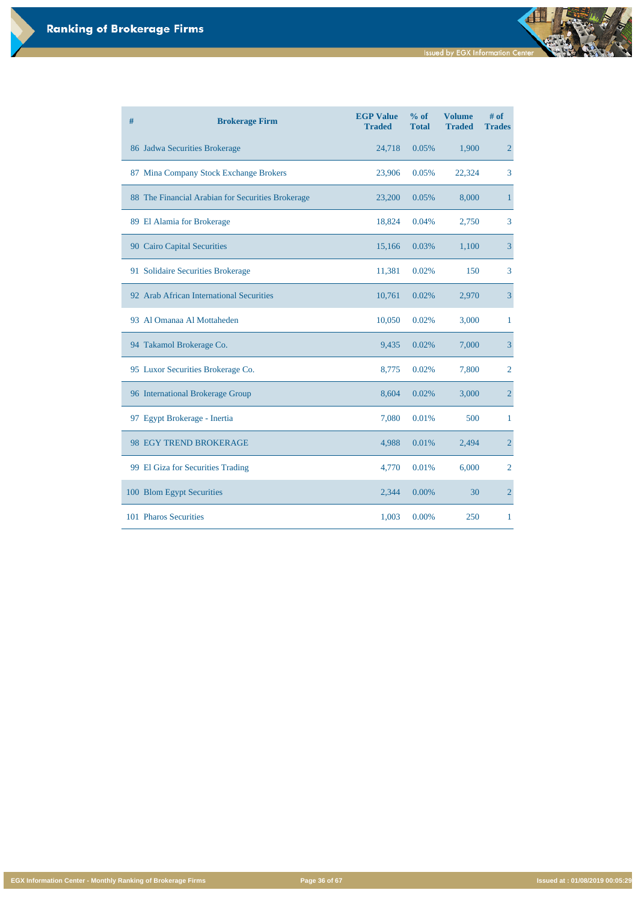# Ranking of Brokerage Firms

Issued by EGX Information Center

| # | Brokerage Firm | EGP Value Traded | % of Total | Volume Traded | # of Trades |
|---|---|---|---|---|---|
| 86 | Jadwa Securities Brokerage | 24,718 | 0.05% | 1,900 | 2 |
| 87 | Mina Company Stock Exchange Brokers | 23,906 | 0.05% | 22,324 | 3 |
| 88 | The Financial Arabian for Securities Brokerage | 23,200 | 0.05% | 8,000 | 1 |
| 89 | El Alamia for Brokerage | 18,824 | 0.04% | 2,750 | 3 |
| 90 | Cairo Capital Securities | 15,166 | 0.03% | 1,100 | 3 |
| 91 | Solidaire Securities Brokerage | 11,381 | 0.02% | 150 | 3 |
| 92 | Arab African International Securities | 10,761 | 0.02% | 2,970 | 3 |
| 93 | Al Omanaa Al Mottaheden | 10,050 | 0.02% | 3,000 | 1 |
| 94 | Takamol Brokerage Co. | 9,435 | 0.02% | 7,000 | 3 |
| 95 | Luxor Securities Brokerage Co. | 8,775 | 0.02% | 7,800 | 2 |
| 96 | International Brokerage Group | 8,604 | 0.02% | 3,000 | 2 |
| 97 | Egypt Brokerage - Inertia | 7,080 | 0.01% | 500 | 1 |
| 98 | EGY TREND BROKERAGE | 4,988 | 0.01% | 2,494 | 2 |
| 99 | El Giza for Securities Trading | 4,770 | 0.01% | 6,000 | 2 |
| 100 | Blom Egypt Securities | 2,344 | 0.00% | 30 | 2 |
| 101 | Pharos Securities | 1,003 | 0.00% | 250 | 1 |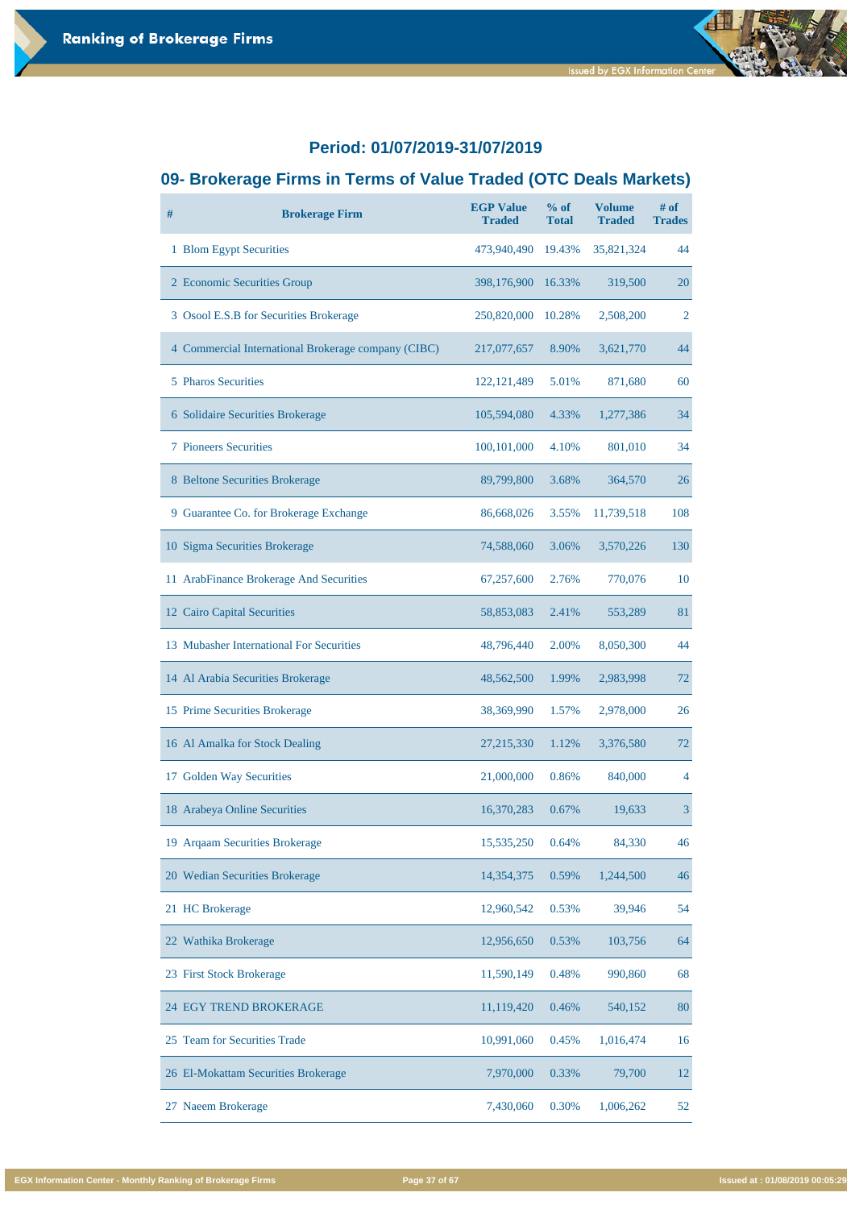## Period: 01/07/2019-31/07/2019

## 09- Brokerage Firms in Terms of Value Traded (OTC Deals Markets)

| # | Brokerage Firm | EGP Value Traded | % of Total | Volume Traded | # of Trades |
|---|---|---|---|---|---|
| 1 | Blom Egypt Securities | 473,940,490 | 19.43% | 35,821,324 | 44 |
| 2 | Economic Securities Group | 398,176,900 | 16.33% | 319,500 | 20 |
| 3 | Osool E.S.B for Securities Brokerage | 250,820,000 | 10.28% | 2,508,200 | 2 |
| 4 | Commercial International Brokerage company (CIBC) | 217,077,657 | 8.90% | 3,621,770 | 44 |
| 5 | Pharos Securities | 122,121,489 | 5.01% | 871,680 | 60 |
| 6 | Solidaire Securities Brokerage | 105,594,080 | 4.33% | 1,277,386 | 34 |
| 7 | Pioneers Securities | 100,101,000 | 4.10% | 801,010 | 34 |
| 8 | Beltone Securities Brokerage | 89,799,800 | 3.68% | 364,570 | 26 |
| 9 | Guarantee Co. for Brokerage Exchange | 86,668,026 | 3.55% | 11,739,518 | 108 |
| 10 | Sigma Securities Brokerage | 74,588,060 | 3.06% | 3,570,226 | 130 |
| 11 | ArabFinance Brokerage And Securities | 67,257,600 | 2.76% | 770,076 | 10 |
| 12 | Cairo Capital Securities | 58,853,083 | 2.41% | 553,289 | 81 |
| 13 | Mubasher International For Securities | 48,796,440 | 2.00% | 8,050,300 | 44 |
| 14 | Al Arabia Securities Brokerage | 48,562,500 | 1.99% | 2,983,998 | 72 |
| 15 | Prime Securities Brokerage | 38,369,990 | 1.57% | 2,978,000 | 26 |
| 16 | Al Amalka for Stock Dealing | 27,215,330 | 1.12% | 3,376,580 | 72 |
| 17 | Golden Way Securities | 21,000,000 | 0.86% | 840,000 | 4 |
| 18 | Arabeya Online Securities | 16,370,283 | 0.67% | 19,633 | 3 |
| 19 | Arqaam Securities Brokerage | 15,535,250 | 0.64% | 84,330 | 46 |
| 20 | Wedian Securities Brokerage | 14,354,375 | 0.59% | 1,244,500 | 46 |
| 21 | HC Brokerage | 12,960,542 | 0.53% | 39,946 | 54 |
| 22 | Wathika Brokerage | 12,956,650 | 0.53% | 103,756 | 64 |
| 23 | First Stock Brokerage | 11,590,149 | 0.48% | 990,860 | 68 |
| 24 | EGY TREND BROKERAGE | 11,119,420 | 0.46% | 540,152 | 80 |
| 25 | Team for Securities Trade | 10,991,060 | 0.45% | 1,016,474 | 16 |
| 26 | El-Mokattam Securities Brokerage | 7,970,000 | 0.33% | 79,700 | 12 |
| 27 | Naeem Brokerage | 7,430,060 | 0.30% | 1,006,262 | 52 |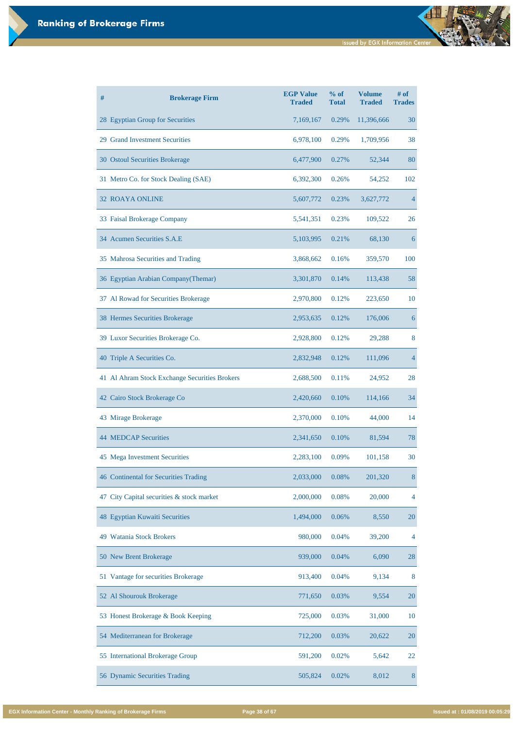| # | Brokerage Firm | EGP Value Traded | % of Total | Volume Traded | # of Trades |
|---|---|---|---|---|---|
| 28 | Egyptian Group for Securities | 7,169,167 | 0.29% | 11,396,666 | 30 |
| 29 | Grand Investment Securities | 6,978,100 | 0.29% | 1,709,956 | 38 |
| 30 | Ostoul Securities Brokerage | 6,477,900 | 0.27% | 52,344 | 80 |
| 31 | Metro Co. for Stock Dealing (SAE) | 6,392,300 | 0.26% | 54,252 | 102 |
| 32 | ROAYA ONLINE | 5,607,772 | 0.23% | 3,627,772 | 4 |
| 33 | Faisal Brokerage Company | 5,541,351 | 0.23% | 109,522 | 26 |
| 34 | Acumen Securities S.A.E | 5,103,995 | 0.21% | 68,130 | 6 |
| 35 | Mahrosa Securities and Trading | 3,868,662 | 0.16% | 359,570 | 100 |
| 36 | Egyptian Arabian Company(Themar) | 3,301,870 | 0.14% | 113,438 | 58 |
| 37 | Al Rowad for Securities Brokerage | 2,970,800 | 0.12% | 223,650 | 10 |
| 38 | Hermes Securities Brokerage | 2,953,635 | 0.12% | 176,006 | 6 |
| 39 | Luxor Securities Brokerage Co. | 2,928,800 | 0.12% | 29,288 | 8 |
| 40 | Triple A Securities Co. | 2,832,948 | 0.12% | 111,096 | 4 |
| 41 | Al Ahram Stock Exchange Securities Brokers | 2,688,500 | 0.11% | 24,952 | 28 |
| 42 | Cairo Stock Brokerage Co | 2,420,660 | 0.10% | 114,166 | 34 |
| 43 | Mirage Brokerage | 2,370,000 | 0.10% | 44,000 | 14 |
| 44 | MEDCAP Securities | 2,341,650 | 0.10% | 81,594 | 78 |
| 45 | Mega Investment Securities | 2,283,100 | 0.09% | 101,158 | 30 |
| 46 | Continental for Securities Trading | 2,033,000 | 0.08% | 201,320 | 8 |
| 47 | City Capital securities & stock market | 2,000,000 | 0.08% | 20,000 | 4 |
| 48 | Egyptian Kuwaiti Securities | 1,494,000 | 0.06% | 8,550 | 20 |
| 49 | Watania Stock Brokers | 980,000 | 0.04% | 39,200 | 4 |
| 50 | New Brent Brokerage | 939,000 | 0.04% | 6,090 | 28 |
| 51 | Vantage for securities Brokerage | 913,400 | 0.04% | 9,134 | 8 |
| 52 | Al Shourouk Brokerage | 771,650 | 0.03% | 9,554 | 20 |
| 53 | Honest Brokerage & Book Keeping | 725,000 | 0.03% | 31,000 | 10 |
| 54 | Mediterranean for Brokerage | 712,200 | 0.03% | 20,622 | 20 |
| 55 | International Brokerage Group | 591,200 | 0.02% | 5,642 | 22 |
| 56 | Dynamic Securities Trading | 505,824 | 0.02% | 8,012 | 8 |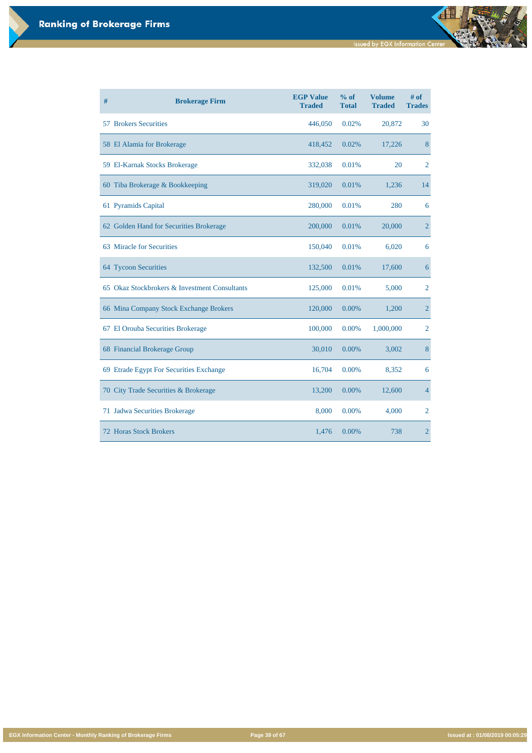# Ranking of Brokerage Firms

| # | Brokerage Firm | EGP Value Traded | % of Total | Volume Traded | # of Trades |
|---|---|---|---|---|---|
| 57 | Brokers Securities | 446,050 | 0.02% | 20,872 | 30 |
| 58 | El Alamia for Brokerage | 418,452 | 0.02% | 17,226 | 8 |
| 59 | El-Karnak Stocks Brokerage | 332,038 | 0.01% | 20 | 2 |
| 60 | Tiba Brokerage & Bookkeeping | 319,020 | 0.01% | 1,236 | 14 |
| 61 | Pyramids Capital | 280,000 | 0.01% | 280 | 6 |
| 62 | Golden Hand for Securities Brokerage | 200,000 | 0.01% | 20,000 | 2 |
| 63 | Miracle for Securities | 150,040 | 0.01% | 6,020 | 6 |
| 64 | Tycoon Securities | 132,500 | 0.01% | 17,600 | 6 |
| 65 | Okaz Stockbrokers & Investment Consultants | 125,000 | 0.01% | 5,000 | 2 |
| 66 | Mina Company Stock Exchange Brokers | 120,000 | 0.00% | 1,200 | 2 |
| 67 | El Orouba Securities Brokerage | 100,000 | 0.00% | 1,000,000 | 2 |
| 68 | Financial Brokerage Group | 30,010 | 0.00% | 3,002 | 8 |
| 69 | Etrade Egypt For Securities Exchange | 16,704 | 0.00% | 8,352 | 6 |
| 70 | City Trade Securities & Brokerage | 13,200 | 0.00% | 12,600 | 4 |
| 71 | Jadwa Securities Brokerage | 8,000 | 0.00% | 4,000 | 2 |
| 72 | Horas Stock Brokers | 1,476 | 0.00% | 738 | 2 |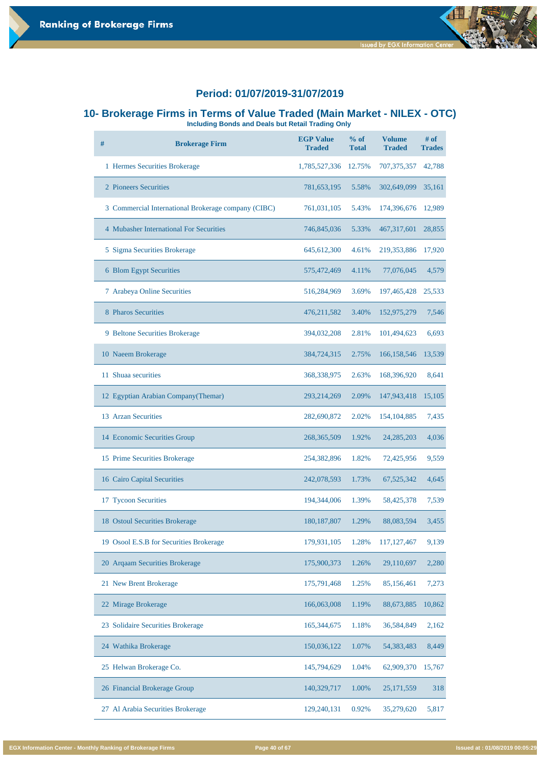## Period: 01/07/2019-31/07/2019

## 10- Brokerage Firms in Terms of Value Traded (Main Market - NILEX - OTC)

**Including Bonds and Deals but Retail Trading Only**

| # | Brokerage Firm | EGP Value Traded | % of Total | Volume Traded | # of Trades |
|---|---|---|---|---|---|
| 1 | Hermes Securities Brokerage | 1,785,527,336 | 12.75% | 707,375,357 | 42,788 |
| 2 | Pioneers Securities | 781,653,195 | 5.58% | 302,649,099 | 35,161 |
| 3 | Commercial International Brokerage company (CIBC) | 761,031,105 | 5.43% | 174,396,676 | 12,989 |
| 4 | Mubasher International For Securities | 746,845,036 | 5.33% | 467,317,601 | 28,855 |
| 5 | Sigma Securities Brokerage | 645,612,300 | 4.61% | 219,353,886 | 17,920 |
| 6 | Blom Egypt Securities | 575,472,469 | 4.11% | 77,076,045 | 4,579 |
| 7 | Arabeya Online Securities | 516,284,969 | 3.69% | 197,465,428 | 25,533 |
| 8 | Pharos Securities | 476,211,582 | 3.40% | 152,975,279 | 7,546 |
| 9 | Beltone Securities Brokerage | 394,032,208 | 2.81% | 101,494,623 | 6,693 |
| 10 | Naeem Brokerage | 384,724,315 | 2.75% | 166,158,546 | 13,539 |
| 11 | Shuaa securities | 368,338,975 | 2.63% | 168,396,920 | 8,641 |
| 12 | Egyptian Arabian Company(Themar) | 293,214,269 | 2.09% | 147,943,418 | 15,105 |
| 13 | Arzan Securities | 282,690,872 | 2.02% | 154,104,885 | 7,435 |
| 14 | Economic Securities Group | 268,365,509 | 1.92% | 24,285,203 | 4,036 |
| 15 | Prime Securities Brokerage | 254,382,896 | 1.82% | 72,425,956 | 9,559 |
| 16 | Cairo Capital Securities | 242,078,593 | 1.73% | 67,525,342 | 4,645 |
| 17 | Tycoon Securities | 194,344,006 | 1.39% | 58,425,378 | 7,539 |
| 18 | Ostoul Securities Brokerage | 180,187,807 | 1.29% | 88,083,594 | 3,455 |
| 19 | Osool E.S.B for Securities Brokerage | 179,931,105 | 1.28% | 117,127,467 | 9,139 |
| 20 | Arqaam Securities Brokerage | 175,900,373 | 1.26% | 29,110,697 | 2,280 |
| 21 | New Brent Brokerage | 175,791,468 | 1.25% | 85,156,461 | 7,273 |
| 22 | Mirage Brokerage | 166,063,008 | 1.19% | 88,673,885 | 10,862 |
| 23 | Solidaire Securities Brokerage | 165,344,675 | 1.18% | 36,584,849 | 2,162 |
| 24 | Wathika Brokerage | 150,036,122 | 1.07% | 54,383,483 | 8,449 |
| 25 | Helwan Brokerage Co. | 145,794,629 | 1.04% | 62,909,370 | 15,767 |
| 26 | Financial Brokerage Group | 140,329,717 | 1.00% | 25,171,559 | 318 |
| 27 | Al Arabia Securities Brokerage | 129,240,131 | 0.92% | 35,279,620 | 5,817 |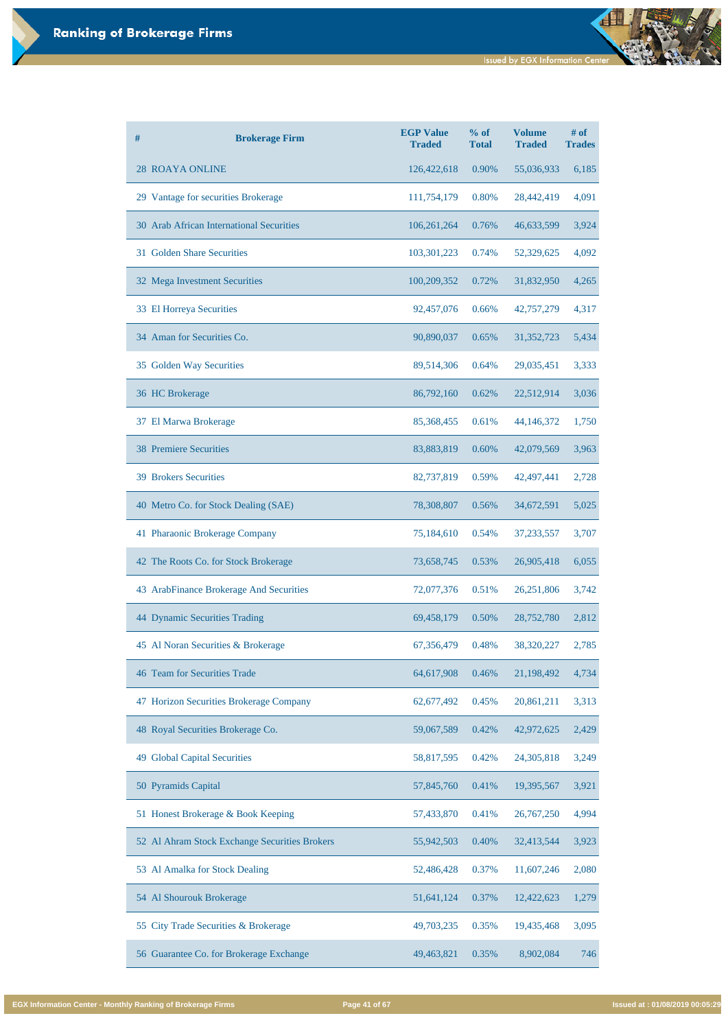# Ranking of Brokerage Firms

| # | Brokerage Firm | EGP Value Traded | % of Total | Volume Traded | # of Trades |
|---|---|---|---|---|---|
| 28 | ROAYA ONLINE | 126,422,618 | 0.90% | 55,036,933 | 6,185 |
| 29 | Vantage for securities Brokerage | 111,754,179 | 0.80% | 28,442,419 | 4,091 |
| 30 | Arab African International Securities | 106,261,264 | 0.76% | 46,633,599 | 3,924 |
| 31 | Golden Share Securities | 103,301,223 | 0.74% | 52,329,625 | 4,092 |
| 32 | Mega Investment Securities | 100,209,352 | 0.72% | 31,832,950 | 4,265 |
| 33 | El Horreya Securities | 92,457,076 | 0.66% | 42,757,279 | 4,317 |
| 34 | Aman for Securities Co. | 90,890,037 | 0.65% | 31,352,723 | 5,434 |
| 35 | Golden Way Securities | 89,514,306 | 0.64% | 29,035,451 | 3,333 |
| 36 | HC Brokerage | 86,792,160 | 0.62% | 22,512,914 | 3,036 |
| 37 | El Marwa Brokerage | 85,368,455 | 0.61% | 44,146,372 | 1,750 |
| 38 | Premiere Securities | 83,883,819 | 0.60% | 42,079,569 | 3,963 |
| 39 | Brokers Securities | 82,737,819 | 0.59% | 42,497,441 | 2,728 |
| 40 | Metro Co. for Stock Dealing (SAE) | 78,308,807 | 0.56% | 34,672,591 | 5,025 |
| 41 | Pharaonic Brokerage Company | 75,184,610 | 0.54% | 37,233,557 | 3,707 |
| 42 | The Roots Co. for Stock Brokerage | 73,658,745 | 0.53% | 26,905,418 | 6,055 |
| 43 | ArabFinance Brokerage And Securities | 72,077,376 | 0.51% | 26,251,806 | 3,742 |
| 44 | Dynamic Securities Trading | 69,458,179 | 0.50% | 28,752,780 | 2,812 |
| 45 | Al Noran Securities & Brokerage | 67,356,479 | 0.48% | 38,320,227 | 2,785 |
| 46 | Team for Securities Trade | 64,617,908 | 0.46% | 21,198,492 | 4,734 |
| 47 | Horizon Securities Brokerage Company | 62,677,492 | 0.45% | 20,861,211 | 3,313 |
| 48 | Royal Securities Brokerage Co. | 59,067,589 | 0.42% | 42,972,625 | 2,429 |
| 49 | Global Capital Securities | 58,817,595 | 0.42% | 24,305,818 | 3,249 |
| 50 | Pyramids Capital | 57,845,760 | 0.41% | 19,395,567 | 3,921 |
| 51 | Honest Brokerage & Book Keeping | 57,433,870 | 0.41% | 26,767,250 | 4,994 |
| 52 | Al Ahram Stock Exchange Securities Brokers | 55,942,503 | 0.40% | 32,413,544 | 3,923 |
| 53 | Al Amalka for Stock Dealing | 52,486,428 | 0.37% | 11,607,246 | 2,080 |
| 54 | Al Shourouk Brokerage | 51,641,124 | 0.37% | 12,422,623 | 1,279 |
| 55 | City Trade Securities & Brokerage | 49,703,235 | 0.35% | 19,435,468 | 3,095 |
| 56 | Guarantee Co. for Brokerage Exchange | 49,463,821 | 0.35% | 8,902,084 | 746 |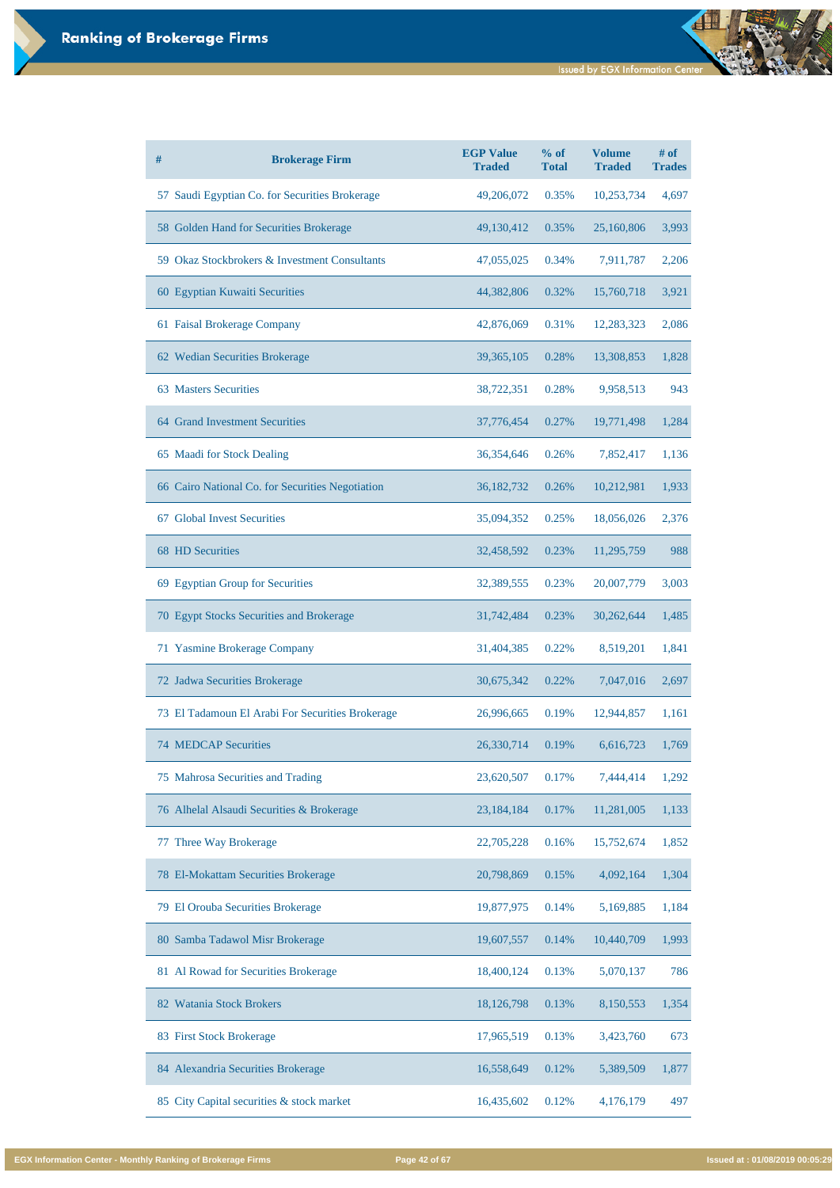# Ranking of Brokerage Firms

| # | Brokerage Firm | EGP Value Traded | % of Total | Volume Traded | # of Trades |
|---|---|---|---|---|---|
| 57 | Saudi Egyptian Co. for Securities Brokerage | 49,206,072 | 0.35% | 10,253,734 | 4,697 |
| 58 | Golden Hand for Securities Brokerage | 49,130,412 | 0.35% | 25,160,806 | 3,993 |
| 59 | Okaz Stockbrokers & Investment Consultants | 47,055,025 | 0.34% | 7,911,787 | 2,206 |
| 60 | Egyptian Kuwaiti Securities | 44,382,806 | 0.32% | 15,760,718 | 3,921 |
| 61 | Faisal Brokerage Company | 42,876,069 | 0.31% | 12,283,323 | 2,086 |
| 62 | Wedian Securities Brokerage | 39,365,105 | 0.28% | 13,308,853 | 1,828 |
| 63 | Masters Securities | 38,722,351 | 0.28% | 9,958,513 | 943 |
| 64 | Grand Investment Securities | 37,776,454 | 0.27% | 19,771,498 | 1,284 |
| 65 | Maadi for Stock Dealing | 36,354,646 | 0.26% | 7,852,417 | 1,136 |
| 66 | Cairo National Co. for Securities Negotiation | 36,182,732 | 0.26% | 10,212,981 | 1,933 |
| 67 | Global Invest Securities | 35,094,352 | 0.25% | 18,056,026 | 2,376 |
| 68 | HD Securities | 32,458,592 | 0.23% | 11,295,759 | 988 |
| 69 | Egyptian Group for Securities | 32,389,555 | 0.23% | 20,007,779 | 3,003 |
| 70 | Egypt Stocks Securities and Brokerage | 31,742,484 | 0.23% | 30,262,644 | 1,485 |
| 71 | Yasmine Brokerage Company | 31,404,385 | 0.22% | 8,519,201 | 1,841 |
| 72 | Jadwa Securities Brokerage | 30,675,342 | 0.22% | 7,047,016 | 2,697 |
| 73 | El Tadamoun El Arabi For Securities Brokerage | 26,996,665 | 0.19% | 12,944,857 | 1,161 |
| 74 | MEDCAP Securities | 26,330,714 | 0.19% | 6,616,723 | 1,769 |
| 75 | Mahrosa Securities and Trading | 23,620,507 | 0.17% | 7,444,414 | 1,292 |
| 76 | Alhelal Alsaudi Securities & Brokerage | 23,184,184 | 0.17% | 11,281,005 | 1,133 |
| 77 | Three Way Brokerage | 22,705,228 | 0.16% | 15,752,674 | 1,852 |
| 78 | El-Mokattam Securities Brokerage | 20,798,869 | 0.15% | 4,092,164 | 1,304 |
| 79 | El Orouba Securities Brokerage | 19,877,975 | 0.14% | 5,169,885 | 1,184 |
| 80 | Samba Tadawol Misr Brokerage | 19,607,557 | 0.14% | 10,440,709 | 1,993 |
| 81 | Al Rowad for Securities Brokerage | 18,400,124 | 0.13% | 5,070,137 | 786 |
| 82 | Watania Stock Brokers | 18,126,798 | 0.13% | 8,150,553 | 1,354 |
| 83 | First Stock Brokerage | 17,965,519 | 0.13% | 3,423,760 | 673 |
| 84 | Alexandria Securities Brokerage | 16,558,649 | 0.12% | 5,389,509 | 1,877 |
| 85 | City Capital securities & stock market | 16,435,602 | 0.12% | 4,176,179 | 497 |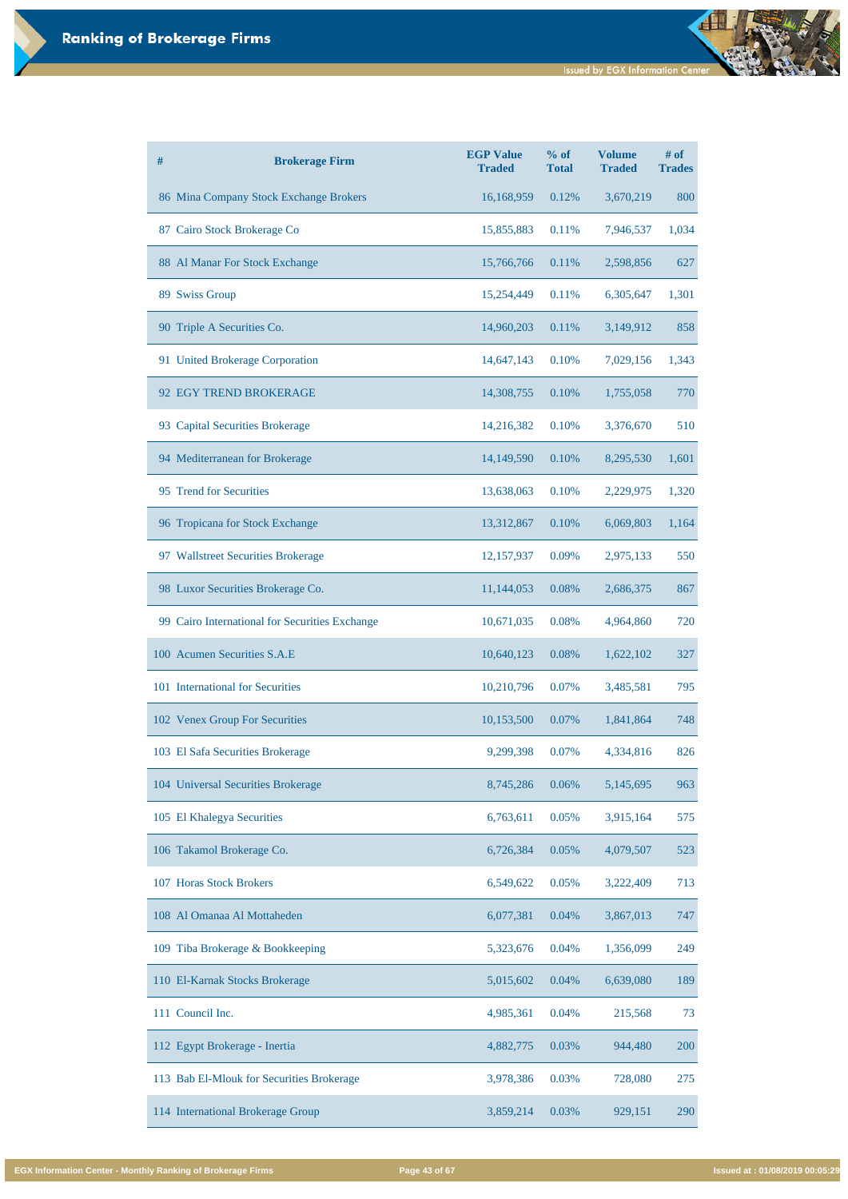# Ranking of Brokerage Firms

| # | Brokerage Firm | EGP Value Traded | % of Total | Volume Traded | # of Trades |
|---|---|---|---|---|---|
| 86 | Mina Company Stock Exchange Brokers | 16,168,959 | 0.12% | 3,670,219 | 800 |
| 87 | Cairo Stock Brokerage Co | 15,855,883 | 0.11% | 7,946,537 | 1,034 |
| 88 | Al Manar For Stock Exchange | 15,766,766 | 0.11% | 2,598,856 | 627 |
| 89 | Swiss Group | 15,254,449 | 0.11% | 6,305,647 | 1,301 |
| 90 | Triple A Securities Co. | 14,960,203 | 0.11% | 3,149,912 | 858 |
| 91 | United Brokerage Corporation | 14,647,143 | 0.10% | 7,029,156 | 1,343 |
| 92 | EGY TREND BROKERAGE | 14,308,755 | 0.10% | 1,755,058 | 770 |
| 93 | Capital Securities Brokerage | 14,216,382 | 0.10% | 3,376,670 | 510 |
| 94 | Mediterranean for Brokerage | 14,149,590 | 0.10% | 8,295,530 | 1,601 |
| 95 | Trend for Securities | 13,638,063 | 0.10% | 2,229,975 | 1,320 |
| 96 | Tropicana for Stock Exchange | 13,312,867 | 0.10% | 6,069,803 | 1,164 |
| 97 | Wallstreet Securities Brokerage | 12,157,937 | 0.09% | 2,975,133 | 550 |
| 98 | Luxor Securities Brokerage Co. | 11,144,053 | 0.08% | 2,686,375 | 867 |
| 99 | Cairo International for Securities Exchange | 10,671,035 | 0.08% | 4,964,860 | 720 |
| 100 | Acumen Securities S.A.E | 10,640,123 | 0.08% | 1,622,102 | 327 |
| 101 | International for Securities | 10,210,796 | 0.07% | 3,485,581 | 795 |
| 102 | Venex Group For Securities | 10,153,500 | 0.07% | 1,841,864 | 748 |
| 103 | El Safa Securities Brokerage | 9,299,398 | 0.07% | 4,334,816 | 826 |
| 104 | Universal Securities Brokerage | 8,745,286 | 0.06% | 5,145,695 | 963 |
| 105 | El Khalegya Securities | 6,763,611 | 0.05% | 3,915,164 | 575 |
| 106 | Takamol Brokerage Co. | 6,726,384 | 0.05% | 4,079,507 | 523 |
| 107 | Horas Stock Brokers | 6,549,622 | 0.05% | 3,222,409 | 713 |
| 108 | Al Omanaa Al Mottaheden | 6,077,381 | 0.04% | 3,867,013 | 747 |
| 109 | Tiba Brokerage & Bookkeeping | 5,323,676 | 0.04% | 1,356,099 | 249 |
| 110 | El-Karnak Stocks Brokerage | 5,015,602 | 0.04% | 6,639,080 | 189 |
| 111 | Council Inc. | 4,985,361 | 0.04% | 215,568 | 73 |
| 112 | Egypt Brokerage - Inertia | 4,882,775 | 0.03% | 944,480 | 200 |
| 113 | Bab El-Mlouk for Securities Brokerage | 3,978,386 | 0.03% | 728,080 | 275 |
| 114 | International Brokerage Group | 3,859,214 | 0.03% | 929,151 | 290 |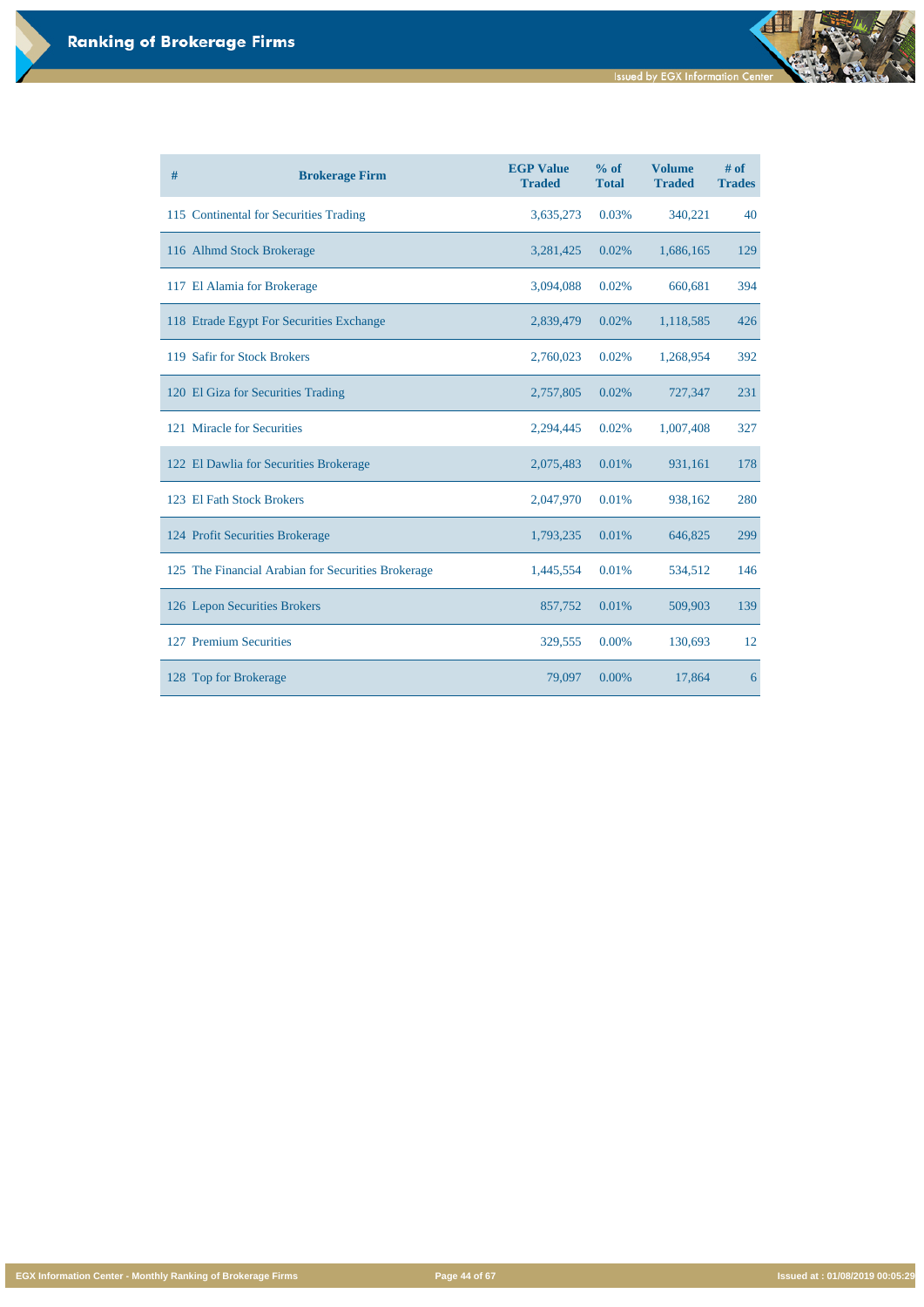# Ranking of Brokerage Firms

Issued by EGX Information Center

| # | Brokerage Firm | EGP Value Traded | % of Total | Volume Traded | # of Trades |
|---|---|---|---|---|---|
| 115 | Continental for Securities Trading | 3,635,273 | 0.03% | 340,221 | 40 |
| 116 | Alhmd Stock Brokerage | 3,281,425 | 0.02% | 1,686,165 | 129 |
| 117 | El Alamia for Brokerage | 3,094,088 | 0.02% | 660,681 | 394 |
| 118 | Etrade Egypt For Securities Exchange | 2,839,479 | 0.02% | 1,118,585 | 426 |
| 119 | Safir for Stock Brokers | 2,760,023 | 0.02% | 1,268,954 | 392 |
| 120 | El Giza for Securities Trading | 2,757,805 | 0.02% | 727,347 | 231 |
| 121 | Miracle for Securities | 2,294,445 | 0.02% | 1,007,408 | 327 |
| 122 | El Dawlia for Securities Brokerage | 2,075,483 | 0.01% | 931,161 | 178 |
| 123 | El Fath Stock Brokers | 2,047,970 | 0.01% | 938,162 | 280 |
| 124 | Profit Securities Brokerage | 1,793,235 | 0.01% | 646,825 | 299 |
| 125 | The Financial Arabian for Securities Brokerage | 1,445,554 | 0.01% | 534,512 | 146 |
| 126 | Lepon Securities Brokers | 857,752 | 0.01% | 509,903 | 139 |
| 127 | Premium Securities | 329,555 | 0.00% | 130,693 | 12 |
| 128 | Top for Brokerage | 79,097 | 0.00% | 17,864 | 6 |

EGX Information Center - Monthly Ranking of Brokerage Firms

Issued at : 01/08/2019 00:05:29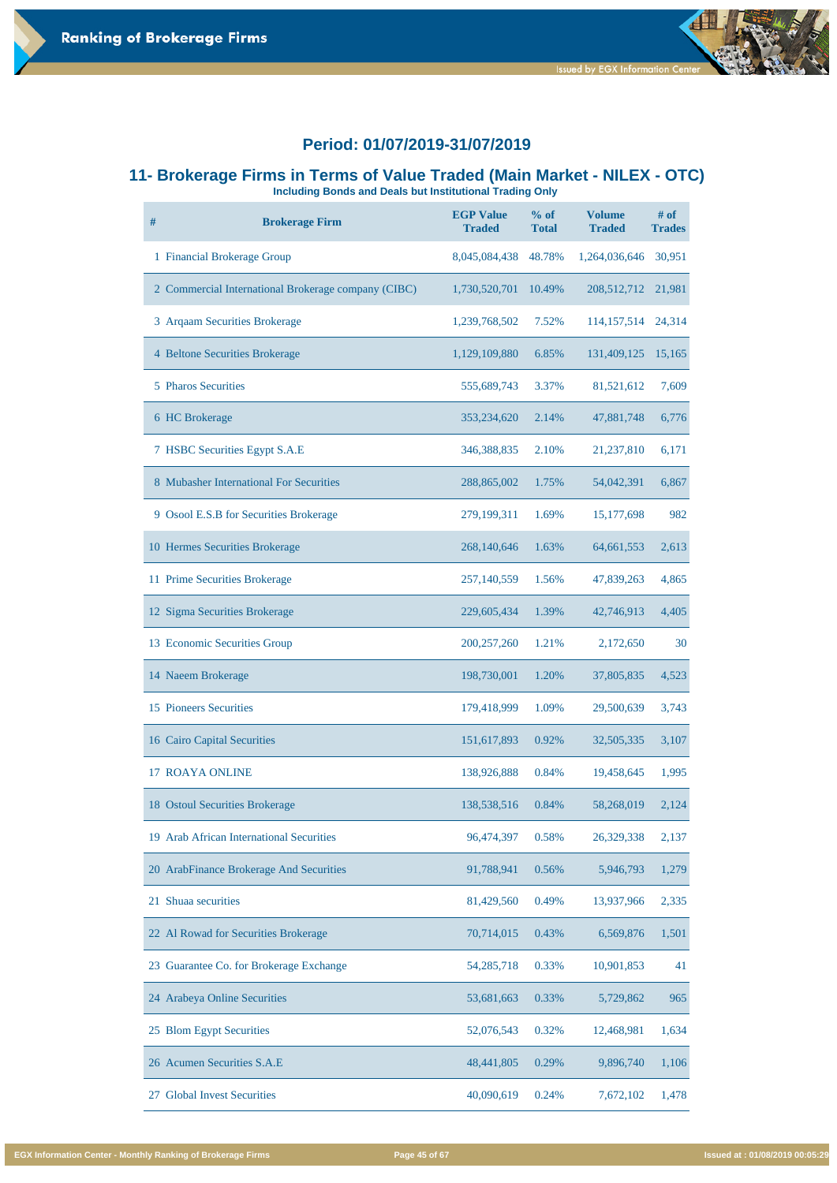## Period: 01/07/2019-31/07/2019

## 11- Brokerage Firms in Terms of Value Traded (Main Market - NILEX - OTC)

**Including Bonds and Deals but Institutional Trading Only**

| # | Brokerage Firm | EGP Value Traded | % of Total | Volume Traded | # of Trades |
|---|---|---|---|---|---|
| 1 | Financial Brokerage Group | 8,045,084,438 | 48.78% | 1,264,036,646 | 30,951 |
| 2 | Commercial International Brokerage company (CIBC) | 1,730,520,701 | 10.49% | 208,512,712 | 21,981 |
| 3 | Arqaam Securities Brokerage | 1,239,768,502 | 7.52% | 114,157,514 | 24,314 |
| 4 | Beltone Securities Brokerage | 1,129,109,880 | 6.85% | 131,409,125 | 15,165 |
| 5 | Pharos Securities | 555,689,743 | 3.37% | 81,521,612 | 7,609 |
| 6 | HC Brokerage | 353,234,620 | 2.14% | 47,881,748 | 6,776 |
| 7 | HSBC Securities Egypt S.A.E | 346,388,835 | 2.10% | 21,237,810 | 6,171 |
| 8 | Mubasher International For Securities | 288,865,002 | 1.75% | 54,042,391 | 6,867 |
| 9 | Osool E.S.B for Securities Brokerage | 279,199,311 | 1.69% | 15,177,698 | 982 |
| 10 | Hermes Securities Brokerage | 268,140,646 | 1.63% | 64,661,553 | 2,613 |
| 11 | Prime Securities Brokerage | 257,140,559 | 1.56% | 47,839,263 | 4,865 |
| 12 | Sigma Securities Brokerage | 229,605,434 | 1.39% | 42,746,913 | 4,405 |
| 13 | Economic Securities Group | 200,257,260 | 1.21% | 2,172,650 | 30 |
| 14 | Naeem Brokerage | 198,730,001 | 1.20% | 37,805,835 | 4,523 |
| 15 | Pioneers Securities | 179,418,999 | 1.09% | 29,500,639 | 3,743 |
| 16 | Cairo Capital Securities | 151,617,893 | 0.92% | 32,505,335 | 3,107 |
| 17 | ROAYA ONLINE | 138,926,888 | 0.84% | 19,458,645 | 1,995 |
| 18 | Ostoul Securities Brokerage | 138,538,516 | 0.84% | 58,268,019 | 2,124 |
| 19 | Arab African International Securities | 96,474,397 | 0.58% | 26,329,338 | 2,137 |
| 20 | ArabFinance Brokerage And Securities | 91,788,941 | 0.56% | 5,946,793 | 1,279 |
| 21 | Shuaa securities | 81,429,560 | 0.49% | 13,937,966 | 2,335 |
| 22 | Al Rowad for Securities Brokerage | 70,714,015 | 0.43% | 6,569,876 | 1,501 |
| 23 | Guarantee Co. for Brokerage Exchange | 54,285,718 | 0.33% | 10,901,853 | 41 |
| 24 | Arabeya Online Securities | 53,681,663 | 0.33% | 5,729,862 | 965 |
| 25 | Blom Egypt Securities | 52,076,543 | 0.32% | 12,468,981 | 1,634 |
| 26 | Acumen Securities S.A.E | 48,441,805 | 0.29% | 9,896,740 | 1,106 |
| 27 | Global Invest Securities | 40,090,619 | 0.24% | 7,672,102 | 1,478 |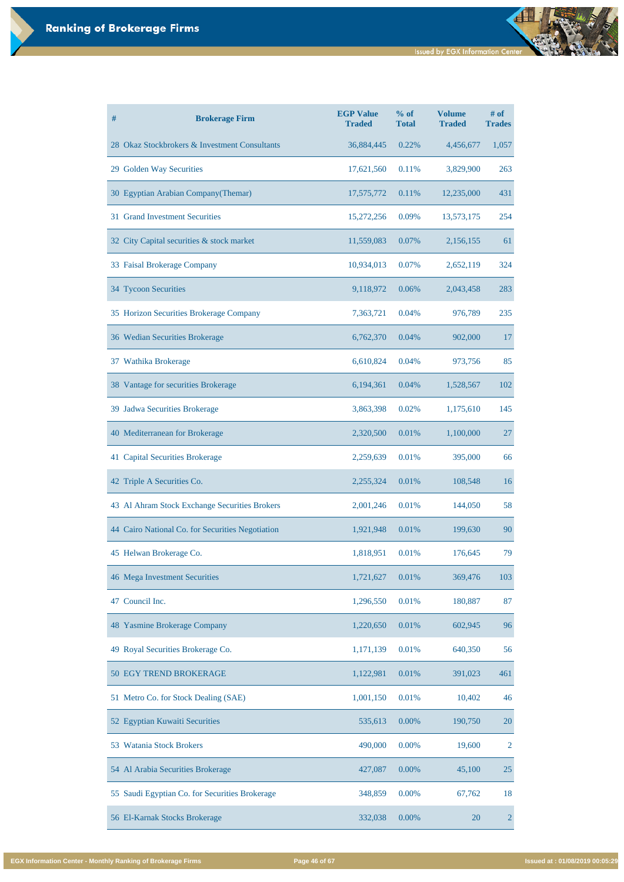# Ranking of Brokerage Firms

| # | Brokerage Firm | EGP Value Traded | % of Total | Volume Traded | # of Trades |
|---|---|---|---|---|---|
| 28 | Okaz Stockbrokers & Investment Consultants | 36,884,445 | 0.22% | 4,456,677 | 1,057 |
| 29 | Golden Way Securities | 17,621,560 | 0.11% | 3,829,900 | 263 |
| 30 | Egyptian Arabian Company(Themar) | 17,575,772 | 0.11% | 12,235,000 | 431 |
| 31 | Grand Investment Securities | 15,272,256 | 0.09% | 13,573,175 | 254 |
| 32 | City Capital securities & stock market | 11,559,083 | 0.07% | 2,156,155 | 61 |
| 33 | Faisal Brokerage Company | 10,934,013 | 0.07% | 2,652,119 | 324 |
| 34 | Tycoon Securities | 9,118,972 | 0.06% | 2,043,458 | 283 |
| 35 | Horizon Securities Brokerage Company | 7,363,721 | 0.04% | 976,789 | 235 |
| 36 | Wedian Securities Brokerage | 6,762,370 | 0.04% | 902,000 | 17 |
| 37 | Wathika Brokerage | 6,610,824 | 0.04% | 973,756 | 85 |
| 38 | Vantage for securities Brokerage | 6,194,361 | 0.04% | 1,528,567 | 102 |
| 39 | Jadwa Securities Brokerage | 3,863,398 | 0.02% | 1,175,610 | 145 |
| 40 | Mediterranean for Brokerage | 2,320,500 | 0.01% | 1,100,000 | 27 |
| 41 | Capital Securities Brokerage | 2,259,639 | 0.01% | 395,000 | 66 |
| 42 | Triple A Securities Co. | 2,255,324 | 0.01% | 108,548 | 16 |
| 43 | Al Ahram Stock Exchange Securities Brokers | 2,001,246 | 0.01% | 144,050 | 58 |
| 44 | Cairo National Co. for Securities Negotiation | 1,921,948 | 0.01% | 199,630 | 90 |
| 45 | Helwan Brokerage Co. | 1,818,951 | 0.01% | 176,645 | 79 |
| 46 | Mega Investment Securities | 1,721,627 | 0.01% | 369,476 | 103 |
| 47 | Council Inc. | 1,296,550 | 0.01% | 180,887 | 87 |
| 48 | Yasmine Brokerage Company | 1,220,650 | 0.01% | 602,945 | 96 |
| 49 | Royal Securities Brokerage Co. | 1,171,139 | 0.01% | 640,350 | 56 |
| 50 | EGY TREND BROKERAGE | 1,122,981 | 0.01% | 391,023 | 461 |
| 51 | Metro Co. for Stock Dealing (SAE) | 1,001,150 | 0.01% | 10,402 | 46 |
| 52 | Egyptian Kuwaiti Securities | 535,613 | 0.00% | 190,750 | 20 |
| 53 | Watania Stock Brokers | 490,000 | 0.00% | 19,600 | 2 |
| 54 | Al Arabia Securities Brokerage | 427,087 | 0.00% | 45,100 | 25 |
| 55 | Saudi Egyptian Co. for Securities Brokerage | 348,859 | 0.00% | 67,762 | 18 |
| 56 | El-Karnak Stocks Brokerage | 332,038 | 0.00% | 20 | 2 |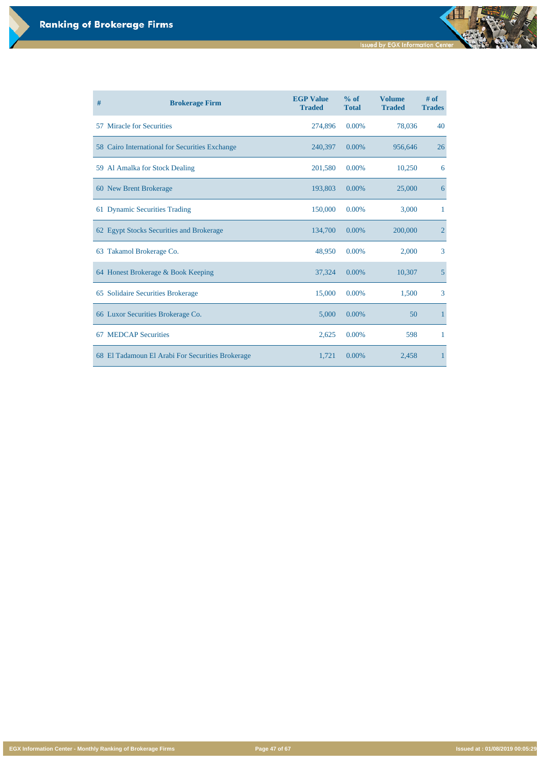# Ranking of Brokerage Firms

| # | Brokerage Firm | EGP Value Traded | % of Total | Volume Traded | # of Trades |
|---|---|---|---|---|---|
| 57 | Miracle for Securities | 274,896 | 0.00% | 78,036 | 40 |
| 58 | Cairo International for Securities Exchange | 240,397 | 0.00% | 956,646 | 26 |
| 59 | Al Amalka for Stock Dealing | 201,580 | 0.00% | 10,250 | 6 |
| 60 | New Brent Brokerage | 193,803 | 0.00% | 25,000 | 6 |
| 61 | Dynamic Securities Trading | 150,000 | 0.00% | 3,000 | 1 |
| 62 | Egypt Stocks Securities and Brokerage | 134,700 | 0.00% | 200,000 | 2 |
| 63 | Takamol Brokerage Co. | 48,950 | 0.00% | 2,000 | 3 |
| 64 | Honest Brokerage & Book Keeping | 37,324 | 0.00% | 10,307 | 5 |
| 65 | Solidaire Securities Brokerage | 15,000 | 0.00% | 1,500 | 3 |
| 66 | Luxor Securities Brokerage Co. | 5,000 | 0.00% | 50 | 1 |
| 67 | MEDCAP Securities | 2,625 | 0.00% | 598 | 1 |
| 68 | El Tadamoun El Arabi For Securities Brokerage | 1,721 | 0.00% | 2,458 | 1 |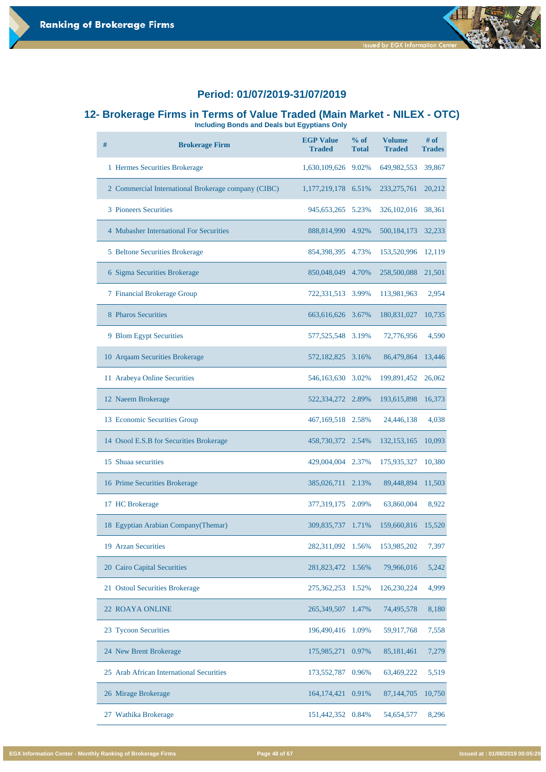## Period: 01/07/2019-31/07/2019

## 12- Brokerage Firms in Terms of Value Traded (Main Market - NILEX - OTC)

**Including Bonds and Deals but Egyptians Only**

| # | Brokerage Firm | EGP Value Traded | % of Total | Volume Traded | # of Trades |
|---|---|---|---|---|---|
| 1 | Hermes Securities Brokerage | 1,630,109,626 | 9.02% | 649,982,553 | 39,867 |
| 2 | Commercial International Brokerage company (CIBC) | 1,177,219,178 | 6.51% | 233,275,761 | 20,212 |
| 3 | Pioneers Securities | 945,653,265 | 5.23% | 326,102,016 | 38,361 |
| 4 | Mubasher International For Securities | 888,814,990 | 4.92% | 500,184,173 | 32,233 |
| 5 | Beltone Securities Brokerage | 854,398,395 | 4.73% | 153,520,996 | 12,119 |
| 6 | Sigma Securities Brokerage | 850,048,049 | 4.70% | 258,500,088 | 21,501 |
| 7 | Financial Brokerage Group | 722,331,513 | 3.99% | 113,981,963 | 2,954 |
| 8 | Pharos Securities | 663,616,626 | 3.67% | 180,831,027 | 10,735 |
| 9 | Blom Egypt Securities | 577,525,548 | 3.19% | 72,776,956 | 4,590 |
| 10 | Arqaam Securities Brokerage | 572,182,825 | 3.16% | 86,479,864 | 13,446 |
| 11 | Arabeya Online Securities | 546,163,630 | 3.02% | 199,891,452 | 26,062 |
| 12 | Naeem Brokerage | 522,334,272 | 2.89% | 193,615,898 | 16,373 |
| 13 | Economic Securities Group | 467,169,518 | 2.58% | 24,446,138 | 4,038 |
| 14 | Osool E.S.B for Securities Brokerage | 458,730,372 | 2.54% | 132,153,165 | 10,093 |
| 15 | Shuaa securities | 429,004,004 | 2.37% | 175,935,327 | 10,380 |
| 16 | Prime Securities Brokerage | 385,026,711 | 2.13% | 89,448,894 | 11,503 |
| 17 | HC Brokerage | 377,319,175 | 2.09% | 63,860,004 | 8,922 |
| 18 | Egyptian Arabian Company(Themar) | 309,835,737 | 1.71% | 159,660,816 | 15,520 |
| 19 | Arzan Securities | 282,311,092 | 1.56% | 153,985,202 | 7,397 |
| 20 | Cairo Capital Securities | 281,823,472 | 1.56% | 79,966,016 | 5,242 |
| 21 | Ostoul Securities Brokerage | 275,362,253 | 1.52% | 126,230,224 | 4,999 |
| 22 | ROAYA ONLINE | 265,349,507 | 1.47% | 74,495,578 | 8,180 |
| 23 | Tycoon Securities | 196,490,416 | 1.09% | 59,917,768 | 7,558 |
| 24 | New Brent Brokerage | 175,985,271 | 0.97% | 85,181,461 | 7,279 |
| 25 | Arab African International Securities | 173,552,787 | 0.96% | 63,469,222 | 5,519 |
| 26 | Mirage Brokerage | 164,174,421 | 0.91% | 87,144,705 | 10,750 |
| 27 | Wathika Brokerage | 151,442,352 | 0.84% | 54,654,577 | 8,296 |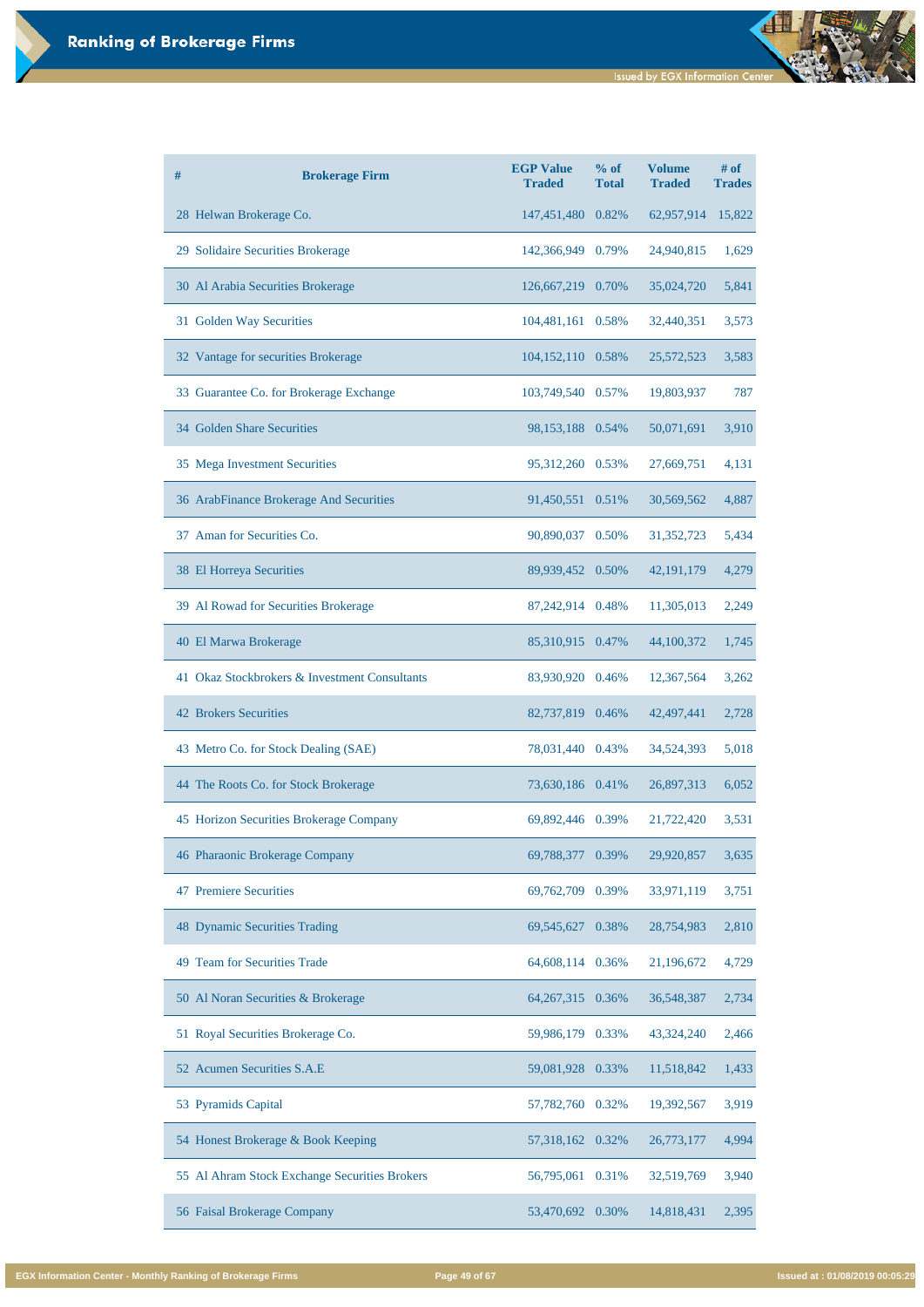# Ranking of Brokerage Firms

| # | Brokerage Firm | EGP Value Traded | % of Total | Volume Traded | # of Trades |
|---|---|---|---|---|---|
| 28 | Helwan Brokerage Co. | 147,451,480 | 0.82% | 62,957,914 | 15,822 |
| 29 | Solidaire Securities Brokerage | 142,366,949 | 0.79% | 24,940,815 | 1,629 |
| 30 | Al Arabia Securities Brokerage | 126,667,219 | 0.70% | 35,024,720 | 5,841 |
| 31 | Golden Way Securities | 104,481,161 | 0.58% | 32,440,351 | 3,573 |
| 32 | Vantage for securities Brokerage | 104,152,110 | 0.58% | 25,572,523 | 3,583 |
| 33 | Guarantee Co. for Brokerage Exchange | 103,749,540 | 0.57% | 19,803,937 | 787 |
| 34 | Golden Share Securities | 98,153,188 | 0.54% | 50,071,691 | 3,910 |
| 35 | Mega Investment Securities | 95,312,260 | 0.53% | 27,669,751 | 4,131 |
| 36 | ArabFinance Brokerage And Securities | 91,450,551 | 0.51% | 30,569,562 | 4,887 |
| 37 | Aman for Securities Co. | 90,890,037 | 0.50% | 31,352,723 | 5,434 |
| 38 | El Horreya Securities | 89,939,452 | 0.50% | 42,191,179 | 4,279 |
| 39 | Al Rowad for Securities Brokerage | 87,242,914 | 0.48% | 11,305,013 | 2,249 |
| 40 | El Marwa Brokerage | 85,310,915 | 0.47% | 44,100,372 | 1,745 |
| 41 | Okaz Stockbrokers & Investment Consultants | 83,930,920 | 0.46% | 12,367,564 | 3,262 |
| 42 | Brokers Securities | 82,737,819 | 0.46% | 42,497,441 | 2,728 |
| 43 | Metro Co. for Stock Dealing (SAE) | 78,031,440 | 0.43% | 34,524,393 | 5,018 |
| 44 | The Roots Co. for Stock Brokerage | 73,630,186 | 0.41% | 26,897,313 | 6,052 |
| 45 | Horizon Securities Brokerage Company | 69,892,446 | 0.39% | 21,722,420 | 3,531 |
| 46 | Pharaonic Brokerage Company | 69,788,377 | 0.39% | 29,920,857 | 3,635 |
| 47 | Premiere Securities | 69,762,709 | 0.39% | 33,971,119 | 3,751 |
| 48 | Dynamic Securities Trading | 69,545,627 | 0.38% | 28,754,983 | 2,810 |
| 49 | Team for Securities Trade | 64,608,114 | 0.36% | 21,196,672 | 4,729 |
| 50 | Al Noran Securities & Brokerage | 64,267,315 | 0.36% | 36,548,387 | 2,734 |
| 51 | Royal Securities Brokerage Co. | 59,986,179 | 0.33% | 43,324,240 | 2,466 |
| 52 | Acumen Securities S.A.E | 59,081,928 | 0.33% | 11,518,842 | 1,433 |
| 53 | Pyramids Capital | 57,782,760 | 0.32% | 19,392,567 | 3,919 |
| 54 | Honest Brokerage & Book Keeping | 57,318,162 | 0.32% | 26,773,177 | 4,994 |
| 55 | Al Ahram Stock Exchange Securities Brokers | 56,795,061 | 0.31% | 32,519,769 | 3,940 |
| 56 | Faisal Brokerage Company | 53,470,692 | 0.30% | 14,818,431 | 2,395 |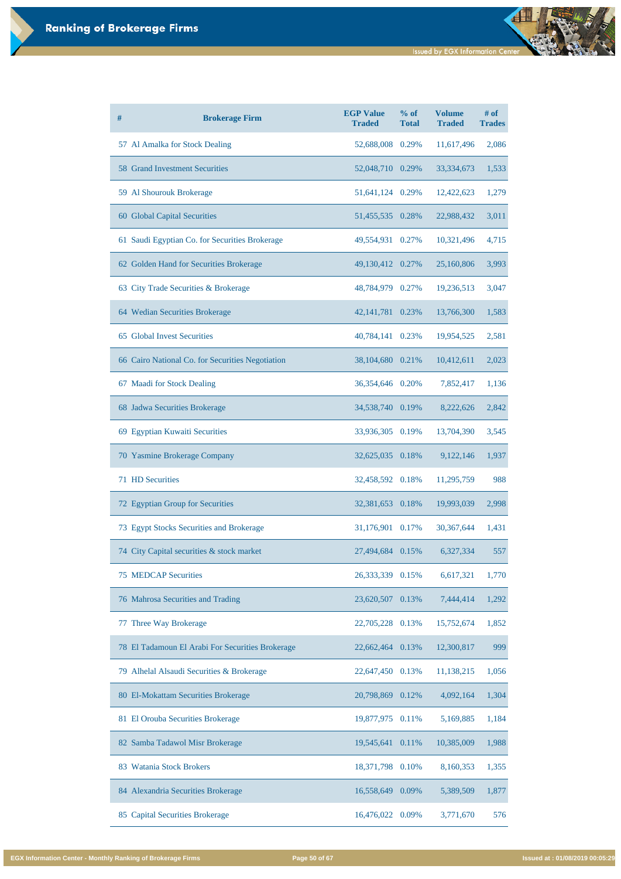# Ranking of Brokerage Firms

| # | Brokerage Firm | EGP Value Traded | % of Total | Volume Traded | # of Trades |
|---|---|---|---|---|---|
| 57 | Al Amalka for Stock Dealing | 52,688,008 | 0.29% | 11,617,496 | 2,086 |
| 58 | Grand Investment Securities | 52,048,710 | 0.29% | 33,334,673 | 1,533 |
| 59 | Al Shourouk Brokerage | 51,641,124 | 0.29% | 12,422,623 | 1,279 |
| 60 | Global Capital Securities | 51,455,535 | 0.28% | 22,988,432 | 3,011 |
| 61 | Saudi Egyptian Co. for Securities Brokerage | 49,554,931 | 0.27% | 10,321,496 | 4,715 |
| 62 | Golden Hand for Securities Brokerage | 49,130,412 | 0.27% | 25,160,806 | 3,993 |
| 63 | City Trade Securities & Brokerage | 48,784,979 | 0.27% | 19,236,513 | 3,047 |
| 64 | Wedian Securities Brokerage | 42,141,781 | 0.23% | 13,766,300 | 1,583 |
| 65 | Global Invest Securities | 40,784,141 | 0.23% | 19,954,525 | 2,581 |
| 66 | Cairo National Co. for Securities Negotiation | 38,104,680 | 0.21% | 10,412,611 | 2,023 |
| 67 | Maadi for Stock Dealing | 36,354,646 | 0.20% | 7,852,417 | 1,136 |
| 68 | Jadwa Securities Brokerage | 34,538,740 | 0.19% | 8,222,626 | 2,842 |
| 69 | Egyptian Kuwaiti Securities | 33,936,305 | 0.19% | 13,704,390 | 3,545 |
| 70 | Yasmine Brokerage Company | 32,625,035 | 0.18% | 9,122,146 | 1,937 |
| 71 | HD Securities | 32,458,592 | 0.18% | 11,295,759 | 988 |
| 72 | Egyptian Group for Securities | 32,381,653 | 0.18% | 19,993,039 | 2,998 |
| 73 | Egypt Stocks Securities and Brokerage | 31,176,901 | 0.17% | 30,367,644 | 1,431 |
| 74 | City Capital securities & stock market | 27,494,684 | 0.15% | 6,327,334 | 557 |
| 75 | MEDCAP Securities | 26,333,339 | 0.15% | 6,617,321 | 1,770 |
| 76 | Mahrosa Securities and Trading | 23,620,507 | 0.13% | 7,444,414 | 1,292 |
| 77 | Three Way Brokerage | 22,705,228 | 0.13% | 15,752,674 | 1,852 |
| 78 | El Tadamoun El Arabi For Securities Brokerage | 22,662,464 | 0.13% | 12,300,817 | 999 |
| 79 | Alhelal Alsaudi Securities & Brokerage | 22,647,450 | 0.13% | 11,138,215 | 1,056 |
| 80 | El-Mokattam Securities Brokerage | 20,798,869 | 0.12% | 4,092,164 | 1,304 |
| 81 | El Orouba Securities Brokerage | 19,877,975 | 0.11% | 5,169,885 | 1,184 |
| 82 | Samba Tadawol Misr Brokerage | 19,545,641 | 0.11% | 10,385,009 | 1,988 |
| 83 | Watania Stock Brokers | 18,371,798 | 0.10% | 8,160,353 | 1,355 |
| 84 | Alexandria Securities Brokerage | 16,558,649 | 0.09% | 5,389,509 | 1,877 |
| 85 | Capital Securities Brokerage | 16,476,022 | 0.09% | 3,771,670 | 576 |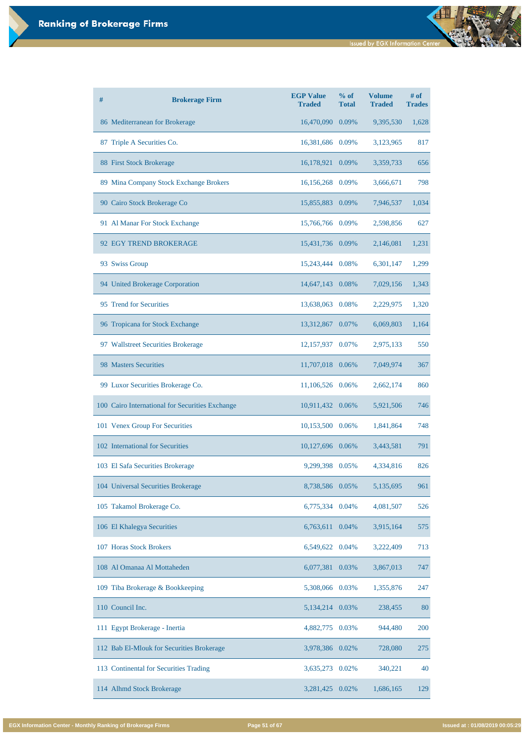# Ranking of Brokerage Firms

Issued by EGX Information Center

| # | Brokerage Firm | EGP Value Traded | % of Total | Volume Traded | # of Trades |
|---|---|---|---|---|---|
| 86 | Mediterranean for Brokerage | 16,470,090 | 0.09% | 9,395,530 | 1,628 |
| 87 | Triple A Securities Co. | 16,381,686 | 0.09% | 3,123,965 | 817 |
| 88 | First Stock Brokerage | 16,178,921 | 0.09% | 3,359,733 | 656 |
| 89 | Mina Company Stock Exchange Brokers | 16,156,268 | 0.09% | 3,666,671 | 798 |
| 90 | Cairo Stock Brokerage Co | 15,855,883 | 0.09% | 7,946,537 | 1,034 |
| 91 | Al Manar For Stock Exchange | 15,766,766 | 0.09% | 2,598,856 | 627 |
| 92 | EGY TREND BROKERAGE | 15,431,736 | 0.09% | 2,146,081 | 1,231 |
| 93 | Swiss Group | 15,243,444 | 0.08% | 6,301,147 | 1,299 |
| 94 | United Brokerage Corporation | 14,647,143 | 0.08% | 7,029,156 | 1,343 |
| 95 | Trend for Securities | 13,638,063 | 0.08% | 2,229,975 | 1,320 |
| 96 | Tropicana for Stock Exchange | 13,312,867 | 0.07% | 6,069,803 | 1,164 |
| 97 | Wallstreet Securities Brokerage | 12,157,937 | 0.07% | 2,975,133 | 550 |
| 98 | Masters Securities | 11,707,018 | 0.06% | 7,049,974 | 367 |
| 99 | Luxor Securities Brokerage Co. | 11,106,526 | 0.06% | 2,662,174 | 860 |
| 100 | Cairo International for Securities Exchange | 10,911,432 | 0.06% | 5,921,506 | 746 |
| 101 | Venex Group For Securities | 10,153,500 | 0.06% | 1,841,864 | 748 |
| 102 | International for Securities | 10,127,696 | 0.06% | 3,443,581 | 791 |
| 103 | El Safa Securities Brokerage | 9,299,398 | 0.05% | 4,334,816 | 826 |
| 104 | Universal Securities Brokerage | 8,738,586 | 0.05% | 5,135,695 | 961 |
| 105 | Takamol Brokerage Co. | 6,775,334 | 0.04% | 4,081,507 | 526 |
| 106 | El Khalegya Securities | 6,763,611 | 0.04% | 3,915,164 | 575 |
| 107 | Horas Stock Brokers | 6,549,622 | 0.04% | 3,222,409 | 713 |
| 108 | Al Omanaa Al Mottaheden | 6,077,381 | 0.03% | 3,867,013 | 747 |
| 109 | Tiba Brokerage & Bookkeeping | 5,308,066 | 0.03% | 1,355,876 | 247 |
| 110 | Council Inc. | 5,134,214 | 0.03% | 238,455 | 80 |
| 111 | Egypt Brokerage - Inertia | 4,882,775 | 0.03% | 944,480 | 200 |
| 112 | Bab El-Mlouk for Securities Brokerage | 3,978,386 | 0.02% | 728,080 | 275 |
| 113 | Continental for Securities Trading | 3,635,273 | 0.02% | 340,221 | 40 |
| 114 | Alhmd Stock Brokerage | 3,281,425 | 0.02% | 1,686,165 | 129 |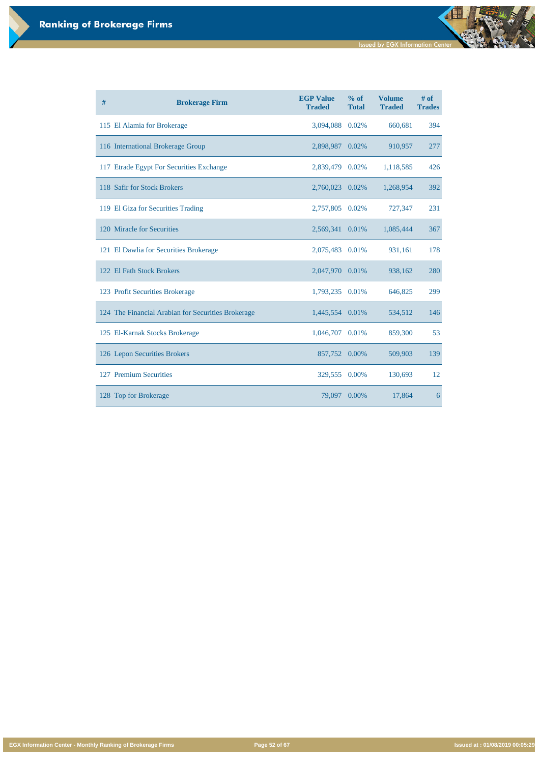# Ranking of Brokerage Firms

Issued by EGX Information Center

| # | Brokerage Firm | EGP Value Traded | % of Total | Volume Traded | # of Trades |
|---|---|---|---|---|---|
| 115 | El Alamia for Brokerage | 3,094,088 | 0.02% | 660,681 | 394 |
| 116 | International Brokerage Group | 2,898,987 | 0.02% | 910,957 | 277 |
| 117 | Etrade Egypt For Securities Exchange | 2,839,479 | 0.02% | 1,118,585 | 426 |
| 118 | Safir for Stock Brokers | 2,760,023 | 0.02% | 1,268,954 | 392 |
| 119 | El Giza for Securities Trading | 2,757,805 | 0.02% | 727,347 | 231 |
| 120 | Miracle for Securities | 2,569,341 | 0.01% | 1,085,444 | 367 |
| 121 | El Dawlia for Securities Brokerage | 2,075,483 | 0.01% | 931,161 | 178 |
| 122 | El Fath Stock Brokers | 2,047,970 | 0.01% | 938,162 | 280 |
| 123 | Profit Securities Brokerage | 1,793,235 | 0.01% | 646,825 | 299 |
| 124 | The Financial Arabian for Securities Brokerage | 1,445,554 | 0.01% | 534,512 | 146 |
| 125 | El-Karnak Stocks Brokerage | 1,046,707 | 0.01% | 859,300 | 53 |
| 126 | Lepon Securities Brokers | 857,752 | 0.00% | 509,903 | 139 |
| 127 | Premium Securities | 329,555 | 0.00% | 130,693 | 12 |
| 128 | Top for Brokerage | 79,097 | 0.00% | 17,864 | 6 |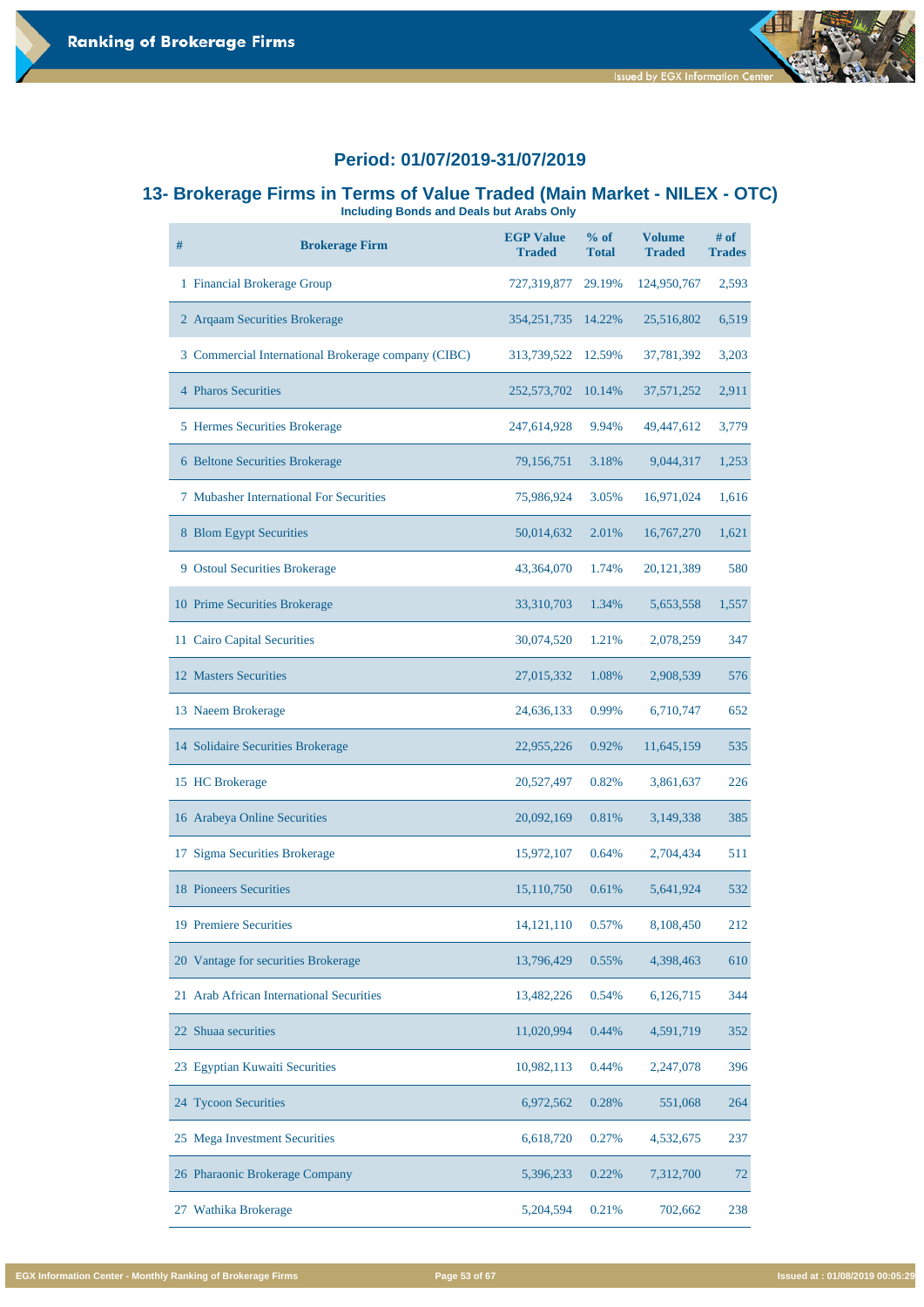## Period: 01/07/2019-31/07/2019

## 13- Brokerage Firms in Terms of Value Traded (Main Market - NILEX - OTC)

**Including Bonds and Deals but Arabs Only**

| # | Brokerage Firm | EGP Value Traded | % of Total | Volume Traded | # of Trades |
|---|---|---|---|---|---|
| 1 | Financial Brokerage Group | 727,319,877 | 29.19% | 124,950,767 | 2,593 |
| 2 | Arqaam Securities Brokerage | 354,251,735 | 14.22% | 25,516,802 | 6,519 |
| 3 | Commercial International Brokerage company (CIBC) | 313,739,522 | 12.59% | 37,781,392 | 3,203 |
| 4 | Pharos Securities | 252,573,702 | 10.14% | 37,571,252 | 2,911 |
| 5 | Hermes Securities Brokerage | 247,614,928 | 9.94% | 49,447,612 | 3,779 |
| 6 | Beltone Securities Brokerage | 79,156,751 | 3.18% | 9,044,317 | 1,253 |
| 7 | Mubasher International For Securities | 75,986,924 | 3.05% | 16,971,024 | 1,616 |
| 8 | Blom Egypt Securities | 50,014,632 | 2.01% | 16,767,270 | 1,621 |
| 9 | Ostoul Securities Brokerage | 43,364,070 | 1.74% | 20,121,389 | 580 |
| 10 | Prime Securities Brokerage | 33,310,703 | 1.34% | 5,653,558 | 1,557 |
| 11 | Cairo Capital Securities | 30,074,520 | 1.21% | 2,078,259 | 347 |
| 12 | Masters Securities | 27,015,332 | 1.08% | 2,908,539 | 576 |
| 13 | Naeem Brokerage | 24,636,133 | 0.99% | 6,710,747 | 652 |
| 14 | Solidaire Securities Brokerage | 22,955,226 | 0.92% | 11,645,159 | 535 |
| 15 | HC Brokerage | 20,527,497 | 0.82% | 3,861,637 | 226 |
| 16 | Arabeya Online Securities | 20,092,169 | 0.81% | 3,149,338 | 385 |
| 17 | Sigma Securities Brokerage | 15,972,107 | 0.64% | 2,704,434 | 511 |
| 18 | Pioneers Securities | 15,110,750 | 0.61% | 5,641,924 | 532 |
| 19 | Premiere Securities | 14,121,110 | 0.57% | 8,108,450 | 212 |
| 20 | Vantage for securities Brokerage | 13,796,429 | 0.55% | 4,398,463 | 610 |
| 21 | Arab African International Securities | 13,482,226 | 0.54% | 6,126,715 | 344 |
| 22 | Shuaa securities | 11,020,994 | 0.44% | 4,591,719 | 352 |
| 23 | Egyptian Kuwaiti Securities | 10,982,113 | 0.44% | 2,247,078 | 396 |
| 24 | Tycoon Securities | 6,972,562 | 0.28% | 551,068 | 264 |
| 25 | Mega Investment Securities | 6,618,720 | 0.27% | 4,532,675 | 237 |
| 26 | Pharaonic Brokerage Company | 5,396,233 | 0.22% | 7,312,700 | 72 |
| 27 | Wathika Brokerage | 5,204,594 | 0.21% | 702,662 | 238 |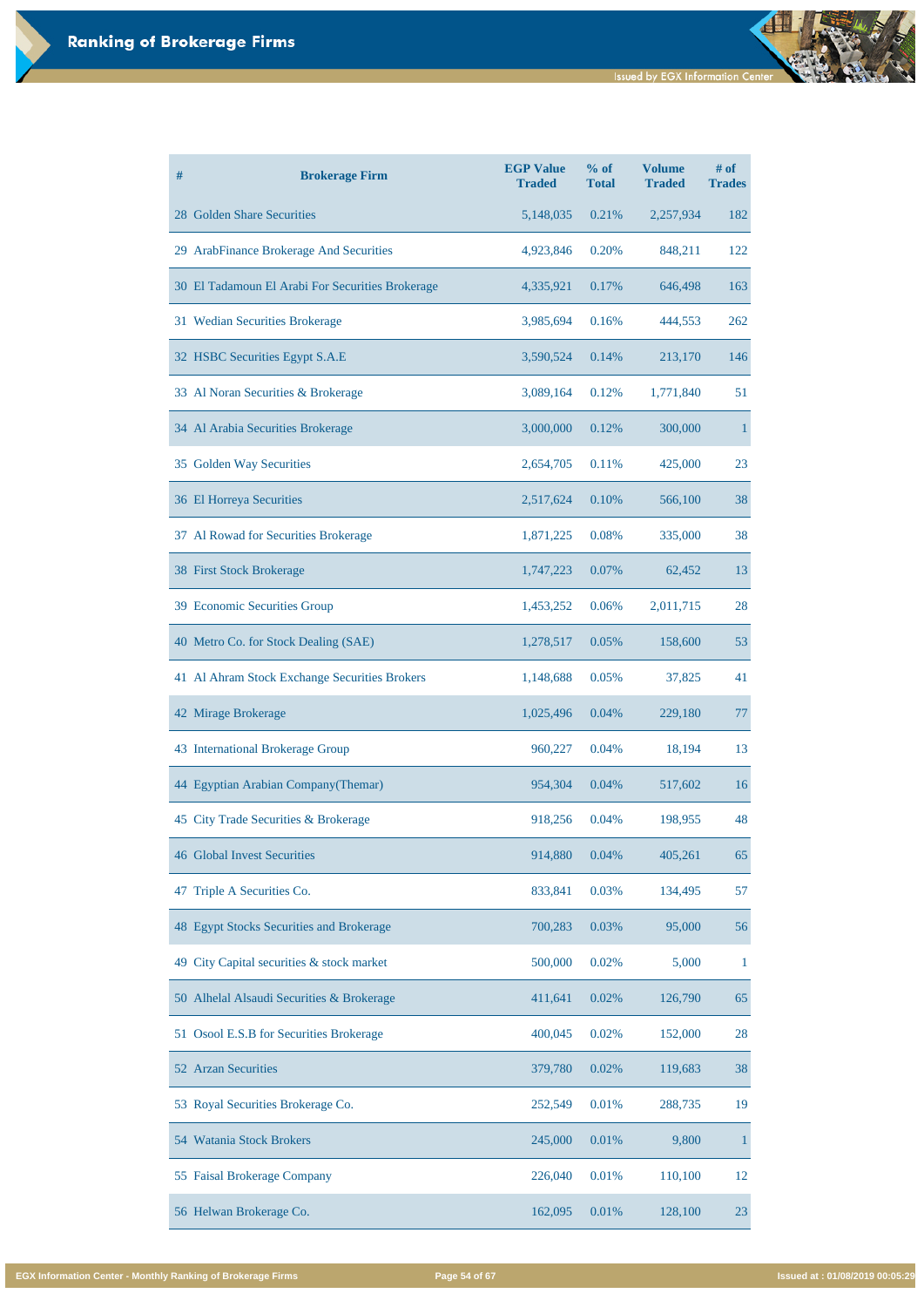# Ranking of Brokerage Firms

| # | Brokerage Firm | EGP Value Traded | % of Total | Volume Traded | # of Trades |
|---|---|---|---|---|---|
| 28 | Golden Share Securities | 5,148,035 | 0.21% | 2,257,934 | 182 |
| 29 | ArabFinance Brokerage And Securities | 4,923,846 | 0.20% | 848,211 | 122 |
| 30 | El Tadamoun El Arabi For Securities Brokerage | 4,335,921 | 0.17% | 646,498 | 163 |
| 31 | Wedian Securities Brokerage | 3,985,694 | 0.16% | 444,553 | 262 |
| 32 | HSBC Securities Egypt S.A.E | 3,590,524 | 0.14% | 213,170 | 146 |
| 33 | Al Noran Securities & Brokerage | 3,089,164 | 0.12% | 1,771,840 | 51 |
| 34 | Al Arabia Securities Brokerage | 3,000,000 | 0.12% | 300,000 | 1 |
| 35 | Golden Way Securities | 2,654,705 | 0.11% | 425,000 | 23 |
| 36 | El Horreya Securities | 2,517,624 | 0.10% | 566,100 | 38 |
| 37 | Al Rowad for Securities Brokerage | 1,871,225 | 0.08% | 335,000 | 38 |
| 38 | First Stock Brokerage | 1,747,223 | 0.07% | 62,452 | 13 |
| 39 | Economic Securities Group | 1,453,252 | 0.06% | 2,011,715 | 28 |
| 40 | Metro Co. for Stock Dealing (SAE) | 1,278,517 | 0.05% | 158,600 | 53 |
| 41 | Al Ahram Stock Exchange Securities Brokers | 1,148,688 | 0.05% | 37,825 | 41 |
| 42 | Mirage Brokerage | 1,025,496 | 0.04% | 229,180 | 77 |
| 43 | International Brokerage Group | 960,227 | 0.04% | 18,194 | 13 |
| 44 | Egyptian Arabian Company(Themar) | 954,304 | 0.04% | 517,602 | 16 |
| 45 | City Trade Securities & Brokerage | 918,256 | 0.04% | 198,955 | 48 |
| 46 | Global Invest Securities | 914,880 | 0.04% | 405,261 | 65 |
| 47 | Triple A Securities Co. | 833,841 | 0.03% | 134,495 | 57 |
| 48 | Egypt Stocks Securities and Brokerage | 700,283 | 0.03% | 95,000 | 56 |
| 49 | City Capital securities & stock market | 500,000 | 0.02% | 5,000 | 1 |
| 50 | Alhelal Alsaudi Securities & Brokerage | 411,641 | 0.02% | 126,790 | 65 |
| 51 | Osool E.S.B for Securities Brokerage | 400,045 | 0.02% | 152,000 | 28 |
| 52 | Arzan Securities | 379,780 | 0.02% | 119,683 | 38 |
| 53 | Royal Securities Brokerage Co. | 252,549 | 0.01% | 288,735 | 19 |
| 54 | Watania Stock Brokers | 245,000 | 0.01% | 9,800 | 1 |
| 55 | Faisal Brokerage Company | 226,040 | 0.01% | 110,100 | 12 |
| 56 | Helwan Brokerage Co. | 162,095 | 0.01% | 128,100 | 23 |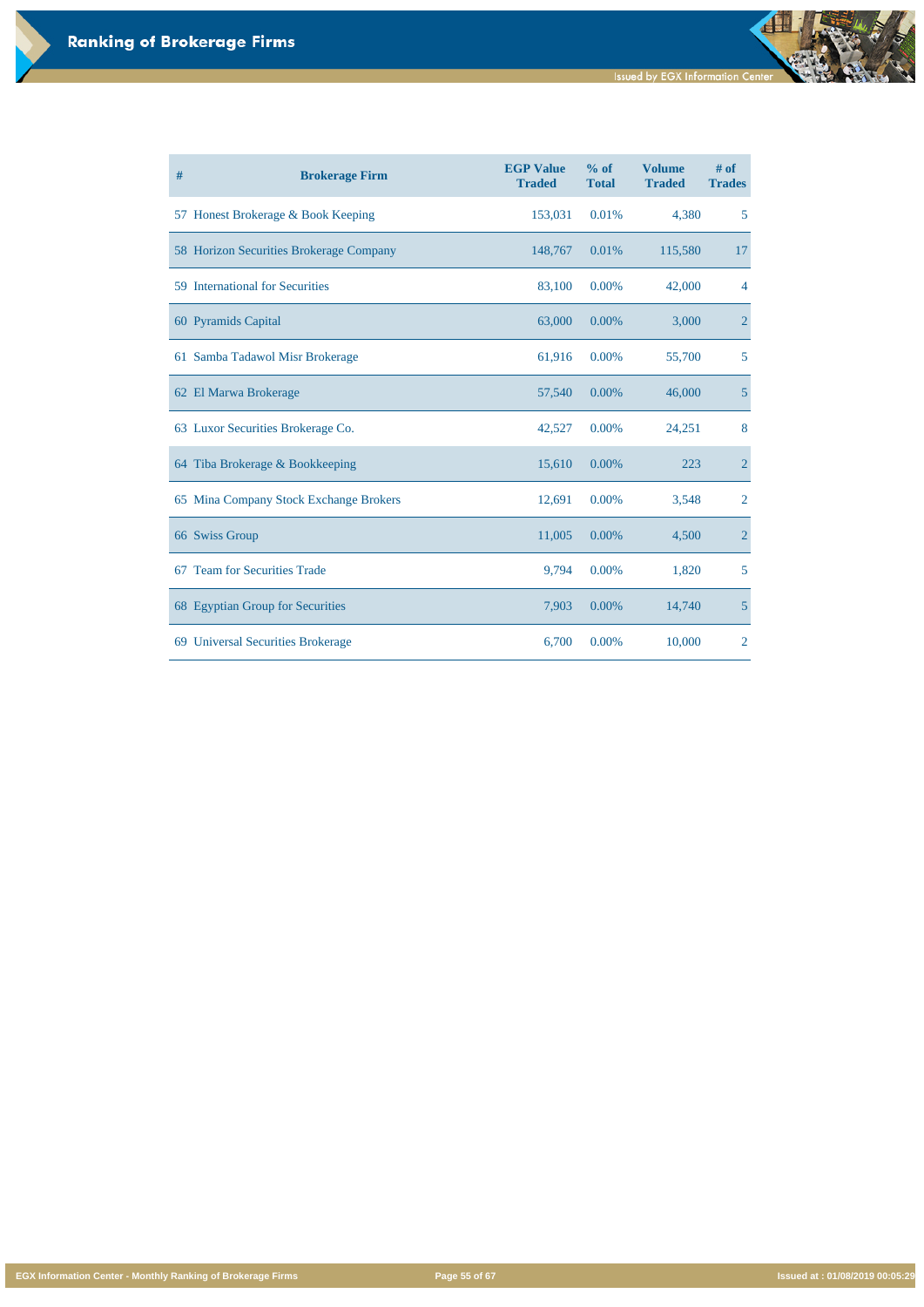# Ranking of Brokerage Firms

| # | Brokerage Firm | EGP Value Traded | % of Total | Volume Traded | # of Trades |
|---|---|---|---|---|---|
| 57 | Honest Brokerage & Book Keeping | 153,031 | 0.01% | 4,380 | 5 |
| 58 | Horizon Securities Brokerage Company | 148,767 | 0.01% | 115,580 | 17 |
| 59 | International for Securities | 83,100 | 0.00% | 42,000 | 4 |
| 60 | Pyramids Capital | 63,000 | 0.00% | 3,000 | 2 |
| 61 | Samba Tadawol Misr Brokerage | 61,916 | 0.00% | 55,700 | 5 |
| 62 | El Marwa Brokerage | 57,540 | 0.00% | 46,000 | 5 |
| 63 | Luxor Securities Brokerage Co. | 42,527 | 0.00% | 24,251 | 8 |
| 64 | Tiba Brokerage & Bookkeeping | 15,610 | 0.00% | 223 | 2 |
| 65 | Mina Company Stock Exchange Brokers | 12,691 | 0.00% | 3,548 | 2 |
| 66 | Swiss Group | 11,005 | 0.00% | 4,500 | 2 |
| 67 | Team for Securities Trade | 9,794 | 0.00% | 1,820 | 5 |
| 68 | Egyptian Group for Securities | 7,903 | 0.00% | 14,740 | 5 |
| 69 | Universal Securities Brokerage | 6,700 | 0.00% | 10,000 | 2 |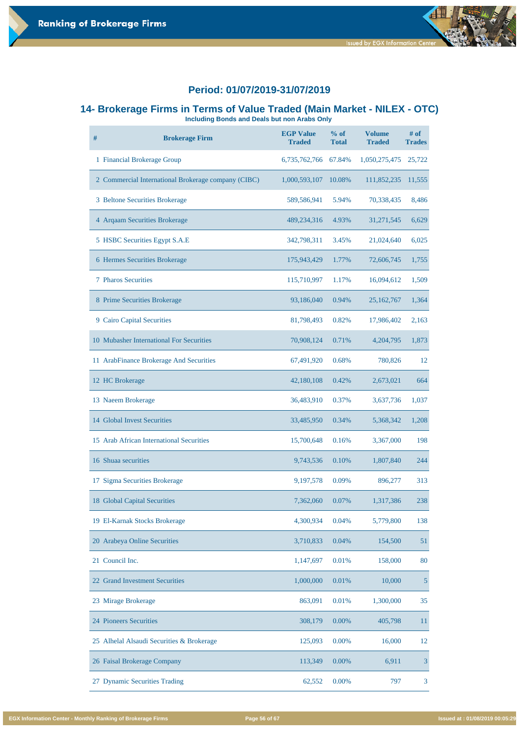## Period: 01/07/2019-31/07/2019

## 14- Brokerage Firms in Terms of Value Traded (Main Market - NILEX - OTC)

**Including Bonds and Deals but non Arabs Only**

| # | Brokerage Firm | EGP Value Traded | % of Total | Volume Traded | # of Trades |
|---|---|---|---|---|---|
| 1 | Financial Brokerage Group | 6,735,762,766 | 67.84% | 1,050,275,475 | 25,722 |
| 2 | Commercial International Brokerage company (CIBC) | 1,000,593,107 | 10.08% | 111,852,235 | 11,555 |
| 3 | Beltone Securities Brokerage | 589,586,941 | 5.94% | 70,338,435 | 8,486 |
| 4 | Arqaam Securities Brokerage | 489,234,316 | 4.93% | 31,271,545 | 6,629 |
| 5 | HSBC Securities Egypt S.A.E | 342,798,311 | 3.45% | 21,024,640 | 6,025 |
| 6 | Hermes Securities Brokerage | 175,943,429 | 1.77% | 72,606,745 | 1,755 |
| 7 | Pharos Securities | 115,710,997 | 1.17% | 16,094,612 | 1,509 |
| 8 | Prime Securities Brokerage | 93,186,040 | 0.94% | 25,162,767 | 1,364 |
| 9 | Cairo Capital Securities | 81,798,493 | 0.82% | 17,986,402 | 2,163 |
| 10 | Mubasher International For Securities | 70,908,124 | 0.71% | 4,204,795 | 1,873 |
| 11 | ArabFinance Brokerage And Securities | 67,491,920 | 0.68% | 780,826 | 12 |
| 12 | HC Brokerage | 42,180,108 | 0.42% | 2,673,021 | 664 |
| 13 | Naeem Brokerage | 36,483,910 | 0.37% | 3,637,736 | 1,037 |
| 14 | Global Invest Securities | 33,485,950 | 0.34% | 5,368,342 | 1,208 |
| 15 | Arab African International Securities | 15,700,648 | 0.16% | 3,367,000 | 198 |
| 16 | Shuaa securities | 9,743,536 | 0.10% | 1,807,840 | 244 |
| 17 | Sigma Securities Brokerage | 9,197,578 | 0.09% | 896,277 | 313 |
| 18 | Global Capital Securities | 7,362,060 | 0.07% | 1,317,386 | 238 |
| 19 | El-Karnak Stocks Brokerage | 4,300,934 | 0.04% | 5,779,800 | 138 |
| 20 | Arabeya Online Securities | 3,710,833 | 0.04% | 154,500 | 51 |
| 21 | Council Inc. | 1,147,697 | 0.01% | 158,000 | 80 |
| 22 | Grand Investment Securities | 1,000,000 | 0.01% | 10,000 | 5 |
| 23 | Mirage Brokerage | 863,091 | 0.01% | 1,300,000 | 35 |
| 24 | Pioneers Securities | 308,179 | 0.00% | 405,798 | 11 |
| 25 | Alhelal Alsaudi Securities & Brokerage | 125,093 | 0.00% | 16,000 | 12 |
| 26 | Faisal Brokerage Company | 113,349 | 0.00% | 6,911 | 3 |
| 27 | Dynamic Securities Trading | 62,552 | 0.00% | 797 | 3 |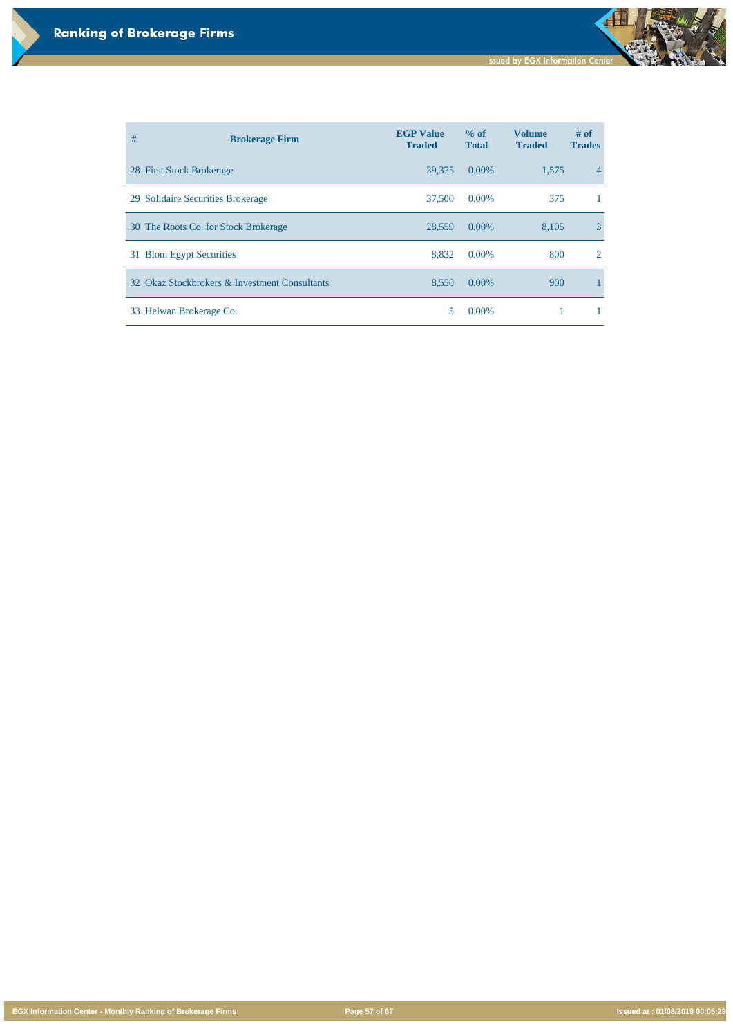# Ranking of Brokerage Firms

| # | Brokerage Firm | EGP Value Traded | % of Total | Volume Traded | # of Trades |
|---|---|---|---|---|---|
| 28 | First Stock Brokerage | 39,375 | 0.00% | 1,575 | 4 |
| 29 | Solidaire Securities Brokerage | 37,500 | 0.00% | 375 | 1 |
| 30 | The Roots Co. for Stock Brokerage | 28,559 | 0.00% | 8,105 | 3 |
| 31 | Blom Egypt Securities | 8,832 | 0.00% | 800 | 2 |
| 32 | Okaz Stockbrokers & Investment Consultants | 8,550 | 0.00% | 900 | 1 |
| 33 | Helwan Brokerage Co. | 5 | 0.00% | 1 | 1 |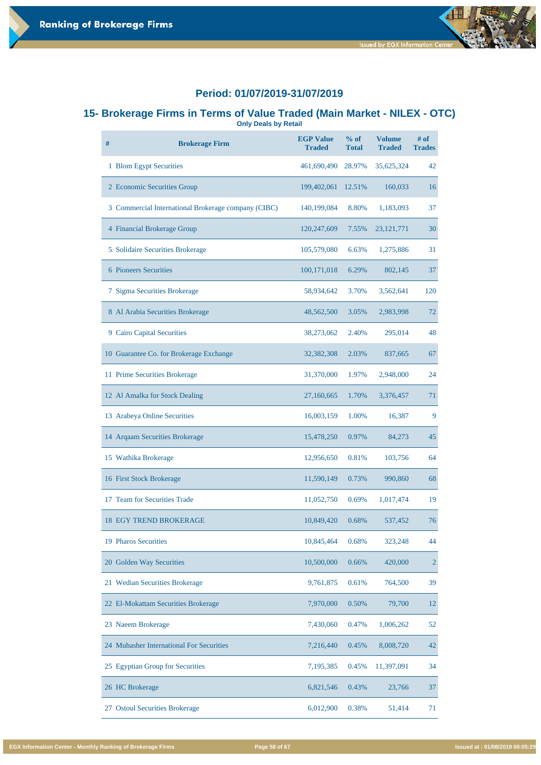## Period: 01/07/2019-31/07/2019

## 15- Brokerage Firms in Terms of Value Traded (Main Market - NILEX - OTC)

**Only Deals by Retail**

| # | Brokerage Firm | EGP Value Traded | % of Total | Volume Traded | # of Trades |
|---|---|---|---|---|---|
| 1 | Blom Egypt Securities | 461,690,490 | 28.97% | 35,625,324 | 42 |
| 2 | Economic Securities Group | 199,402,061 | 12.51% | 160,033 | 16 |
| 3 | Commercial International Brokerage company (CIBC) | 140,199,084 | 8.80% | 1,183,093 | 37 |
| 4 | Financial Brokerage Group | 120,247,609 | 7.55% | 23,121,771 | 30 |
| 5 | Solidaire Securities Brokerage | 105,579,080 | 6.63% | 1,275,886 | 31 |
| 6 | Pioneers Securities | 100,171,018 | 6.29% | 802,145 | 37 |
| 7 | Sigma Securities Brokerage | 58,934,642 | 3.70% | 3,562,641 | 120 |
| 8 | Al Arabia Securities Brokerage | 48,562,500 | 3.05% | 2,983,998 | 72 |
| 9 | Cairo Capital Securities | 38,273,062 | 2.40% | 295,014 | 48 |
| 10 | Guarantee Co. for Brokerage Exchange | 32,382,308 | 2.03% | 837,665 | 67 |
| 11 | Prime Securities Brokerage | 31,370,000 | 1.97% | 2,948,000 | 24 |
| 12 | Al Amalka for Stock Dealing | 27,160,665 | 1.70% | 3,376,457 | 71 |
| 13 | Arabeya Online Securities | 16,003,159 | 1.00% | 16,387 | 9 |
| 14 | Arqaam Securities Brokerage | 15,478,250 | 0.97% | 84,273 | 45 |
| 15 | Wathika Brokerage | 12,956,650 | 0.81% | 103,756 | 64 |
| 16 | First Stock Brokerage | 11,590,149 | 0.73% | 990,860 | 68 |
| 17 | Team for Securities Trade | 11,052,750 | 0.69% | 1,017,474 | 19 |
| 18 | EGY TREND BROKERAGE | 10,849,420 | 0.68% | 537,452 | 76 |
| 19 | Pharos Securities | 10,845,464 | 0.68% | 323,248 | 44 |
| 20 | Golden Way Securities | 10,500,000 | 0.66% | 420,000 | 2 |
| 21 | Wedian Securities Brokerage | 9,761,875 | 0.61% | 764,500 | 39 |
| 22 | El-Mokattam Securities Brokerage | 7,970,000 | 0.50% | 79,700 | 12 |
| 23 | Naeem Brokerage | 7,430,060 | 0.47% | 1,006,262 | 52 |
| 24 | Mubasher International For Securities | 7,216,440 | 0.45% | 8,008,720 | 42 |
| 25 | Egyptian Group for Securities | 7,195,385 | 0.45% | 11,397,091 | 34 |
| 26 | HC Brokerage | 6,821,546 | 0.43% | 23,766 | 37 |
| 27 | Ostoul Securities Brokerage | 6,012,900 | 0.38% | 51,414 | 71 |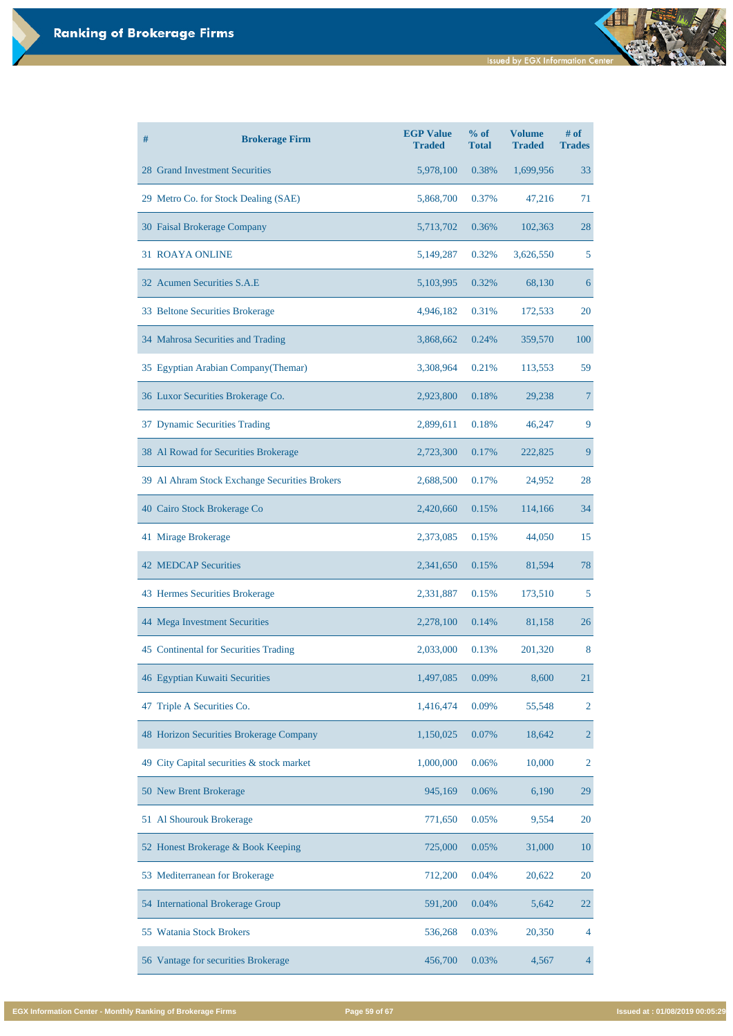# Ranking of Brokerage Firms

| # | Brokerage Firm | EGP Value Traded | % of Total | Volume Traded | # of Trades |
|---|---|---|---|---|---|
| 28 | Grand Investment Securities | 5,978,100 | 0.38% | 1,699,956 | 33 |
| 29 | Metro Co. for Stock Dealing (SAE) | 5,868,700 | 0.37% | 47,216 | 71 |
| 30 | Faisal Brokerage Company | 5,713,702 | 0.36% | 102,363 | 28 |
| 31 | ROAYA ONLINE | 5,149,287 | 0.32% | 3,626,550 | 5 |
| 32 | Acumen Securities S.A.E | 5,103,995 | 0.32% | 68,130 | 6 |
| 33 | Beltone Securities Brokerage | 4,946,182 | 0.31% | 172,533 | 20 |
| 34 | Mahrosa Securities and Trading | 3,868,662 | 0.24% | 359,570 | 100 |
| 35 | Egyptian Arabian Company(Themar) | 3,308,964 | 0.21% | 113,553 | 59 |
| 36 | Luxor Securities Brokerage Co. | 2,923,800 | 0.18% | 29,238 | 7 |
| 37 | Dynamic Securities Trading | 2,899,611 | 0.18% | 46,247 | 9 |
| 38 | Al Rowad for Securities Brokerage | 2,723,300 | 0.17% | 222,825 | 9 |
| 39 | Al Ahram Stock Exchange Securities Brokers | 2,688,500 | 0.17% | 24,952 | 28 |
| 40 | Cairo Stock Brokerage Co | 2,420,660 | 0.15% | 114,166 | 34 |
| 41 | Mirage Brokerage | 2,373,085 | 0.15% | 44,050 | 15 |
| 42 | MEDCAP Securities | 2,341,650 | 0.15% | 81,594 | 78 |
| 43 | Hermes Securities Brokerage | 2,331,887 | 0.15% | 173,510 | 5 |
| 44 | Mega Investment Securities | 2,278,100 | 0.14% | 81,158 | 26 |
| 45 | Continental for Securities Trading | 2,033,000 | 0.13% | 201,320 | 8 |
| 46 | Egyptian Kuwaiti Securities | 1,497,085 | 0.09% | 8,600 | 21 |
| 47 | Triple A Securities Co. | 1,416,474 | 0.09% | 55,548 | 2 |
| 48 | Horizon Securities Brokerage Company | 1,150,025 | 0.07% | 18,642 | 2 |
| 49 | City Capital securities & stock market | 1,000,000 | 0.06% | 10,000 | 2 |
| 50 | New Brent Brokerage | 945,169 | 0.06% | 6,190 | 29 |
| 51 | Al Shourouk Brokerage | 771,650 | 0.05% | 9,554 | 20 |
| 52 | Honest Brokerage & Book Keeping | 725,000 | 0.05% | 31,000 | 10 |
| 53 | Mediterranean for Brokerage | 712,200 | 0.04% | 20,622 | 20 |
| 54 | International Brokerage Group | 591,200 | 0.04% | 5,642 | 22 |
| 55 | Watania Stock Brokers | 536,268 | 0.03% | 20,350 | 4 |
| 56 | Vantage for securities Brokerage | 456,700 | 0.03% | 4,567 | 4 |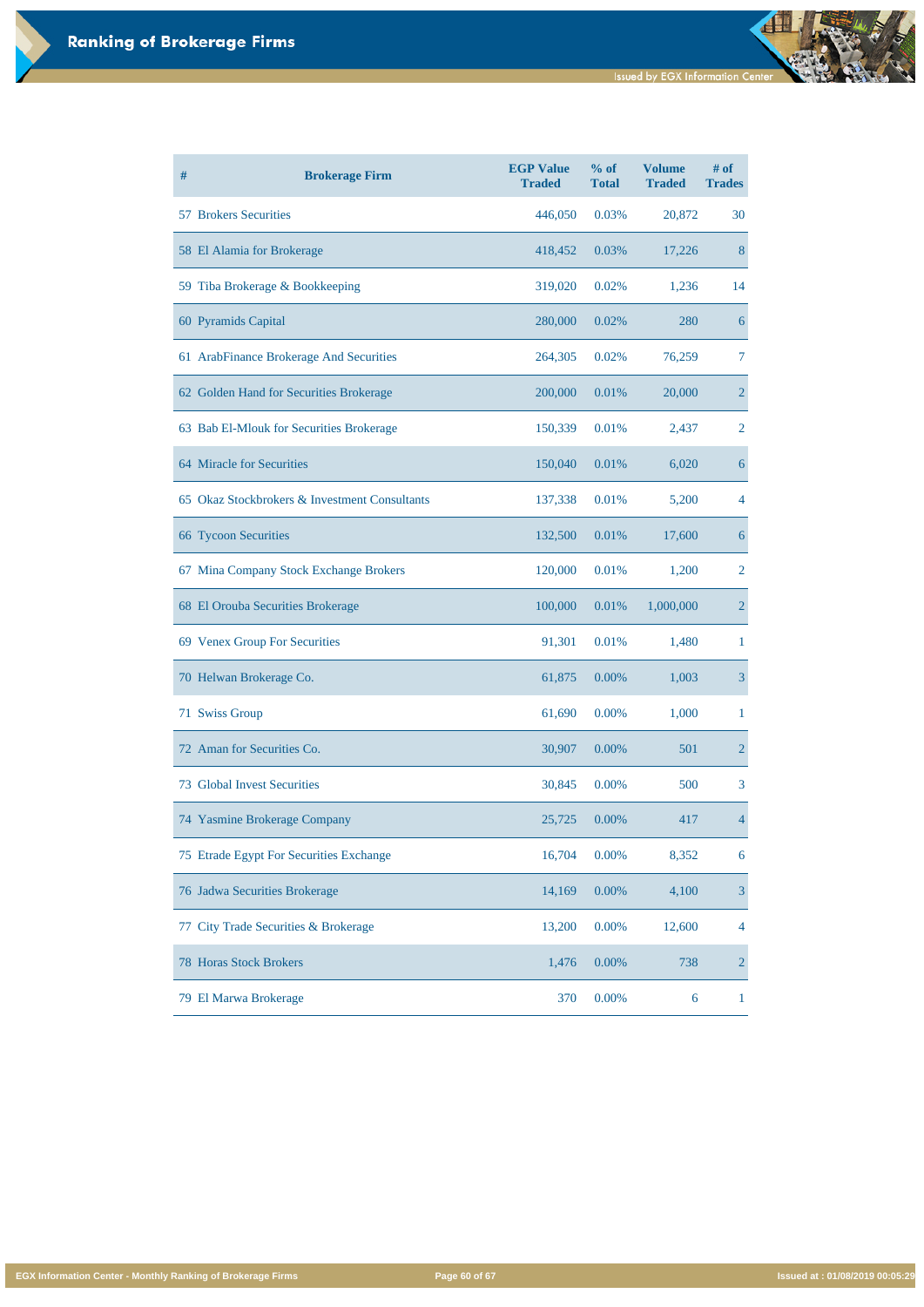# Ranking of Brokerage Firms

| # | Brokerage Firm | EGP Value Traded | % of Total | Volume Traded | # of Trades |
|---|---|---|---|---|---|
| 57 | Brokers Securities | 446,050 | 0.03% | 20,872 | 30 |
| 58 | El Alamia for Brokerage | 418,452 | 0.03% | 17,226 | 8 |
| 59 | Tiba Brokerage & Bookkeeping | 319,020 | 0.02% | 1,236 | 14 |
| 60 | Pyramids Capital | 280,000 | 0.02% | 280 | 6 |
| 61 | ArabFinance Brokerage And Securities | 264,305 | 0.02% | 76,259 | 7 |
| 62 | Golden Hand for Securities Brokerage | 200,000 | 0.01% | 20,000 | 2 |
| 63 | Bab El-Mlouk for Securities Brokerage | 150,339 | 0.01% | 2,437 | 2 |
| 64 | Miracle for Securities | 150,040 | 0.01% | 6,020 | 6 |
| 65 | Okaz Stockbrokers & Investment Consultants | 137,338 | 0.01% | 5,200 | 4 |
| 66 | Tycoon Securities | 132,500 | 0.01% | 17,600 | 6 |
| 67 | Mina Company Stock Exchange Brokers | 120,000 | 0.01% | 1,200 | 2 |
| 68 | El Orouba Securities Brokerage | 100,000 | 0.01% | 1,000,000 | 2 |
| 69 | Venex Group For Securities | 91,301 | 0.01% | 1,480 | 1 |
| 70 | Helwan Brokerage Co. | 61,875 | 0.00% | 1,003 | 3 |
| 71 | Swiss Group | 61,690 | 0.00% | 1,000 | 1 |
| 72 | Aman for Securities Co. | 30,907 | 0.00% | 501 | 2 |
| 73 | Global Invest Securities | 30,845 | 0.00% | 500 | 3 |
| 74 | Yasmine Brokerage Company | 25,725 | 0.00% | 417 | 4 |
| 75 | Etrade Egypt For Securities Exchange | 16,704 | 0.00% | 8,352 | 6 |
| 76 | Jadwa Securities Brokerage | 14,169 | 0.00% | 4,100 | 3 |
| 77 | City Trade Securities & Brokerage | 13,200 | 0.00% | 12,600 | 4 |
| 78 | Horas Stock Brokers | 1,476 | 0.00% | 738 | 2 |
| 79 | El Marwa Brokerage | 370 | 0.00% | 6 | 1 |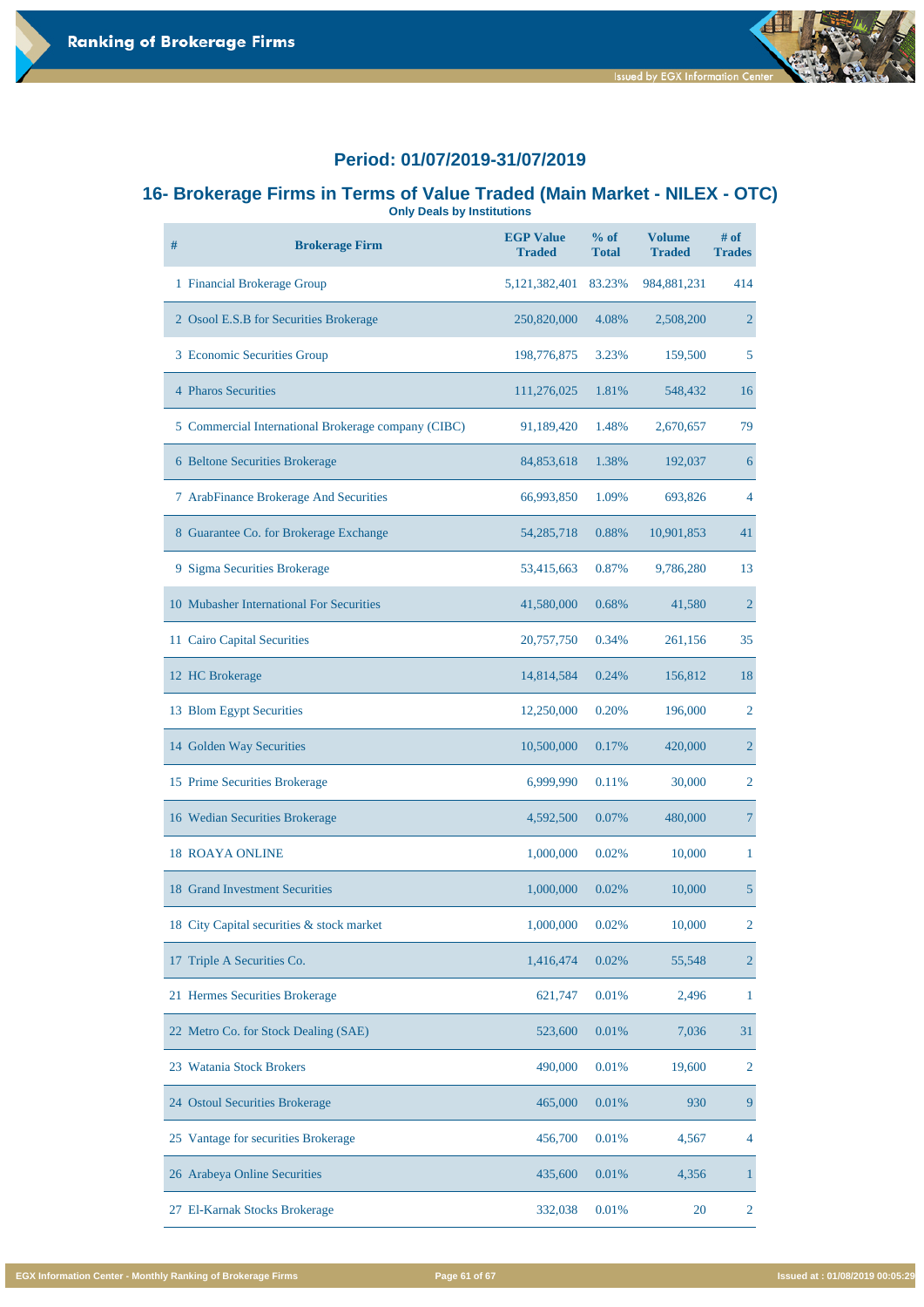## Period: 01/07/2019-31/07/2019

## 16- Brokerage Firms in Terms of Value Traded (Main Market - NILEX - OTC)

**Only Deals by Institutions**

| # | Brokerage Firm | EGP Value Traded | % of Total | Volume Traded | # of Trades |
|---|---|---|---|---|---|
| 1 | Financial Brokerage Group | 5,121,382,401 | 83.23% | 984,881,231 | 414 |
| 2 | Osool E.S.B for Securities Brokerage | 250,820,000 | 4.08% | 2,508,200 | 2 |
| 3 | Economic Securities Group | 198,776,875 | 3.23% | 159,500 | 5 |
| 4 | Pharos Securities | 111,276,025 | 1.81% | 548,432 | 16 |
| 5 | Commercial International Brokerage company (CIBC) | 91,189,420 | 1.48% | 2,670,657 | 79 |
| 6 | Beltone Securities Brokerage | 84,853,618 | 1.38% | 192,037 | 6 |
| 7 | ArabFinance Brokerage And Securities | 66,993,850 | 1.09% | 693,826 | 4 |
| 8 | Guarantee Co. for Brokerage Exchange | 54,285,718 | 0.88% | 10,901,853 | 41 |
| 9 | Sigma Securities Brokerage | 53,415,663 | 0.87% | 9,786,280 | 13 |
| 10 | Mubasher International For Securities | 41,580,000 | 0.68% | 41,580 | 2 |
| 11 | Cairo Capital Securities | 20,757,750 | 0.34% | 261,156 | 35 |
| 12 | HC Brokerage | 14,814,584 | 0.24% | 156,812 | 18 |
| 13 | Blom Egypt Securities | 12,250,000 | 0.20% | 196,000 | 2 |
| 14 | Golden Way Securities | 10,500,000 | 0.17% | 420,000 | 2 |
| 15 | Prime Securities Brokerage | 6,999,990 | 0.11% | 30,000 | 2 |
| 16 | Wedian Securities Brokerage | 4,592,500 | 0.07% | 480,000 | 7 |
| 18 | ROAYA ONLINE | 1,000,000 | 0.02% | 10,000 | 1 |
| 18 | Grand Investment Securities | 1,000,000 | 0.02% | 10,000 | 5 |
| 18 | City Capital securities & stock market | 1,000,000 | 0.02% | 10,000 | 2 |
| 17 | Triple A Securities Co. | 1,416,474 | 0.02% | 55,548 | 2 |
| 21 | Hermes Securities Brokerage | 621,747 | 0.01% | 2,496 | 1 |
| 22 | Metro Co. for Stock Dealing (SAE) | 523,600 | 0.01% | 7,036 | 31 |
| 23 | Watania Stock Brokers | 490,000 | 0.01% | 19,600 | 2 |
| 24 | Ostoul Securities Brokerage | 465,000 | 0.01% | 930 | 9 |
| 25 | Vantage for securities Brokerage | 456,700 | 0.01% | 4,567 | 4 |
| 26 | Arabeya Online Securities | 435,600 | 0.01% | 4,356 | 1 |
| 27 | El-Karnak Stocks Brokerage | 332,038 | 0.01% | 20 | 2 |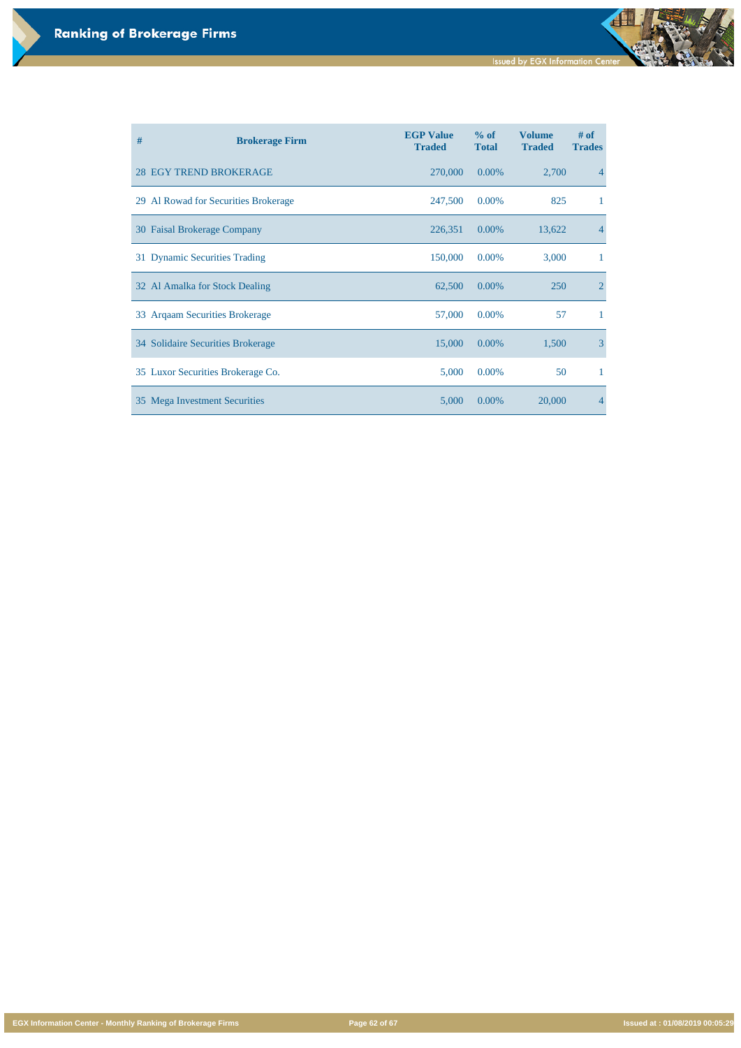# Ranking of Brokerage Firms

| # | Brokerage Firm | EGP Value Traded | % of Total | Volume Traded | # of Trades |
|---|---|---|---|---|---|
| 28 | EGY TREND BROKERAGE | 270,000 | 0.00% | 2,700 | 4 |
| 29 | Al Rowad for Securities Brokerage | 247,500 | 0.00% | 825 | 1 |
| 30 | Faisal Brokerage Company | 226,351 | 0.00% | 13,622 | 4 |
| 31 | Dynamic Securities Trading | 150,000 | 0.00% | 3,000 | 1 |
| 32 | Al Amalka for Stock Dealing | 62,500 | 0.00% | 250 | 2 |
| 33 | Arqaam Securities Brokerage | 57,000 | 0.00% | 57 | 1 |
| 34 | Solidaire Securities Brokerage | 15,000 | 0.00% | 1,500 | 3 |
| 35 | Luxor Securities Brokerage Co. | 5,000 | 0.00% | 50 | 1 |
| 35 | Mega Investment Securities | 5,000 | 0.00% | 20,000 | 4 |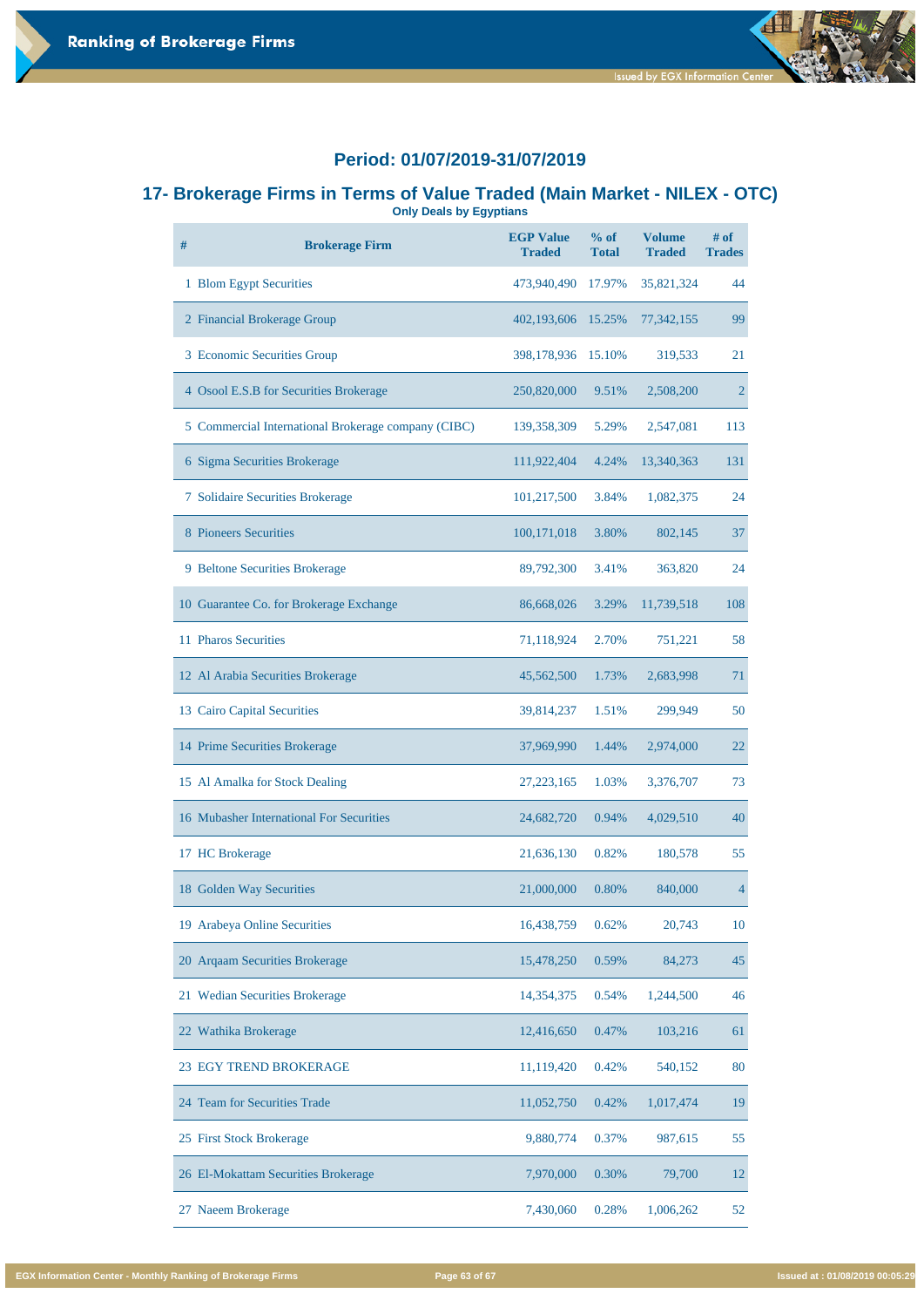## Period: 01/07/2019-31/07/2019

## 17- Brokerage Firms in Terms of Value Traded (Main Market - NILEX - OTC)

**Only Deals by Egyptians**

| # | Brokerage Firm | EGP Value Traded | % of Total | Volume Traded | # of Trades |
|---|---|---|---|---|---|
| 1 | Blom Egypt Securities | 473,940,490 | 17.97% | 35,821,324 | 44 |
| 2 | Financial Brokerage Group | 402,193,606 | 15.25% | 77,342,155 | 99 |
| 3 | Economic Securities Group | 398,178,936 | 15.10% | 319,533 | 21 |
| 4 | Osool E.S.B for Securities Brokerage | 250,820,000 | 9.51% | 2,508,200 | 2 |
| 5 | Commercial International Brokerage company (CIBC) | 139,358,309 | 5.29% | 2,547,081 | 113 |
| 6 | Sigma Securities Brokerage | 111,922,404 | 4.24% | 13,340,363 | 131 |
| 7 | Solidaire Securities Brokerage | 101,217,500 | 3.84% | 1,082,375 | 24 |
| 8 | Pioneers Securities | 100,171,018 | 3.80% | 802,145 | 37 |
| 9 | Beltone Securities Brokerage | 89,792,300 | 3.41% | 363,820 | 24 |
| 10 | Guarantee Co. for Brokerage Exchange | 86,668,026 | 3.29% | 11,739,518 | 108 |
| 11 | Pharos Securities | 71,118,924 | 2.70% | 751,221 | 58 |
| 12 | Al Arabia Securities Brokerage | 45,562,500 | 1.73% | 2,683,998 | 71 |
| 13 | Cairo Capital Securities | 39,814,237 | 1.51% | 299,949 | 50 |
| 14 | Prime Securities Brokerage | 37,969,990 | 1.44% | 2,974,000 | 22 |
| 15 | Al Amalka for Stock Dealing | 27,223,165 | 1.03% | 3,376,707 | 73 |
| 16 | Mubasher International For Securities | 24,682,720 | 0.94% | 4,029,510 | 40 |
| 17 | HC Brokerage | 21,636,130 | 0.82% | 180,578 | 55 |
| 18 | Golden Way Securities | 21,000,000 | 0.80% | 840,000 | 4 |
| 19 | Arabeya Online Securities | 16,438,759 | 0.62% | 20,743 | 10 |
| 20 | Arqaam Securities Brokerage | 15,478,250 | 0.59% | 84,273 | 45 |
| 21 | Wedian Securities Brokerage | 14,354,375 | 0.54% | 1,244,500 | 46 |
| 22 | Wathika Brokerage | 12,416,650 | 0.47% | 103,216 | 61 |
| 23 | EGY TREND BROKERAGE | 11,119,420 | 0.42% | 540,152 | 80 |
| 24 | Team for Securities Trade | 11,052,750 | 0.42% | 1,017,474 | 19 |
| 25 | First Stock Brokerage | 9,880,774 | 0.37% | 987,615 | 55 |
| 26 | El-Mokattam Securities Brokerage | 7,970,000 | 0.30% | 79,700 | 12 |
| 27 | Naeem Brokerage | 7,430,060 | 0.28% | 1,006,262 | 52 |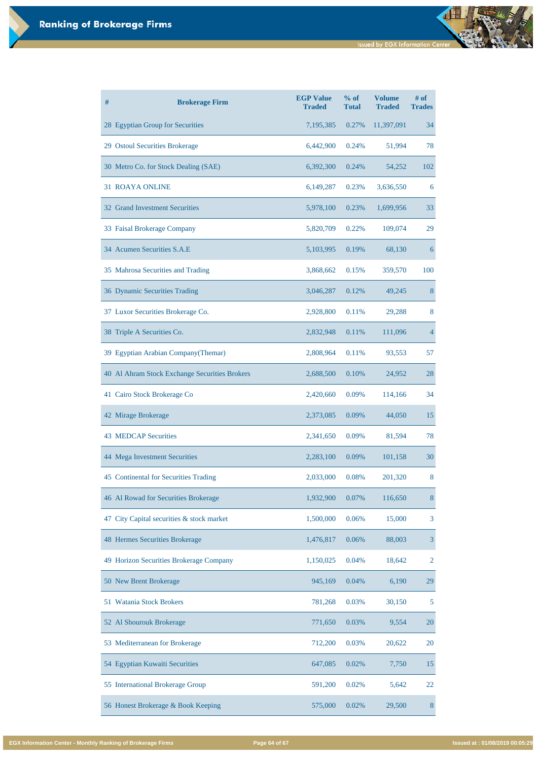# Ranking of Brokerage Firms

Issued by EGX Information Center

| # | Brokerage Firm | EGP Value Traded | % of Total | Volume Traded | # of Trades |
|---|---|---|---|---|---|
| 28 | Egyptian Group for Securities | 7,195,385 | 0.27% | 11,397,091 | 34 |
| 29 | Ostoul Securities Brokerage | 6,442,900 | 0.24% | 51,994 | 78 |
| 30 | Metro Co. for Stock Dealing (SAE) | 6,392,300 | 0.24% | 54,252 | 102 |
| 31 | ROAYA ONLINE | 6,149,287 | 0.23% | 3,636,550 | 6 |
| 32 | Grand Investment Securities | 5,978,100 | 0.23% | 1,699,956 | 33 |
| 33 | Faisal Brokerage Company | 5,820,709 | 0.22% | 109,074 | 29 |
| 34 | Acumen Securities S.A.E | 5,103,995 | 0.19% | 68,130 | 6 |
| 35 | Mahrosa Securities and Trading | 3,868,662 | 0.15% | 359,570 | 100 |
| 36 | Dynamic Securities Trading | 3,046,287 | 0.12% | 49,245 | 8 |
| 37 | Luxor Securities Brokerage Co. | 2,928,800 | 0.11% | 29,288 | 8 |
| 38 | Triple A Securities Co. | 2,832,948 | 0.11% | 111,096 | 4 |
| 39 | Egyptian Arabian Company(Themar) | 2,808,964 | 0.11% | 93,553 | 57 |
| 40 | Al Ahram Stock Exchange Securities Brokers | 2,688,500 | 0.10% | 24,952 | 28 |
| 41 | Cairo Stock Brokerage Co | 2,420,660 | 0.09% | 114,166 | 34 |
| 42 | Mirage Brokerage | 2,373,085 | 0.09% | 44,050 | 15 |
| 43 | MEDCAP Securities | 2,341,650 | 0.09% | 81,594 | 78 |
| 44 | Mega Investment Securities | 2,283,100 | 0.09% | 101,158 | 30 |
| 45 | Continental for Securities Trading | 2,033,000 | 0.08% | 201,320 | 8 |
| 46 | Al Rowad for Securities Brokerage | 1,932,900 | 0.07% | 116,650 | 8 |
| 47 | City Capital securities & stock market | 1,500,000 | 0.06% | 15,000 | 3 |
| 48 | Hermes Securities Brokerage | 1,476,817 | 0.06% | 88,003 | 3 |
| 49 | Horizon Securities Brokerage Company | 1,150,025 | 0.04% | 18,642 | 2 |
| 50 | New Brent Brokerage | 945,169 | 0.04% | 6,190 | 29 |
| 51 | Watania Stock Brokers | 781,268 | 0.03% | 30,150 | 5 |
| 52 | Al Shourouk Brokerage | 771,650 | 0.03% | 9,554 | 20 |
| 53 | Mediterranean for Brokerage | 712,200 | 0.03% | 20,622 | 20 |
| 54 | Egyptian Kuwaiti Securities | 647,085 | 0.02% | 7,750 | 15 |
| 55 | International Brokerage Group | 591,200 | 0.02% | 5,642 | 22 |
| 56 | Honest Brokerage & Book Keeping | 575,000 | 0.02% | 29,500 | 8 |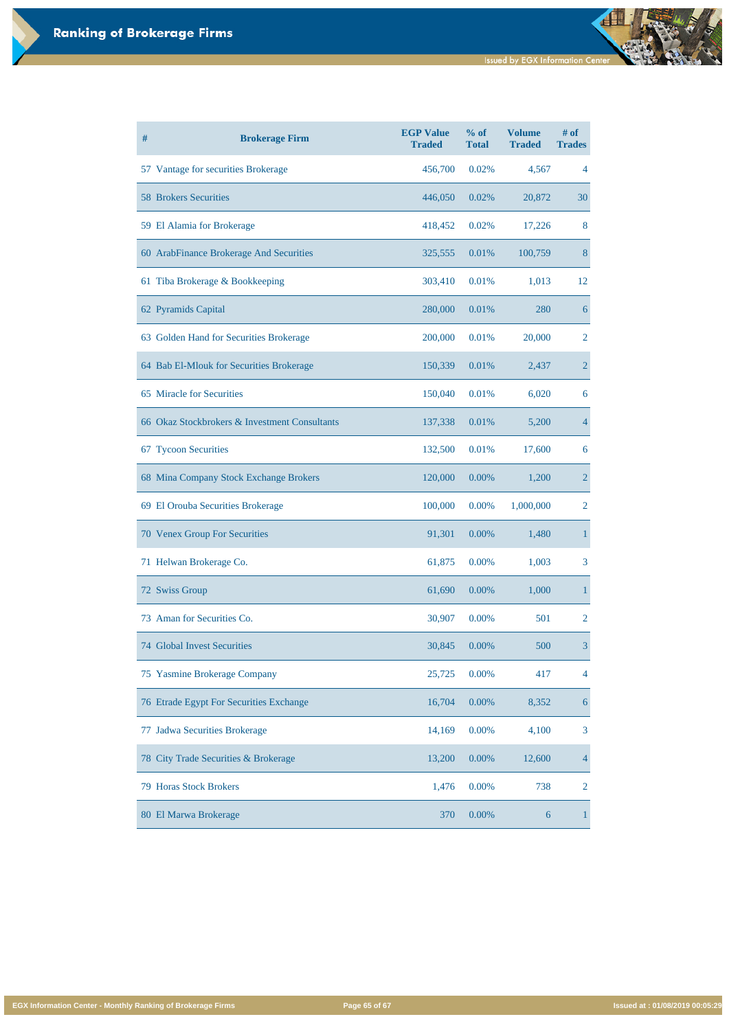# Ranking of Brokerage Firms

| # | Brokerage Firm | EGP Value Traded | % of Total | Volume Traded | # of Trades |
|---|---|---|---|---|---|
| 57 | Vantage for securities Brokerage | 456,700 | 0.02% | 4,567 | 4 |
| 58 | Brokers Securities | 446,050 | 0.02% | 20,872 | 30 |
| 59 | El Alamia for Brokerage | 418,452 | 0.02% | 17,226 | 8 |
| 60 | ArabFinance Brokerage And Securities | 325,555 | 0.01% | 100,759 | 8 |
| 61 | Tiba Brokerage & Bookkeeping | 303,410 | 0.01% | 1,013 | 12 |
| 62 | Pyramids Capital | 280,000 | 0.01% | 280 | 6 |
| 63 | Golden Hand for Securities Brokerage | 200,000 | 0.01% | 20,000 | 2 |
| 64 | Bab El-Mlouk for Securities Brokerage | 150,339 | 0.01% | 2,437 | 2 |
| 65 | Miracle for Securities | 150,040 | 0.01% | 6,020 | 6 |
| 66 | Okaz Stockbrokers & Investment Consultants | 137,338 | 0.01% | 5,200 | 4 |
| 67 | Tycoon Securities | 132,500 | 0.01% | 17,600 | 6 |
| 68 | Mina Company Stock Exchange Brokers | 120,000 | 0.00% | 1,200 | 2 |
| 69 | El Orouba Securities Brokerage | 100,000 | 0.00% | 1,000,000 | 2 |
| 70 | Venex Group For Securities | 91,301 | 0.00% | 1,480 | 1 |
| 71 | Helwan Brokerage Co. | 61,875 | 0.00% | 1,003 | 3 |
| 72 | Swiss Group | 61,690 | 0.00% | 1,000 | 1 |
| 73 | Aman for Securities Co. | 30,907 | 0.00% | 501 | 2 |
| 74 | Global Invest Securities | 30,845 | 0.00% | 500 | 3 |
| 75 | Yasmine Brokerage Company | 25,725 | 0.00% | 417 | 4 |
| 76 | Etrade Egypt For Securities Exchange | 16,704 | 0.00% | 8,352 | 6 |
| 77 | Jadwa Securities Brokerage | 14,169 | 0.00% | 4,100 | 3 |
| 78 | City Trade Securities & Brokerage | 13,200 | 0.00% | 12,600 | 4 |
| 79 | Horas Stock Brokers | 1,476 | 0.00% | 738 | 2 |
| 80 | El Marwa Brokerage | 370 | 0.00% | 6 | 1 |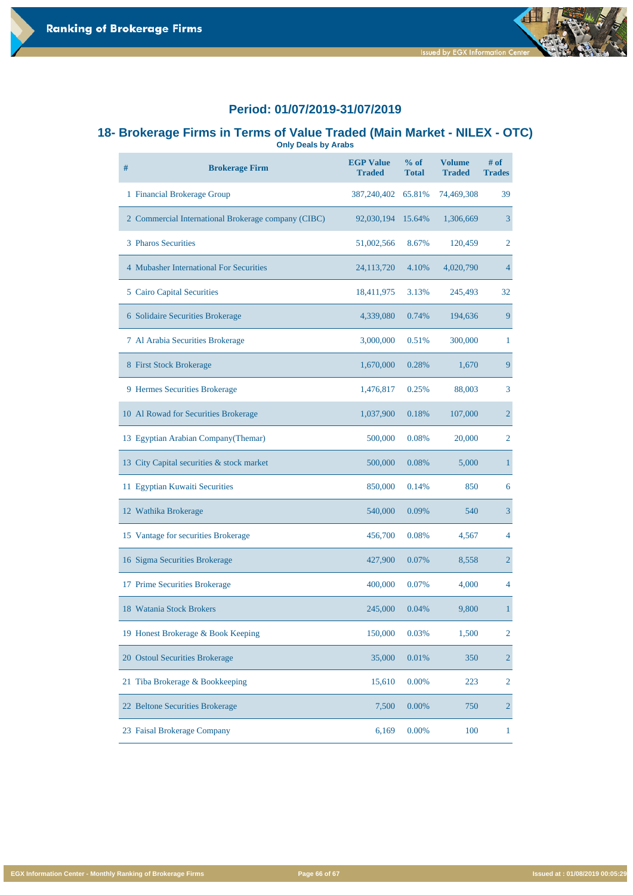## Period: 01/07/2019-31/07/2019

## 18- Brokerage Firms in Terms of Value Traded (Main Market - NILEX - OTC)

**Only Deals by Arabs**

| # | Brokerage Firm | EGP Value Traded | % of Total | Volume Traded | # of Trades |
|---|---|---|---|---|---|
| 1 | Financial Brokerage Group | 387,240,402 | 65.81% | 74,469,308 | 39 |
| 2 | Commercial International Brokerage company (CIBC) | 92,030,194 | 15.64% | 1,306,669 | 3 |
| 3 | Pharos Securities | 51,002,566 | 8.67% | 120,459 | 2 |
| 4 | Mubasher International For Securities | 24,113,720 | 4.10% | 4,020,790 | 4 |
| 5 | Cairo Capital Securities | 18,411,975 | 3.13% | 245,493 | 32 |
| 6 | Solidaire Securities Brokerage | 4,339,080 | 0.74% | 194,636 | 9 |
| 7 | Al Arabia Securities Brokerage | 3,000,000 | 0.51% | 300,000 | 1 |
| 8 | First Stock Brokerage | 1,670,000 | 0.28% | 1,670 | 9 |
| 9 | Hermes Securities Brokerage | 1,476,817 | 0.25% | 88,003 | 3 |
| 10 | Al Rowad for Securities Brokerage | 1,037,900 | 0.18% | 107,000 | 2 |
| 13 | Egyptian Arabian Company(Themar) | 500,000 | 0.08% | 20,000 | 2 |
| 13 | City Capital securities & stock market | 500,000 | 0.08% | 5,000 | 1 |
| 11 | Egyptian Kuwaiti Securities | 850,000 | 0.14% | 850 | 6 |
| 12 | Wathika Brokerage | 540,000 | 0.09% | 540 | 3 |
| 15 | Vantage for securities Brokerage | 456,700 | 0.08% | 4,567 | 4 |
| 16 | Sigma Securities Brokerage | 427,900 | 0.07% | 8,558 | 2 |
| 17 | Prime Securities Brokerage | 400,000 | 0.07% | 4,000 | 4 |
| 18 | Watania Stock Brokers | 245,000 | 0.04% | 9,800 | 1 |
| 19 | Honest Brokerage & Book Keeping | 150,000 | 0.03% | 1,500 | 2 |
| 20 | Ostoul Securities Brokerage | 35,000 | 0.01% | 350 | 2 |
| 21 | Tiba Brokerage & Bookkeeping | 15,610 | 0.00% | 223 | 2 |
| 22 | Beltone Securities Brokerage | 7,500 | 0.00% | 750 | 2 |
| 23 | Faisal Brokerage Company | 6,169 | 0.00% | 100 | 1 |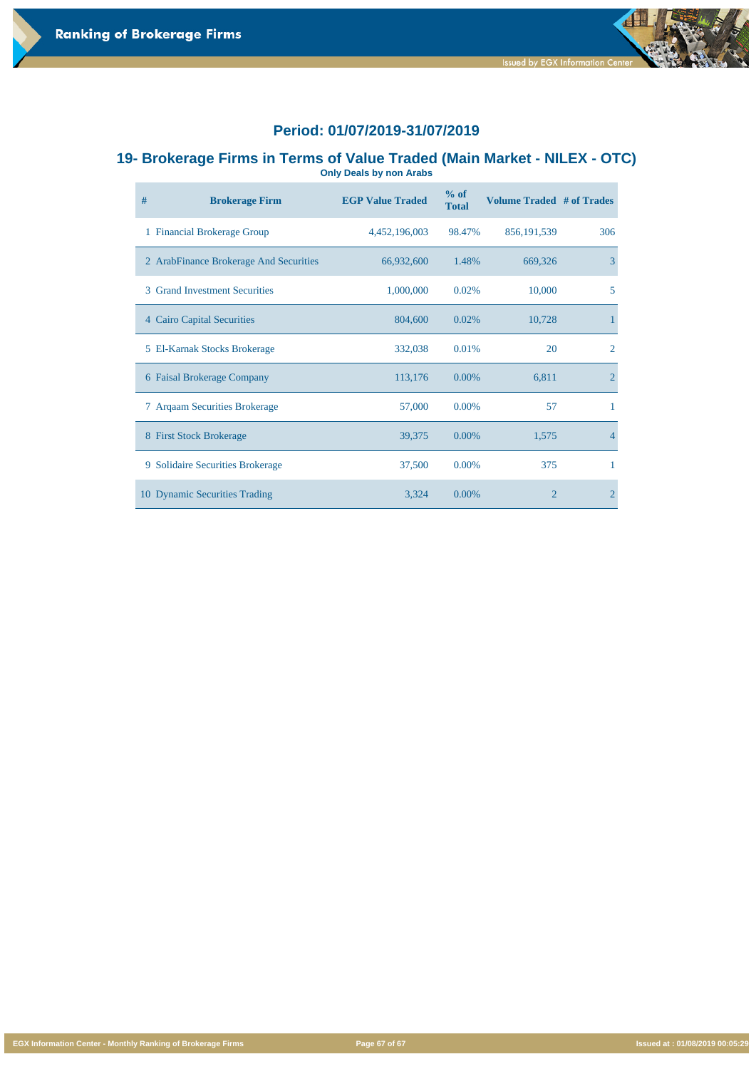## Period: 01/07/2019-31/07/2019

## 19- Brokerage Firms in Terms of Value Traded (Main Market - NILEX - OTC)

**Only Deals by non Arabs**

| # | Brokerage Firm | EGP Value Traded | % of Total | Volume Traded | # of Trades |
|---|---|---|---|---|---|
| 1 | Financial Brokerage Group | 4,452,196,003 | 98.47% | 856,191,539 | 306 |
| 2 | ArabFinance Brokerage And Securities | 66,932,600 | 1.48% | 669,326 | 3 |
| 3 | Grand Investment Securities | 1,000,000 | 0.02% | 10,000 | 5 |
| 4 | Cairo Capital Securities | 804,600 | 0.02% | 10,728 | 1 |
| 5 | El-Karnak Stocks Brokerage | 332,038 | 0.01% | 20 | 2 |
| 6 | Faisal Brokerage Company | 113,176 | 0.00% | 6,811 | 2 |
| 7 | Arqaam Securities Brokerage | 57,000 | 0.00% | 57 | 1 |
| 8 | First Stock Brokerage | 39,375 | 0.00% | 1,575 | 4 |
| 9 | Solidaire Securities Brokerage | 37,500 | 0.00% | 375 | 1 |
| 10 | Dynamic Securities Trading | 3,324 | 0.00% | 2 | 2 |